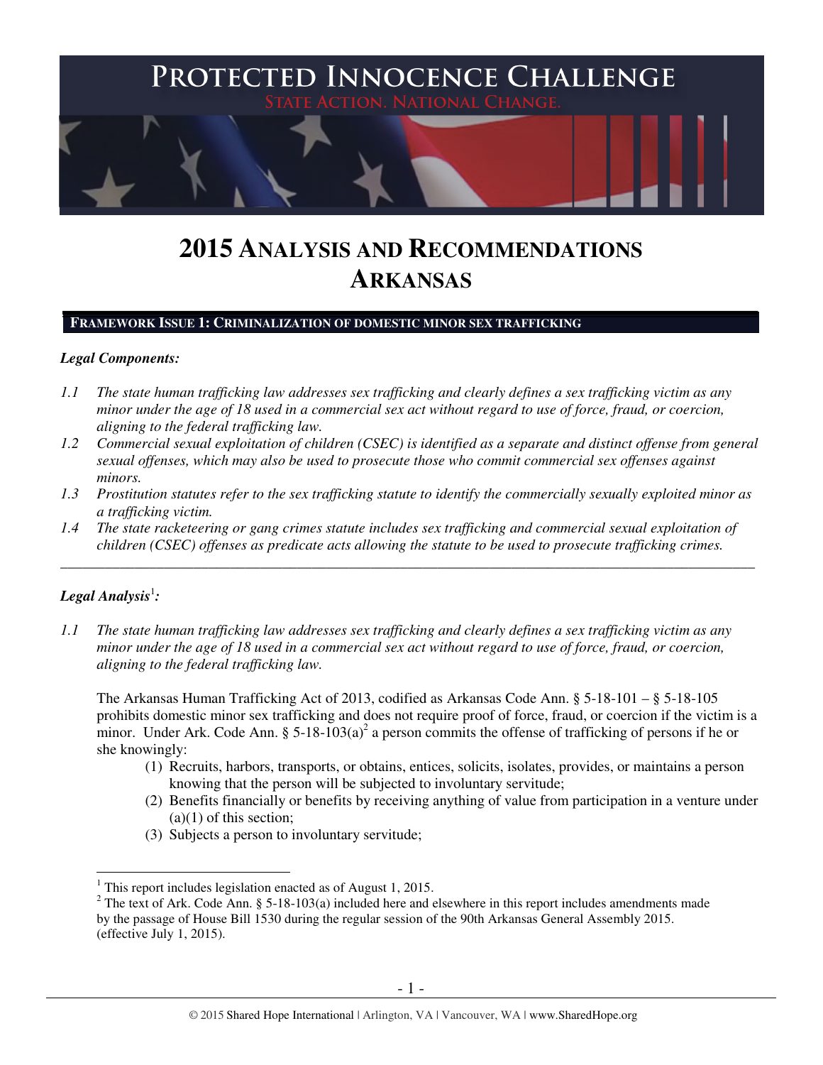# PROTECTED INNOCENCE CHALLENGE

STATE ACTION. NATIONAL CHANGE.

# 2015 ANALYSIS AND RECOMMENDATIONS ARKANSAS

## FRAMEWORK ISSUE 1: CRIMINALIZATION OF DOMESTIC MINOR SEX TRAFFICKING

***Legal Components:***

*1.1 The state human trafficking law addresses sex trafficking and clearly defines a sex trafficking victim as any minor under the age of 18 used in a commercial sex act without regard to use of force, fraud, or coercion, aligning to the federal trafficking law.*

*1.2 Commercial sexual exploitation of children (CSEC) is identified as a separate and distinct offense from general sexual offenses, which may also be used to prosecute those who commit commercial sex offenses against minors.*

*1.3 Prostitution statutes refer to the sex trafficking statute to identify the commercially sexually exploited minor as a trafficking victim.*

*1.4 The state racketeering or gang crimes statute includes sex trafficking and commercial sexual exploitation of children (CSEC) offenses as predicate acts allowing the statute to be used to prosecute trafficking crimes.*

---

***Legal Analysis***[1]***:***

*1.1 The state human trafficking law addresses sex trafficking and clearly defines a sex trafficking victim as any minor under the age of 18 used in a commercial sex act without regard to use of force, fraud, or coercion, aligning to the federal trafficking law.*

The Arkansas Human Trafficking Act of 2013, codified as Arkansas Code Ann. § 5-18-101 – § 5-18-105 prohibits domestic minor sex trafficking and does not require proof of force, fraud, or coercion if the victim is a minor. Under Ark. Code Ann. § 5-18-103(a)[2] a person commits the offense of trafficking of persons if he or she knowingly:

(1) Recruits, harbors, transports, or obtains, entices, solicits, isolates, provides, or maintains a person knowing that the person will be subjected to involuntary servitude;

(2) Benefits financially or benefits by receiving anything of value from participation in a venture under (a)(1) of this section;

(3) Subjects a person to involuntary servitude;

---

[1] This report includes legislation enacted as of August 1, 2015.

[2] The text of Ark. Code Ann. § 5-18-103(a) included here and elsewhere in this report includes amendments made by the passage of House Bill 1530 during the regular session of the 90th Arkansas General Assembly 2015. (effective July 1, 2015).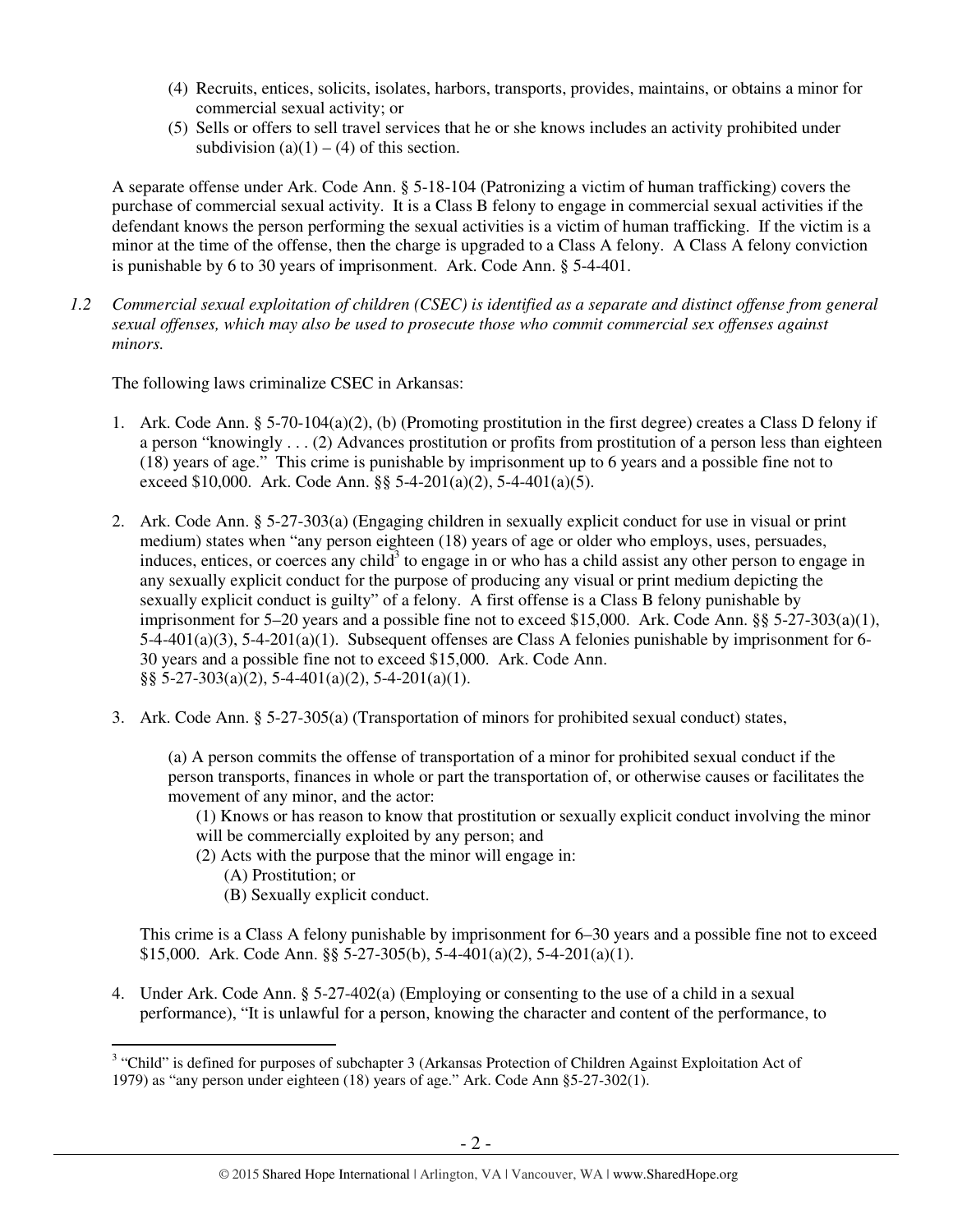(4) Recruits, entices, solicits, isolates, harbors, transports, provides, maintains, or obtains a minor for commercial sexual activity; or
(5) Sells or offers to sell travel services that he or she knows includes an activity prohibited under subdivision (a)(1) – (4) of this section.

A separate offense under Ark. Code Ann. § 5-18-104 (Patronizing a victim of human trafficking) covers the purchase of commercial sexual activity. It is a Class B felony to engage in commercial sexual activities if the defendant knows the person performing the sexual activities is a victim of human trafficking. If the victim is a minor at the time of the offense, then the charge is upgraded to a Class A felony. A Class A felony conviction is punishable by 6 to 30 years of imprisonment. Ark. Code Ann. § 5-4-401.

*1.2 Commercial sexual exploitation of children (CSEC) is identified as a separate and distinct offense from general sexual offenses, which may also be used to prosecute those who commit commercial sex offenses against minors.*

The following laws criminalize CSEC in Arkansas:

1. Ark. Code Ann. § 5-70-104(a)(2), (b) (Promoting prostitution in the first degree) creates a Class D felony if a person "knowingly . . . (2) Advances prostitution or profits from prostitution of a person less than eighteen (18) years of age." This crime is punishable by imprisonment up to 6 years and a possible fine not to exceed $10,000. Ark. Code Ann. §§ 5-4-201(a)(2), 5-4-401(a)(5).

2. Ark. Code Ann. § 5-27-303(a) (Engaging children in sexually explicit conduct for use in visual or print medium) states when "any person eighteen (18) years of age or older who employs, uses, persuades, induces, entices, or coerces any child[3] to engage in or who has a child assist any other person to engage in any sexually explicit conduct for the purpose of producing any visual or print medium depicting the sexually explicit conduct is guilty" of a felony. A first offense is a Class B felony punishable by imprisonment for 5–20 years and a possible fine not to exceed $15,000. Ark. Code Ann. §§ 5-27-303(a)(1), 5-4-401(a)(3), 5-4-201(a)(1). Subsequent offenses are Class A felonies punishable by imprisonment for 6-30 years and a possible fine not to exceed $15,000. Ark. Code Ann. §§ 5-27-303(a)(2), 5-4-401(a)(2), 5-4-201(a)(1).

3. Ark. Code Ann. § 5-27-305(a) (Transportation of minors for prohibited sexual conduct) states,

   (a) A person commits the offense of transportation of a minor for prohibited sexual conduct if the person transports, finances in whole or part the transportation of, or otherwise causes or facilitates the movement of any minor, and the actor:
   (1) Knows or has reason to know that prostitution or sexually explicit conduct involving the minor will be commercially exploited by any person; and
   (2) Acts with the purpose that the minor will engage in:
   (A) Prostitution; or
   (B) Sexually explicit conduct.

   This crime is a Class A felony punishable by imprisonment for 6–30 years and a possible fine not to exceed $15,000. Ark. Code Ann. §§ 5-27-305(b), 5-4-401(a)(2), 5-4-201(a)(1).

4. Under Ark. Code Ann. § 5-27-402(a) (Employing or consenting to the use of a child in a sexual performance), "It is unlawful for a person, knowing the character and content of the performance, to

[3] "Child" is defined for purposes of subchapter 3 (Arkansas Protection of Children Against Exploitation Act of 1979) as "any person under eighteen (18) years of age." Ark. Code Ann §5-27-302(1).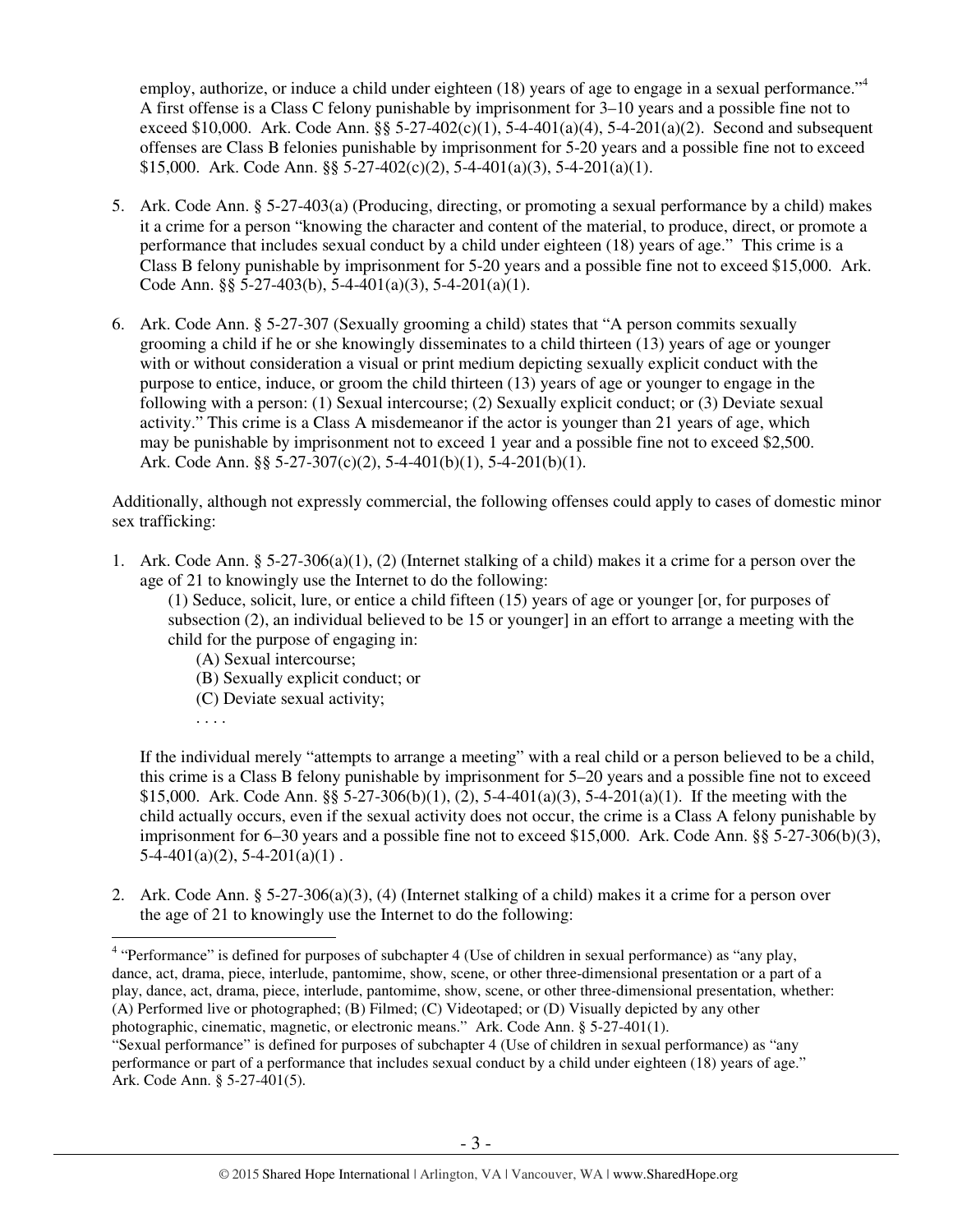employ, authorize, or induce a child under eighteen (18) years of age to engage in a sexual performance."[4] A first offense is a Class C felony punishable by imprisonment for 3–10 years and a possible fine not to exceed $10,000. Ark. Code Ann. §§ 5-27-402(c)(1), 5-4-401(a)(4), 5-4-201(a)(2). Second and subsequent offenses are Class B felonies punishable by imprisonment for 5-20 years and a possible fine not to exceed $15,000. Ark. Code Ann. §§ 5-27-402(c)(2), 5-4-401(a)(3), 5-4-201(a)(1).

5. Ark. Code Ann. § 5-27-403(a) (Producing, directing, or promoting a sexual performance by a child) makes it a crime for a person "knowing the character and content of the material, to produce, direct, or promote a performance that includes sexual conduct by a child under eighteen (18) years of age." This crime is a Class B felony punishable by imprisonment for 5-20 years and a possible fine not to exceed $15,000. Ark. Code Ann. §§ 5-27-403(b), 5-4-401(a)(3), 5-4-201(a)(1).

6. Ark. Code Ann. § 5-27-307 (Sexually grooming a child) states that "A person commits sexually grooming a child if he or she knowingly disseminates to a child thirteen (13) years of age or younger with or without consideration a visual or print medium depicting sexually explicit conduct with the purpose to entice, induce, or groom the child thirteen (13) years of age or younger to engage in the following with a person: (1) Sexual intercourse; (2) Sexually explicit conduct; or (3) Deviate sexual activity." This crime is a Class A misdemeanor if the actor is younger than 21 years of age, which may be punishable by imprisonment not to exceed 1 year and a possible fine not to exceed $2,500. Ark. Code Ann. §§ 5-27-307(c)(2), 5-4-401(b)(1), 5-4-201(b)(1).

Additionally, although not expressly commercial, the following offenses could apply to cases of domestic minor sex trafficking:

1. Ark. Code Ann. § 5-27-306(a)(1), (2) (Internet stalking of a child) makes it a crime for a person over the age of 21 to knowingly use the Internet to do the following:

   (1) Seduce, solicit, lure, or entice a child fifteen (15) years of age or younger [or, for purposes of subsection (2), an individual believed to be 15 or younger] in an effort to arrange a meeting with the child for the purpose of engaging in:

   (A) Sexual intercourse;
   (B) Sexually explicit conduct; or
   (C) Deviate sexual activity;
   . . . .

   If the individual merely "attempts to arrange a meeting" with a real child or a person believed to be a child, this crime is a Class B felony punishable by imprisonment for 5–20 years and a possible fine not to exceed $15,000. Ark. Code Ann. §§ 5-27-306(b)(1), (2), 5-4-401(a)(3), 5-4-201(a)(1). If the meeting with the child actually occurs, even if the sexual activity does not occur, the crime is a Class A felony punishable by imprisonment for 6–30 years and a possible fine not to exceed $15,000. Ark. Code Ann. §§ 5-27-306(b)(3), 5-4-401(a)(2), 5-4-201(a)(1) .

2. Ark. Code Ann. § 5-27-306(a)(3), (4) (Internet stalking of a child) makes it a crime for a person over the age of 21 to knowingly use the Internet to do the following:

---

[4] "Performance" is defined for purposes of subchapter 4 (Use of children in sexual performance) as "any play, dance, act, drama, piece, interlude, pantomime, show, scene, or other three-dimensional presentation or a part of a play, dance, act, drama, piece, interlude, pantomime, show, scene, or other three-dimensional presentation, whether: (A) Performed live or photographed; (B) Filmed; (C) Videotaped; or (D) Visually depicted by any other photographic, cinematic, magnetic, or electronic means." Ark. Code Ann. § 5-27-401(1).
"Sexual performance" is defined for purposes of subchapter 4 (Use of children in sexual performance) as "any performance or part of a performance that includes sexual conduct by a child under eighteen (18) years of age." Ark. Code Ann. § 5-27-401(5).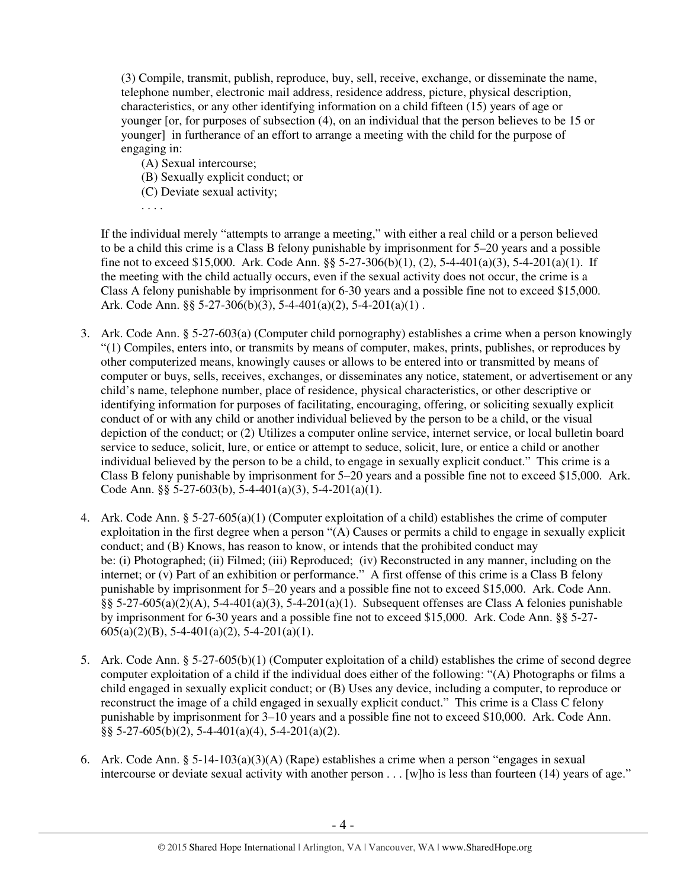(3) Compile, transmit, publish, reproduce, buy, sell, receive, exchange, or disseminate the name, telephone number, electronic mail address, residence address, picture, physical description, characteristics, or any other identifying information on a child fifteen (15) years of age or younger [or, for purposes of subsection (4), on an individual that the person believes to be 15 or younger] in furtherance of an effort to arrange a meeting with the child for the purpose of engaging in:

(A) Sexual intercourse;
(B) Sexually explicit conduct; or
(C) Deviate sexual activity;
. . . .

If the individual merely "attempts to arrange a meeting," with either a real child or a person believed to be a child this crime is a Class B felony punishable by imprisonment for 5–20 years and a possible fine not to exceed $15,000. Ark. Code Ann. §§ 5-27-306(b)(1), (2), 5-4-401(a)(3), 5-4-201(a)(1). If the meeting with the child actually occurs, even if the sexual activity does not occur, the crime is a Class A felony punishable by imprisonment for 6-30 years and a possible fine not to exceed $15,000. Ark. Code Ann. §§ 5-27-306(b)(3), 5-4-401(a)(2), 5-4-201(a)(1) .

3. Ark. Code Ann. § 5-27-603(a) (Computer child pornography) establishes a crime when a person knowingly "(1) Compiles, enters into, or transmits by means of computer, makes, prints, publishes, or reproduces by other computerized means, knowingly causes or allows to be entered into or transmitted by means of computer or buys, sells, receives, exchanges, or disseminates any notice, statement, or advertisement or any child's name, telephone number, place of residence, physical characteristics, or other descriptive or identifying information for purposes of facilitating, encouraging, offering, or soliciting sexually explicit conduct of or with any child or another individual believed by the person to be a child, or the visual depiction of the conduct; or (2) Utilizes a computer online service, internet service, or local bulletin board service to seduce, solicit, lure, or entice or attempt to seduce, solicit, lure, or entice a child or another individual believed by the person to be a child, to engage in sexually explicit conduct." This crime is a Class B felony punishable by imprisonment for 5–20 years and a possible fine not to exceed $15,000. Ark. Code Ann. §§ 5-27-603(b), 5-4-401(a)(3), 5-4-201(a)(1).

4. Ark. Code Ann. § 5-27-605(a)(1) (Computer exploitation of a child) establishes the crime of computer exploitation in the first degree when a person "(A) Causes or permits a child to engage in sexually explicit conduct; and (B) Knows, has reason to know, or intends that the prohibited conduct may be: (i) Photographed; (ii) Filmed; (iii) Reproduced; (iv) Reconstructed in any manner, including on the internet; or (v) Part of an exhibition or performance." A first offense of this crime is a Class B felony punishable by imprisonment for 5–20 years and a possible fine not to exceed $15,000. Ark. Code Ann. §§ 5-27-605(a)(2)(A), 5-4-401(a)(3), 5-4-201(a)(1). Subsequent offenses are Class A felonies punishable by imprisonment for 6-30 years and a possible fine not to exceed $15,000. Ark. Code Ann. §§ 5-27-605(a)(2)(B), 5-4-401(a)(2), 5-4-201(a)(1).

5. Ark. Code Ann. § 5-27-605(b)(1) (Computer exploitation of a child) establishes the crime of second degree computer exploitation of a child if the individual does either of the following: "(A) Photographs or films a child engaged in sexually explicit conduct; or (B) Uses any device, including a computer, to reproduce or reconstruct the image of a child engaged in sexually explicit conduct." This crime is a Class C felony punishable by imprisonment for 3–10 years and a possible fine not to exceed $10,000. Ark. Code Ann. §§ 5-27-605(b)(2), 5-4-401(a)(4), 5-4-201(a)(2).

6. Ark. Code Ann. § 5-14-103(a)(3)(A) (Rape) establishes a crime when a person "engages in sexual intercourse or deviate sexual activity with another person . . . [w]ho is less than fourteen (14) years of age."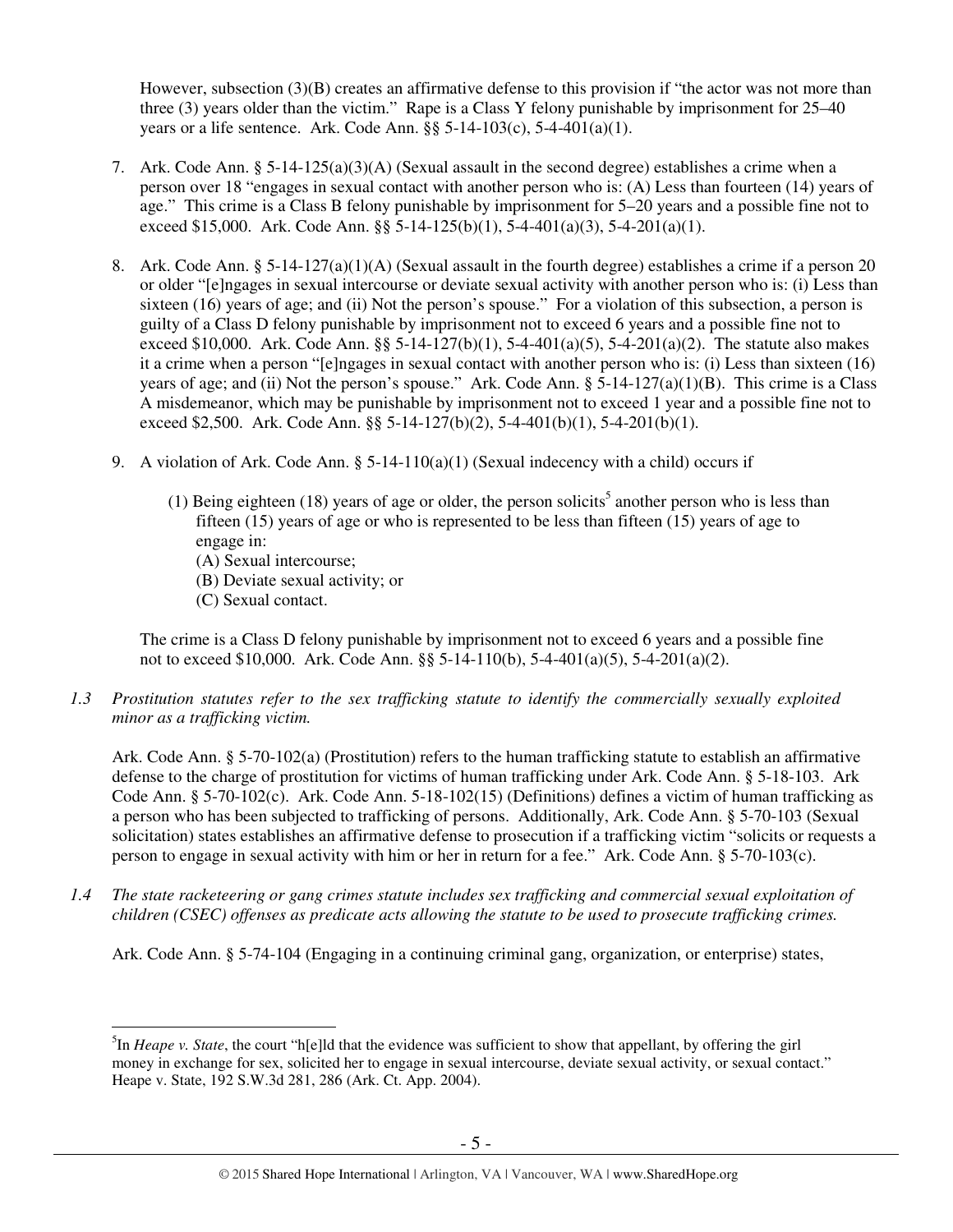However, subsection (3)(B) creates an affirmative defense to this provision if "the actor was not more than three (3) years older than the victim." Rape is a Class Y felony punishable by imprisonment for 25–40 years or a life sentence. Ark. Code Ann. §§ 5-14-103(c), 5-4-401(a)(1).

7. Ark. Code Ann. § 5-14-125(a)(3)(A) (Sexual assault in the second degree) establishes a crime when a person over 18 "engages in sexual contact with another person who is: (A) Less than fourteen (14) years of age." This crime is a Class B felony punishable by imprisonment for 5–20 years and a possible fine not to exceed $15,000. Ark. Code Ann. §§ 5-14-125(b)(1), 5-4-401(a)(3), 5-4-201(a)(1).

8. Ark. Code Ann. § 5-14-127(a)(1)(A) (Sexual assault in the fourth degree) establishes a crime if a person 20 or older "[e]ngages in sexual intercourse or deviate sexual activity with another person who is: (i) Less than sixteen (16) years of age; and (ii) Not the person's spouse." For a violation of this subsection, a person is guilty of a Class D felony punishable by imprisonment not to exceed 6 years and a possible fine not to exceed $10,000. Ark. Code Ann. §§ 5-14-127(b)(1), 5-4-401(a)(5), 5-4-201(a)(2). The statute also makes it a crime when a person "[e]ngages in sexual contact with another person who is: (i) Less than sixteen (16) years of age; and (ii) Not the person's spouse." Ark. Code Ann. § 5-14-127(a)(1)(B). This crime is a Class A misdemeanor, which may be punishable by imprisonment not to exceed 1 year and a possible fine not to exceed $2,500. Ark. Code Ann. §§ 5-14-127(b)(2), 5-4-401(b)(1), 5-4-201(b)(1).

9. A violation of Ark. Code Ann. § 5-14-110(a)(1) (Sexual indecency with a child) occurs if

   (1) Being eighteen (18) years of age or older, the person solicits[5] another person who is less than fifteen (15) years of age or who is represented to be less than fifteen (15) years of age to engage in:
   (A) Sexual intercourse;
   (B) Deviate sexual activity; or
   (C) Sexual contact.

   The crime is a Class D felony punishable by imprisonment not to exceed 6 years and a possible fine not to exceed $10,000. Ark. Code Ann. §§ 5-14-110(b), 5-4-401(a)(5), 5-4-201(a)(2).

*1.3 Prostitution statutes refer to the sex trafficking statute to identify the commercially sexually exploited minor as a trafficking victim.*

Ark. Code Ann. § 5-70-102(a) (Prostitution) refers to the human trafficking statute to establish an affirmative defense to the charge of prostitution for victims of human trafficking under Ark. Code Ann. § 5-18-103. Ark Code Ann. § 5-70-102(c). Ark. Code Ann. 5-18-102(15) (Definitions) defines a victim of human trafficking as a person who has been subjected to trafficking of persons. Additionally, Ark. Code Ann. § 5-70-103 (Sexual solicitation) states establishes an affirmative defense to prosecution if a trafficking victim "solicits or requests a person to engage in sexual activity with him or her in return for a fee." Ark. Code Ann. § 5-70-103(c).

*1.4 The state racketeering or gang crimes statute includes sex trafficking and commercial sexual exploitation of children (CSEC) offenses as predicate acts allowing the statute to be used to prosecute trafficking crimes.*

Ark. Code Ann. § 5-74-104 (Engaging in a continuing criminal gang, organization, or enterprise) states,

---

[5] In *Heape v. State*, the court "h[e]ld that the evidence was sufficient to show that appellant, by offering the girl money in exchange for sex, solicited her to engage in sexual intercourse, deviate sexual activity, or sexual contact." Heape v. State, 192 S.W.3d 281, 286 (Ark. Ct. App. 2004).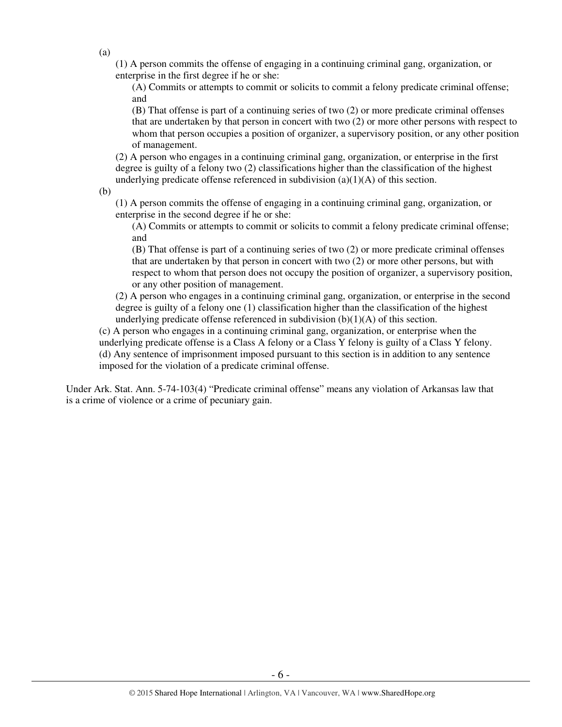(a)

(1) A person commits the offense of engaging in a continuing criminal gang, organization, or enterprise in the first degree if he or she:

(A) Commits or attempts to commit or solicits to commit a felony predicate criminal offense; and

(B) That offense is part of a continuing series of two (2) or more predicate criminal offenses that are undertaken by that person in concert with two (2) or more other persons with respect to whom that person occupies a position of organizer, a supervisory position, or any other position of management.

(2) A person who engages in a continuing criminal gang, organization, or enterprise in the first degree is guilty of a felony two (2) classifications higher than the classification of the highest underlying predicate offense referenced in subdivision (a)(1)(A) of this section.

(b)

(1) A person commits the offense of engaging in a continuing criminal gang, organization, or enterprise in the second degree if he or she:

(A) Commits or attempts to commit or solicits to commit a felony predicate criminal offense; and

(B) That offense is part of a continuing series of two (2) or more predicate criminal offenses that are undertaken by that person in concert with two (2) or more other persons, but with respect to whom that person does not occupy the position of organizer, a supervisory position, or any other position of management.

(2) A person who engages in a continuing criminal gang, organization, or enterprise in the second degree is guilty of a felony one (1) classification higher than the classification of the highest underlying predicate offense referenced in subdivision (b)(1)(A) of this section.

(c) A person who engages in a continuing criminal gang, organization, or enterprise when the underlying predicate offense is a Class A felony or a Class Y felony is guilty of a Class Y felony.

(d) Any sentence of imprisonment imposed pursuant to this section is in addition to any sentence imposed for the violation of a predicate criminal offense.

Under Ark. Stat. Ann. 5-74-103(4) "Predicate criminal offense" means any violation of Arkansas law that is a crime of violence or a crime of pecuniary gain.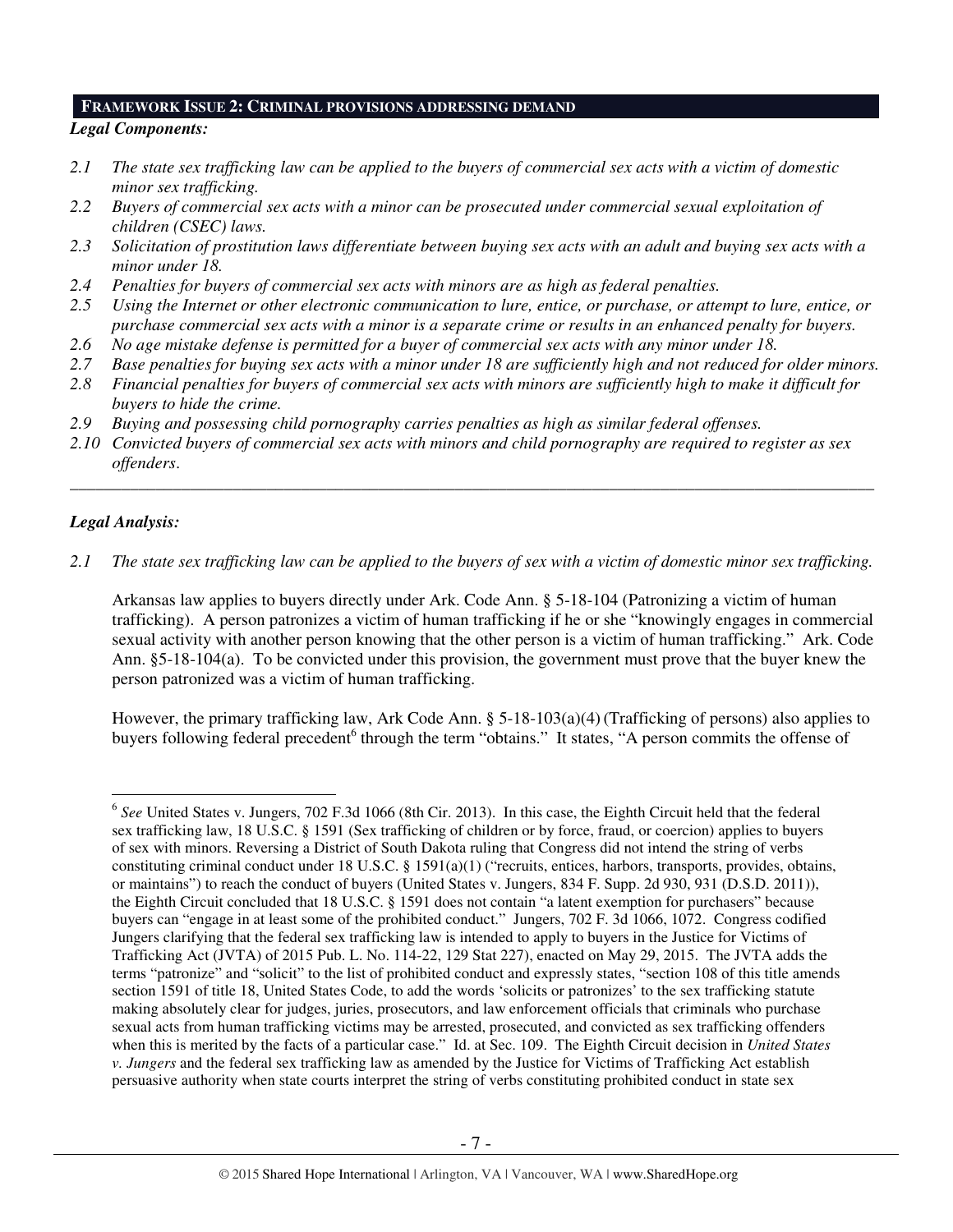## FRAMEWORK ISSUE 2: CRIMINAL PROVISIONS ADDRESSING DEMAND

***Legal Components:***

*2.1 The state sex trafficking law can be applied to the buyers of commercial sex acts with a victim of domestic minor sex trafficking.*

*2.2 Buyers of commercial sex acts with a minor can be prosecuted under commercial sexual exploitation of children (CSEC) laws.*

*2.3 Solicitation of prostitution laws differentiate between buying sex acts with an adult and buying sex acts with a minor under 18.*

*2.4 Penalties for buyers of commercial sex acts with minors are as high as federal penalties.*

*2.5 Using the Internet or other electronic communication to lure, entice, or purchase, or attempt to lure, entice, or purchase commercial sex acts with a minor is a separate crime or results in an enhanced penalty for buyers.*

*2.6 No age mistake defense is permitted for a buyer of commercial sex acts with any minor under 18.*

*2.7 Base penalties for buying sex acts with a minor under 18 are sufficiently high and not reduced for older minors.*

*2.8 Financial penalties for buyers of commercial sex acts with minors are sufficiently high to make it difficult for buyers to hide the crime.*

*2.9 Buying and possessing child pornography carries penalties as high as similar federal offenses.*

*2.10 Convicted buyers of commercial sex acts with minors and child pornography are required to register as sex offenders.*

---

***Legal Analysis:***

*2.1 The state sex trafficking law can be applied to the buyers of sex with a victim of domestic minor sex trafficking.*

Arkansas law applies to buyers directly under Ark. Code Ann. § 5-18-104 (Patronizing a victim of human trafficking). A person patronizes a victim of human trafficking if he or she "knowingly engages in commercial sexual activity with another person knowing that the other person is a victim of human trafficking." Ark. Code Ann. §5-18-104(a). To be convicted under this provision, the government must prove that the buyer knew the person patronized was a victim of human trafficking.

However, the primary trafficking law, Ark Code Ann. § 5-18-103(a)(4) (Trafficking of persons) also applies to buyers following federal precedent[6] through the term "obtains." It states, "A person commits the offense of

---

[6] *See* United States v. Jungers, 702 F.3d 1066 (8th Cir. 2013). In this case, the Eighth Circuit held that the federal sex trafficking law, 18 U.S.C. § 1591 (Sex trafficking of children or by force, fraud, or coercion) applies to buyers of sex with minors. Reversing a District of South Dakota ruling that Congress did not intend the string of verbs constituting criminal conduct under 18 U.S.C. § 1591(a)(1) ("recruits, entices, harbors, transports, provides, obtains, or maintains") to reach the conduct of buyers (United States v. Jungers, 834 F. Supp. 2d 930, 931 (D.S.D. 2011)), the Eighth Circuit concluded that 18 U.S.C. § 1591 does not contain "a latent exemption for purchasers" because buyers can "engage in at least some of the prohibited conduct." Jungers, 702 F. 3d 1066, 1072. Congress codified Jungers clarifying that the federal sex trafficking law is intended to apply to buyers in the Justice for Victims of Trafficking Act (JVTA) of 2015 Pub. L. No. 114-22, 129 Stat 227), enacted on May 29, 2015. The JVTA adds the terms "patronize" and "solicit" to the list of prohibited conduct and expressly states, "section 108 of this title amends section 1591 of title 18, United States Code, to add the words 'solicits or patronizes' to the sex trafficking statute making absolutely clear for judges, juries, prosecutors, and law enforcement officials that criminals who purchase sexual acts from human trafficking victims may be arrested, prosecuted, and convicted as sex trafficking offenders when this is merited by the facts of a particular case." Id. at Sec. 109. The Eighth Circuit decision in *United States v. Jungers* and the federal sex trafficking law as amended by the Justice for Victims of Trafficking Act establish persuasive authority when state courts interpret the string of verbs constituting prohibited conduct in state sex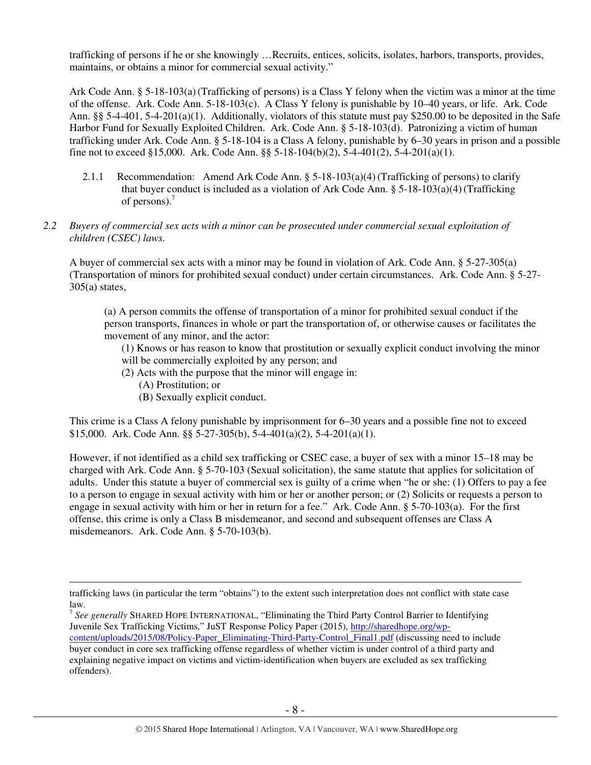trafficking of persons if he or she knowingly …Recruits, entices, solicits, isolates, harbors, transports, provides, maintains, or obtains a minor for commercial sexual activity."

Ark Code Ann. § 5-18-103(a) (Trafficking of persons) is a Class Y felony when the victim was a minor at the time of the offense. Ark. Code Ann. 5-18-103(c). A Class Y felony is punishable by 10–40 years, or life. Ark. Code Ann. §§ 5-4-401, 5-4-201(a)(1). Additionally, violators of this statute must pay $250.00 to be deposited in the Safe Harbor Fund for Sexually Exploited Children. Ark. Code Ann. § 5-18-103(d). Patronizing a victim of human trafficking under Ark. Code Ann. § 5-18-104 is a Class A felony, punishable by 6–30 years in prison and a possible fine not to exceed §15,000. Ark. Code Ann. §§ 5-18-104(b)(2), 5-4-401(2), 5-4-201(a)(1).

2.1.1 Recommendation: Amend Ark Code Ann. § 5-18-103(a)(4) (Trafficking of persons) to clarify that buyer conduct is included as a violation of Ark Code Ann. § 5-18-103(a)(4) (Trafficking of persons).[7]

*2.2 Buyers of commercial sex acts with a minor can be prosecuted under commercial sexual exploitation of children (CSEC) laws.*

A buyer of commercial sex acts with a minor may be found in violation of Ark. Code Ann. § 5-27-305(a) (Transportation of minors for prohibited sexual conduct) under certain circumstances. Ark. Code Ann. § 5-27-305(a) states,

> (a) A person commits the offense of transportation of a minor for prohibited sexual conduct if the person transports, finances in whole or part the transportation of, or otherwise causes or facilitates the movement of any minor, and the actor:
>
> (1) Knows or has reason to know that prostitution or sexually explicit conduct involving the minor will be commercially exploited by any person; and
>
> (2) Acts with the purpose that the minor will engage in:
>
> (A) Prostitution; or
>
> (B) Sexually explicit conduct.

This crime is a Class A felony punishable by imprisonment for 6–30 years and a possible fine not to exceed $15,000. Ark. Code Ann. §§ 5-27-305(b), 5-4-401(a)(2), 5-4-201(a)(1).

However, if not identified as a child sex trafficking or CSEC case, a buyer of sex with a minor 15–18 may be charged with Ark. Code Ann. § 5-70-103 (Sexual solicitation), the same statute that applies for solicitation of adults. Under this statute a buyer of commercial sex is guilty of a crime when "he or she: (1) Offers to pay a fee to a person to engage in sexual activity with him or her or another person; or (2) Solicits or requests a person to engage in sexual activity with him or her in return for a fee." Ark. Code Ann. § 5-70-103(a). For the first offense, this crime is only a Class B misdemeanor, and second and subsequent offenses are Class A misdemeanors. Ark. Code Ann. § 5-70-103(b).

---

trafficking laws (in particular the term "obtains") to the extent such interpretation does not conflict with state case law.

[7] *See generally* SHARED HOPE INTERNATIONAL, "Eliminating the Third Party Control Barrier to Identifying Juvenile Sex Trafficking Victims," JuST Response Policy Paper (2015), http://sharedhope.org/wp-content/uploads/2015/08/Policy-Paper_Eliminating-Third-Party-Control_Final1.pdf (discussing need to include buyer conduct in core sex trafficking offense regardless of whether victim is under control of a third party and explaining negative impact on victims and victim-identification when buyers are excluded as sex trafficking offenders).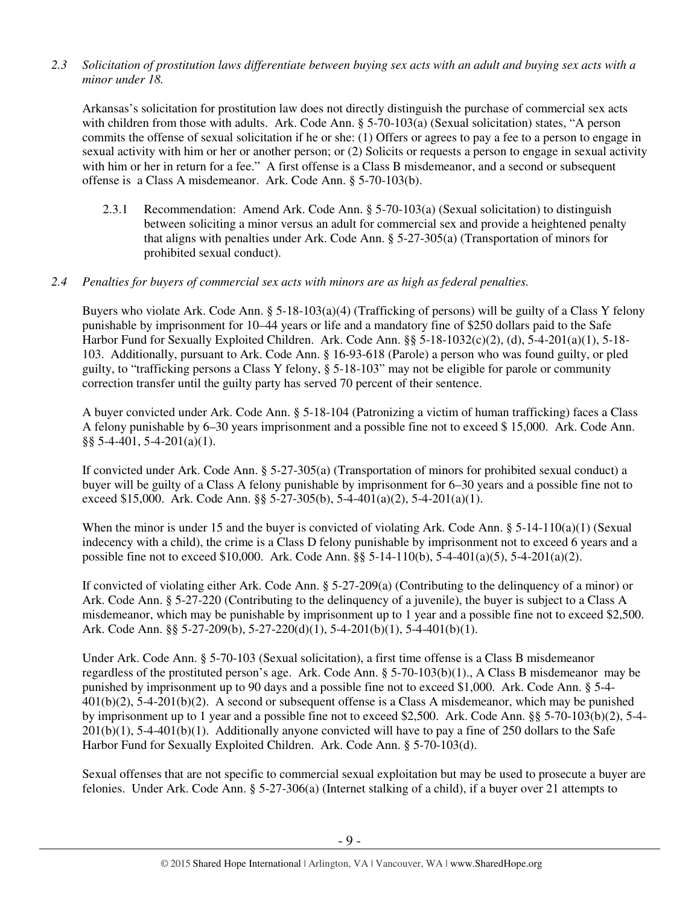*2.3 Solicitation of prostitution laws differentiate between buying sex acts with an adult and buying sex acts with a minor under 18.*

Arkansas's solicitation for prostitution law does not directly distinguish the purchase of commercial sex acts with children from those with adults. Ark. Code Ann. § 5-70-103(a) (Sexual solicitation) states, "A person commits the offense of sexual solicitation if he or she: (1) Offers or agrees to pay a fee to a person to engage in sexual activity with him or her or another person; or (2) Solicits or requests a person to engage in sexual activity with him or her in return for a fee." A first offense is a Class B misdemeanor, and a second or subsequent offense is a Class A misdemeanor. Ark. Code Ann. § 5-70-103(b).

2.3.1 Recommendation: Amend Ark. Code Ann. § 5-70-103(a) (Sexual solicitation) to distinguish between soliciting a minor versus an adult for commercial sex and provide a heightened penalty that aligns with penalties under Ark. Code Ann. § 5-27-305(a) (Transportation of minors for prohibited sexual conduct).

*2.4 Penalties for buyers of commercial sex acts with minors are as high as federal penalties.*

Buyers who violate Ark. Code Ann. § 5-18-103(a)(4) (Trafficking of persons) will be guilty of a Class Y felony punishable by imprisonment for 10–44 years or life and a mandatory fine of $250 dollars paid to the Safe Harbor Fund for Sexually Exploited Children. Ark. Code Ann. §§ 5-18-1032(c)(2), (d), 5-4-201(a)(1), 5-18-103. Additionally, pursuant to Ark. Code Ann. § 16-93-618 (Parole) a person who was found guilty, or pled guilty, to "trafficking persons a Class Y felony, § 5-18-103" may not be eligible for parole or community correction transfer until the guilty party has served 70 percent of their sentence.

A buyer convicted under Ark. Code Ann. § 5-18-104 (Patronizing a victim of human trafficking) faces a Class A felony punishable by 6–30 years imprisonment and a possible fine not to exceed $ 15,000. Ark. Code Ann. §§ 5-4-401, 5-4-201(a)(1).

If convicted under Ark. Code Ann. § 5-27-305(a) (Transportation of minors for prohibited sexual conduct) a buyer will be guilty of a Class A felony punishable by imprisonment for 6–30 years and a possible fine not to exceed $15,000. Ark. Code Ann. §§ 5-27-305(b), 5-4-401(a)(2), 5-4-201(a)(1).

When the minor is under 15 and the buyer is convicted of violating Ark. Code Ann. § 5-14-110(a)(1) (Sexual indecency with a child), the crime is a Class D felony punishable by imprisonment not to exceed 6 years and a possible fine not to exceed $10,000. Ark. Code Ann. §§ 5-14-110(b), 5-4-401(a)(5), 5-4-201(a)(2).

If convicted of violating either Ark. Code Ann. § 5-27-209(a) (Contributing to the delinquency of a minor) or Ark. Code Ann. § 5-27-220 (Contributing to the delinquency of a juvenile), the buyer is subject to a Class A misdemeanor, which may be punishable by imprisonment up to 1 year and a possible fine not to exceed $2,500. Ark. Code Ann. §§ 5-27-209(b), 5-27-220(d)(1), 5-4-201(b)(1), 5-4-401(b)(1).

Under Ark. Code Ann. § 5-70-103 (Sexual solicitation), a first time offense is a Class B misdemeanor regardless of the prostituted person's age. Ark. Code Ann. § 5-70-103(b)(1)., A Class B misdemeanor may be punished by imprisonment up to 90 days and a possible fine not to exceed $1,000. Ark. Code Ann. § 5-4-401(b)(2), 5-4-201(b)(2). A second or subsequent offense is a Class A misdemeanor, which may be punished by imprisonment up to 1 year and a possible fine not to exceed $2,500. Ark. Code Ann. §§ 5-70-103(b)(2), 5-4-201(b)(1), 5-4-401(b)(1). Additionally anyone convicted will have to pay a fine of 250 dollars to the Safe Harbor Fund for Sexually Exploited Children. Ark. Code Ann. § 5-70-103(d).

Sexual offenses that are not specific to commercial sexual exploitation but may be used to prosecute a buyer are felonies. Under Ark. Code Ann. § 5-27-306(a) (Internet stalking of a child), if a buyer over 21 attempts to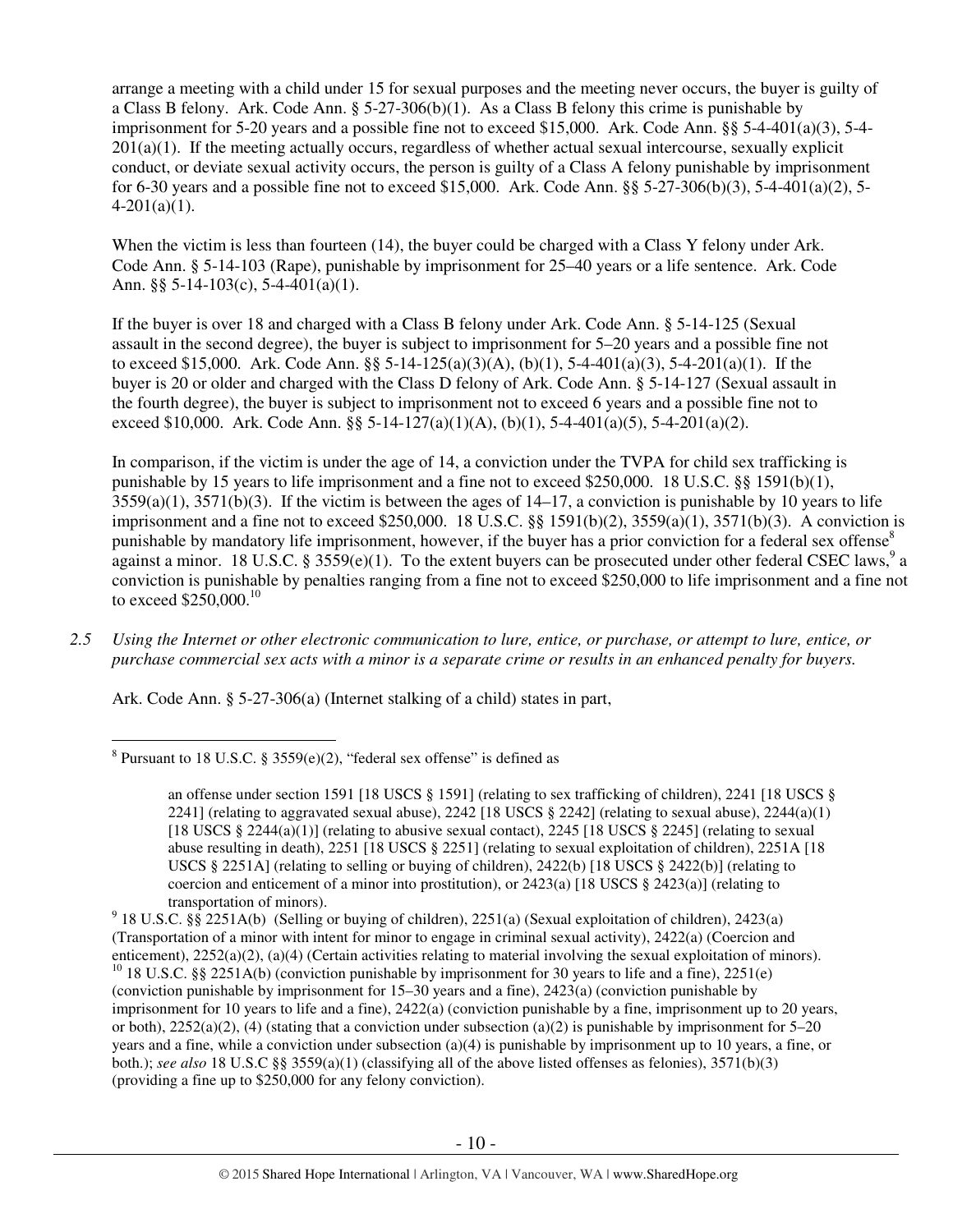arrange a meeting with a child under 15 for sexual purposes and the meeting never occurs, the buyer is guilty of a Class B felony. Ark. Code Ann. § 5-27-306(b)(1). As a Class B felony this crime is punishable by imprisonment for 5-20 years and a possible fine not to exceed $15,000. Ark. Code Ann. §§ 5-4-401(a)(3), 5-4-201(a)(1). If the meeting actually occurs, regardless of whether actual sexual intercourse, sexually explicit conduct, or deviate sexual activity occurs, the person is guilty of a Class A felony punishable by imprisonment for 6-30 years and a possible fine not to exceed $15,000. Ark. Code Ann. §§ 5-27-306(b)(3), 5-4-401(a)(2), 5-4-201(a)(1).

When the victim is less than fourteen (14), the buyer could be charged with a Class Y felony under Ark. Code Ann. § 5-14-103 (Rape), punishable by imprisonment for 25–40 years or a life sentence. Ark. Code Ann. §§ 5-14-103(c), 5-4-401(a)(1).

If the buyer is over 18 and charged with a Class B felony under Ark. Code Ann. § 5-14-125 (Sexual assault in the second degree), the buyer is subject to imprisonment for 5–20 years and a possible fine not to exceed $15,000. Ark. Code Ann. §§ 5-14-125(a)(3)(A), (b)(1), 5-4-401(a)(3), 5-4-201(a)(1). If the buyer is 20 or older and charged with the Class D felony of Ark. Code Ann. § 5-14-127 (Sexual assault in the fourth degree), the buyer is subject to imprisonment not to exceed 6 years and a possible fine not to exceed $10,000. Ark. Code Ann. §§ 5-14-127(a)(1)(A), (b)(1), 5-4-401(a)(5), 5-4-201(a)(2).

In comparison, if the victim is under the age of 14, a conviction under the TVPA for child sex trafficking is punishable by 15 years to life imprisonment and a fine not to exceed $250,000. 18 U.S.C. §§ 1591(b)(1), 3559(a)(1), 3571(b)(3). If the victim is between the ages of 14–17, a conviction is punishable by 10 years to life imprisonment and a fine not to exceed $250,000. 18 U.S.C. §§ 1591(b)(2), 3559(a)(1), 3571(b)(3). A conviction is punishable by mandatory life imprisonment, however, if the buyer has a prior conviction for a federal sex offense[8] against a minor. 18 U.S.C. § 3559(e)(1). To the extent buyers can be prosecuted under other federal CSEC laws,[9] a conviction is punishable by penalties ranging from a fine not to exceed $250,000 to life imprisonment and a fine not to exceed $250,000.[10]

*2.5 Using the Internet or other electronic communication to lure, entice, or purchase, or attempt to lure, entice, or purchase commercial sex acts with a minor is a separate crime or results in an enhanced penalty for buyers.*

Ark. Code Ann. § 5-27-306(a) (Internet stalking of a child) states in part,

---

[8] Pursuant to 18 U.S.C. § 3559(e)(2), "federal sex offense" is defined as

> an offense under section 1591 [18 USCS § 1591] (relating to sex trafficking of children), 2241 [18 USCS § 2241] (relating to aggravated sexual abuse), 2242 [18 USCS § 2242] (relating to sexual abuse), 2244(a)(1) [18 USCS § 2244(a)(1)] (relating to abusive sexual contact), 2245 [18 USCS § 2245] (relating to sexual abuse resulting in death), 2251 [18 USCS § 2251] (relating to sexual exploitation of children), 2251A [18 USCS § 2251A] (relating to selling or buying of children), 2422(b) [18 USCS § 2422(b)] (relating to coercion and enticement of a minor into prostitution), or 2423(a) [18 USCS § 2423(a)] (relating to transportation of minors).

[9] 18 U.S.C. §§ 2251A(b) (Selling or buying of children), 2251(a) (Sexual exploitation of children), 2423(a) (Transportation of a minor with intent for minor to engage in criminal sexual activity), 2422(a) (Coercion and enticement), 2252(a)(2), (a)(4) (Certain activities relating to material involving the sexual exploitation of minors).

[10] 18 U.S.C. §§ 2251A(b) (conviction punishable by imprisonment for 30 years to life and a fine), 2251(e) (conviction punishable by imprisonment for 15–30 years and a fine), 2423(a) (conviction punishable by imprisonment for 10 years to life and a fine), 2422(a) (conviction punishable by a fine, imprisonment up to 20 years, or both), 2252(a)(2), (4) (stating that a conviction under subsection (a)(2) is punishable by imprisonment for 5–20 years and a fine, while a conviction under subsection (a)(4) is punishable by imprisonment up to 10 years, a fine, or both.); *see also* 18 U.S.C §§ 3559(a)(1) (classifying all of the above listed offenses as felonies), 3571(b)(3) (providing a fine up to $250,000 for any felony conviction).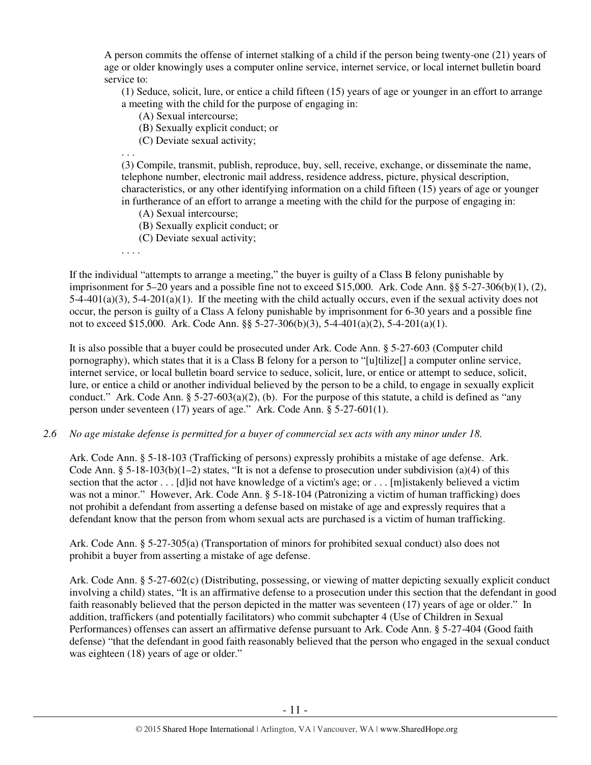> A person commits the offense of internet stalking of a child if the person being twenty-one (21) years of age or older knowingly uses a computer online service, internet service, or local internet bulletin board service to:
>
> (1) Seduce, solicit, lure, or entice a child fifteen (15) years of age or younger in an effort to arrange a meeting with the child for the purpose of engaging in:
>
> (A) Sexual intercourse;
>
> (B) Sexually explicit conduct; or
>
> (C) Deviate sexual activity;
>
> . . .
>
> (3) Compile, transmit, publish, reproduce, buy, sell, receive, exchange, or disseminate the name, telephone number, electronic mail address, residence address, picture, physical description, characteristics, or any other identifying information on a child fifteen (15) years of age or younger in furtherance of an effort to arrange a meeting with the child for the purpose of engaging in:
>
> (A) Sexual intercourse;
>
> (B) Sexually explicit conduct; or
>
> (C) Deviate sexual activity;
>
> . . . .

If the individual "attempts to arrange a meeting," the buyer is guilty of a Class B felony punishable by imprisonment for 5–20 years and a possible fine not to exceed $15,000. Ark. Code Ann. §§ 5-27-306(b)(1), (2), 5-4-401(a)(3), 5-4-201(a)(1). If the meeting with the child actually occurs, even if the sexual activity does not occur, the person is guilty of a Class A felony punishable by imprisonment for 6-30 years and a possible fine not to exceed $15,000. Ark. Code Ann. §§ 5-27-306(b)(3), 5-4-401(a)(2), 5-4-201(a)(1).

It is also possible that a buyer could be prosecuted under Ark. Code Ann. § 5-27-603 (Computer child pornography), which states that it is a Class B felony for a person to "[u]tilize[] a computer online service, internet service, or local bulletin board service to seduce, solicit, lure, or entice or attempt to seduce, solicit, lure, or entice a child or another individual believed by the person to be a child, to engage in sexually explicit conduct." Ark. Code Ann. § 5-27-603(a)(2), (b). For the purpose of this statute, a child is defined as "any person under seventeen (17) years of age." Ark. Code Ann. § 5-27-601(1).

*2.6 No age mistake defense is permitted for a buyer of commercial sex acts with any minor under 18.*

Ark. Code Ann. § 5-18-103 (Trafficking of persons) expressly prohibits a mistake of age defense. Ark. Code Ann. § 5-18-103(b)(1–2) states, "It is not a defense to prosecution under subdivision (a)(4) of this section that the actor . . . [d]id not have knowledge of a victim's age; or . . . [m]istakenly believed a victim was not a minor." However, Ark. Code Ann. § 5-18-104 (Patronizing a victim of human trafficking) does not prohibit a defendant from asserting a defense based on mistake of age and expressly requires that a defendant know that the person from whom sexual acts are purchased is a victim of human trafficking.

Ark. Code Ann. § 5-27-305(a) (Transportation of minors for prohibited sexual conduct) also does not prohibit a buyer from asserting a mistake of age defense.

Ark. Code Ann. § 5-27-602(c) (Distributing, possessing, or viewing of matter depicting sexually explicit conduct involving a child) states, "It is an affirmative defense to a prosecution under this section that the defendant in good faith reasonably believed that the person depicted in the matter was seventeen (17) years of age or older." In addition, traffickers (and potentially facilitators) who commit subchapter 4 (Use of Children in Sexual Performances) offenses can assert an affirmative defense pursuant to Ark. Code Ann. § 5-27-404 (Good faith defense) "that the defendant in good faith reasonably believed that the person who engaged in the sexual conduct was eighteen (18) years of age or older."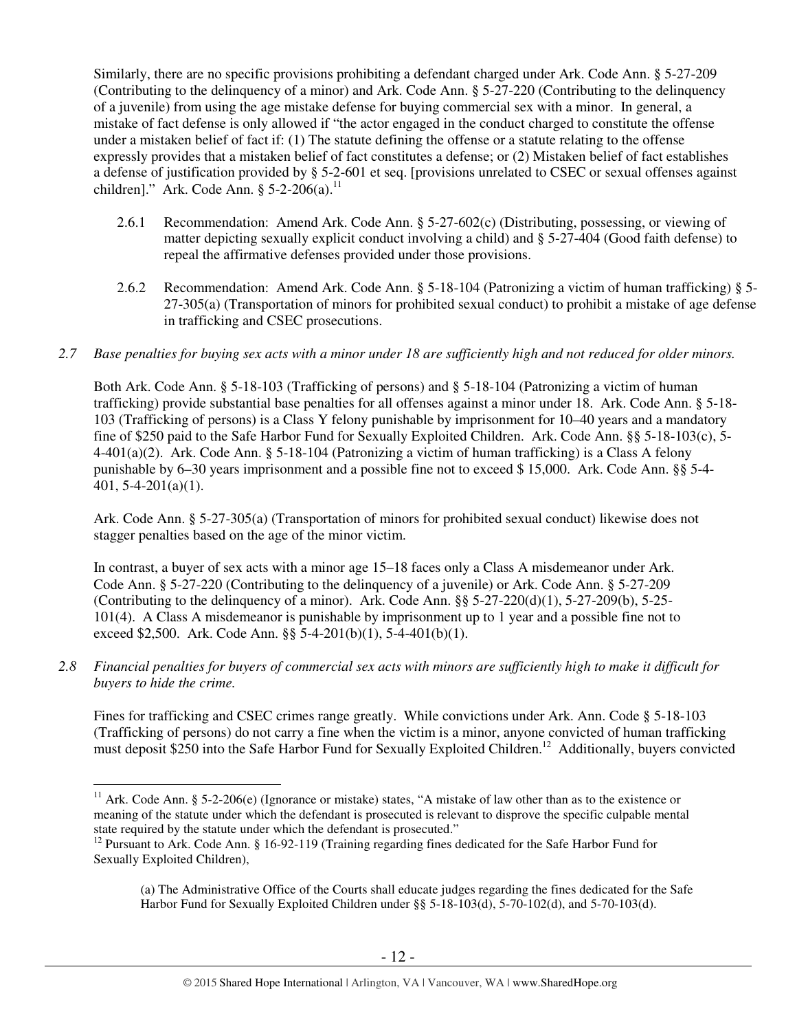Similarly, there are no specific provisions prohibiting a defendant charged under Ark. Code Ann. § 5-27-209 (Contributing to the delinquency of a minor) and Ark. Code Ann. § 5-27-220 (Contributing to the delinquency of a juvenile) from using the age mistake defense for buying commercial sex with a minor. In general, a mistake of fact defense is only allowed if "the actor engaged in the conduct charged to constitute the offense under a mistaken belief of fact if: (1) The statute defining the offense or a statute relating to the offense expressly provides that a mistaken belief of fact constitutes a defense; or (2) Mistaken belief of fact establishes a defense of justification provided by § 5-2-601 et seq. [provisions unrelated to CSEC or sexual offenses against children]." Ark. Code Ann. § 5-2-206(a).[11]

- 2.6.1 Recommendation: Amend Ark. Code Ann. § 5-27-602(c) (Distributing, possessing, or viewing of matter depicting sexually explicit conduct involving a child) and § 5-27-404 (Good faith defense) to repeal the affirmative defenses provided under those provisions.
- 2.6.2 Recommendation: Amend Ark. Code Ann. § 5-18-104 (Patronizing a victim of human trafficking) § 5-27-305(a) (Transportation of minors for prohibited sexual conduct) to prohibit a mistake of age defense in trafficking and CSEC prosecutions.

*2.7 Base penalties for buying sex acts with a minor under 18 are sufficiently high and not reduced for older minors.*

Both Ark. Code Ann. § 5-18-103 (Trafficking of persons) and § 5-18-104 (Patronizing a victim of human trafficking) provide substantial base penalties for all offenses against a minor under 18. Ark. Code Ann. § 5-18-103 (Trafficking of persons) is a Class Y felony punishable by imprisonment for 10–40 years and a mandatory fine of $250 paid to the Safe Harbor Fund for Sexually Exploited Children. Ark. Code Ann. §§ 5-18-103(c), 5-4-401(a)(2). Ark. Code Ann. § 5-18-104 (Patronizing a victim of human trafficking) is a Class A felony punishable by 6–30 years imprisonment and a possible fine not to exceed $ 15,000. Ark. Code Ann. §§ 5-4-401, 5-4-201(a)(1).

Ark. Code Ann. § 5-27-305(a) (Transportation of minors for prohibited sexual conduct) likewise does not stagger penalties based on the age of the minor victim.

In contrast, a buyer of sex acts with a minor age 15–18 faces only a Class A misdemeanor under Ark. Code Ann. § 5-27-220 (Contributing to the delinquency of a juvenile) or Ark. Code Ann. § 5-27-209 (Contributing to the delinquency of a minor). Ark. Code Ann. §§ 5-27-220(d)(1), 5-27-209(b), 5-25-101(4). A Class A misdemeanor is punishable by imprisonment up to 1 year and a possible fine not to exceed $2,500. Ark. Code Ann. §§ 5-4-201(b)(1), 5-4-401(b)(1).

*2.8 Financial penalties for buyers of commercial sex acts with minors are sufficiently high to make it difficult for buyers to hide the crime.*

Fines for trafficking and CSEC crimes range greatly. While convictions under Ark. Ann. Code § 5-18-103 (Trafficking of persons) do not carry a fine when the victim is a minor, anyone convicted of human trafficking must deposit $250 into the Safe Harbor Fund for Sexually Exploited Children.[12] Additionally, buyers convicted

---

[11] Ark. Code Ann. § 5-2-206(e) (Ignorance or mistake) states, "A mistake of law other than as to the existence or meaning of the statute under which the defendant is prosecuted is relevant to disprove the specific culpable mental state required by the statute under which the defendant is prosecuted."

[12] Pursuant to Ark. Code Ann. § 16-92-119 (Training regarding fines dedicated for the Safe Harbor Fund for Sexually Exploited Children),

> (a) The Administrative Office of the Courts shall educate judges regarding the fines dedicated for the Safe Harbor Fund for Sexually Exploited Children under §§ 5-18-103(d), 5-70-102(d), and 5-70-103(d).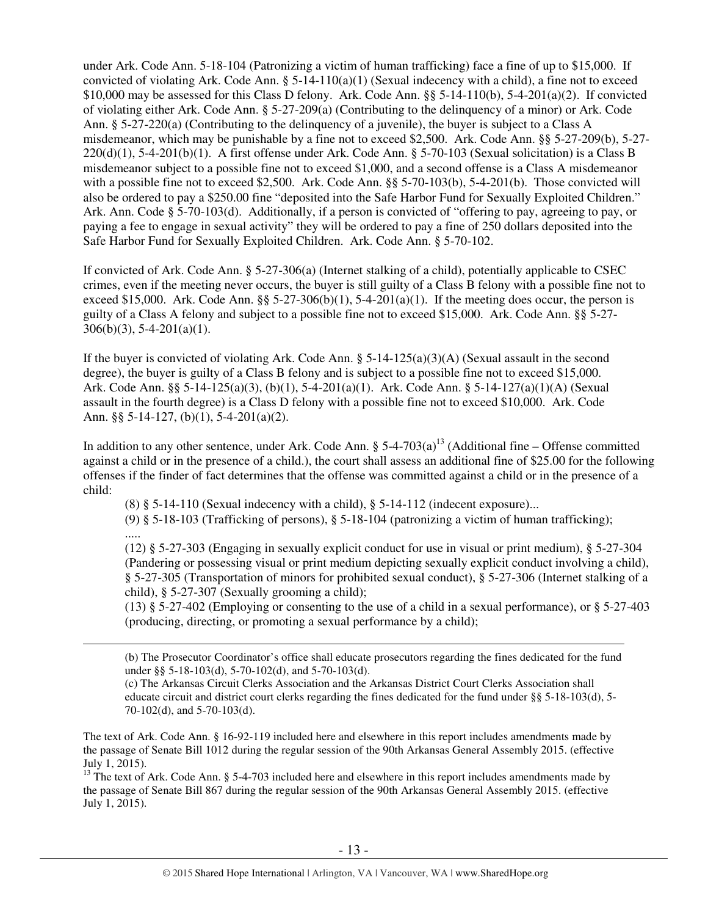under Ark. Code Ann. 5-18-104 (Patronizing a victim of human trafficking) face a fine of up to $15,000. If convicted of violating Ark. Code Ann. § 5-14-110(a)(1) (Sexual indecency with a child), a fine not to exceed $10,000 may be assessed for this Class D felony. Ark. Code Ann. §§ 5-14-110(b), 5-4-201(a)(2). If convicted of violating either Ark. Code Ann. § 5-27-209(a) (Contributing to the delinquency of a minor) or Ark. Code Ann. § 5-27-220(a) (Contributing to the delinquency of a juvenile), the buyer is subject to a Class A misdemeanor, which may be punishable by a fine not to exceed $2,500. Ark. Code Ann. §§ 5-27-209(b), 5-27-220(d)(1), 5-4-201(b)(1). A first offense under Ark. Code Ann. § 5-70-103 (Sexual solicitation) is a Class B misdemeanor subject to a possible fine not to exceed $1,000, and a second offense is a Class A misdemeanor with a possible fine not to exceed $2,500. Ark. Code Ann. §§ 5-70-103(b), 5-4-201(b). Those convicted will also be ordered to pay a $250.00 fine "deposited into the Safe Harbor Fund for Sexually Exploited Children." Ark. Ann. Code § 5-70-103(d). Additionally, if a person is convicted of "offering to pay, agreeing to pay, or paying a fee to engage in sexual activity" they will be ordered to pay a fine of 250 dollars deposited into the Safe Harbor Fund for Sexually Exploited Children. Ark. Code Ann. § 5-70-102.

If convicted of Ark. Code Ann. § 5-27-306(a) (Internet stalking of a child), potentially applicable to CSEC crimes, even if the meeting never occurs, the buyer is still guilty of a Class B felony with a possible fine not to exceed $15,000. Ark. Code Ann. §§ 5-27-306(b)(1), 5-4-201(a)(1). If the meeting does occur, the person is guilty of a Class A felony and subject to a possible fine not to exceed $15,000. Ark. Code Ann. §§ 5-27-306(b)(3), 5-4-201(a)(1).

If the buyer is convicted of violating Ark. Code Ann. § 5-14-125(a)(3)(A) (Sexual assault in the second degree), the buyer is guilty of a Class B felony and is subject to a possible fine not to exceed $15,000. Ark. Code Ann. §§ 5-14-125(a)(3), (b)(1), 5-4-201(a)(1). Ark. Code Ann. § 5-14-127(a)(1)(A) (Sexual assault in the fourth degree) is a Class D felony with a possible fine not to exceed $10,000. Ark. Code Ann. §§ 5-14-127, (b)(1), 5-4-201(a)(2).

In addition to any other sentence, under Ark. Code Ann. § 5-4-703(a)[13] (Additional fine – Offense committed against a child or in the presence of a child.), the court shall assess an additional fine of $25.00 for the following offenses if the finder of fact determines that the offense was committed against a child or in the presence of a child:

> (8) § 5-14-110 (Sexual indecency with a child), § 5-14-112 (indecent exposure)...
>
> (9) § 5-18-103 (Trafficking of persons), § 5-18-104 (patronizing a victim of human trafficking);
>
> .....
>
> (12) § 5-27-303 (Engaging in sexually explicit conduct for use in visual or print medium), § 5-27-304 (Pandering or possessing visual or print medium depicting sexually explicit conduct involving a child), § 5-27-305 (Transportation of minors for prohibited sexual conduct), § 5-27-306 (Internet stalking of a child), § 5-27-307 (Sexually grooming a child);
>
> (13) § 5-27-402 (Employing or consenting to the use of a child in a sexual performance), or § 5-27-403 (producing, directing, or promoting a sexual performance by a child);

---

> (b) The Prosecutor Coordinator's office shall educate prosecutors regarding the fines dedicated for the fund under §§ 5-18-103(d), 5-70-102(d), and 5-70-103(d).
>
> (c) The Arkansas Circuit Clerks Association and the Arkansas District Court Clerks Association shall educate circuit and district court clerks regarding the fines dedicated for the fund under §§ 5-18-103(d), 5-70-102(d), and 5-70-103(d).

The text of Ark. Code Ann. § 16-92-119 included here and elsewhere in this report includes amendments made by the passage of Senate Bill 1012 during the regular session of the 90th Arkansas General Assembly 2015. (effective July 1, 2015).

[13] The text of Ark. Code Ann. § 5-4-703 included here and elsewhere in this report includes amendments made by the passage of Senate Bill 867 during the regular session of the 90th Arkansas General Assembly 2015. (effective July 1, 2015).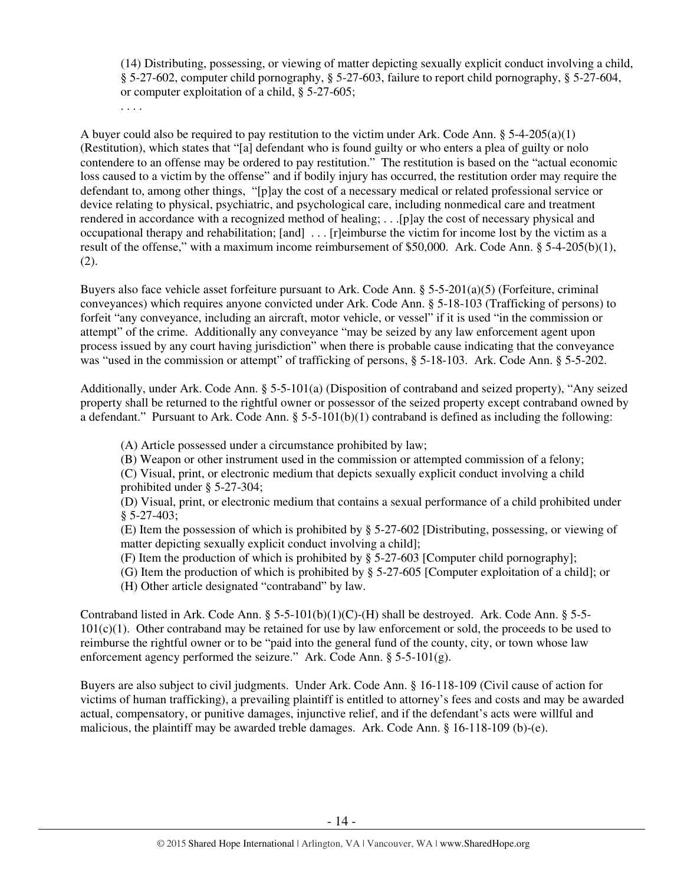> (14) Distributing, possessing, or viewing of matter depicting sexually explicit conduct involving a child, § 5-27-602, computer child pornography, § 5-27-603, failure to report child pornography, § 5-27-604, or computer exploitation of a child, § 5-27-605;
>
> . . . .

A buyer could also be required to pay restitution to the victim under Ark. Code Ann. § 5-4-205(a)(1) (Restitution), which states that "[a] defendant who is found guilty or who enters a plea of guilty or nolo contendere to an offense may be ordered to pay restitution." The restitution is based on the "actual economic loss caused to a victim by the offense" and if bodily injury has occurred, the restitution order may require the defendant to, among other things, "[p]ay the cost of a necessary medical or related professional service or device relating to physical, psychiatric, and psychological care, including nonmedical care and treatment rendered in accordance with a recognized method of healing; . . .[p]ay the cost of necessary physical and occupational therapy and rehabilitation; [and] . . . [r]eimburse the victim for income lost by the victim as a result of the offense," with a maximum income reimbursement of $50,000. Ark. Code Ann. § 5-4-205(b)(1), (2).

Buyers also face vehicle asset forfeiture pursuant to Ark. Code Ann. § 5-5-201(a)(5) (Forfeiture, criminal conveyances) which requires anyone convicted under Ark. Code Ann. § 5-18-103 (Trafficking of persons) to forfeit "any conveyance, including an aircraft, motor vehicle, or vessel" if it is used "in the commission or attempt" of the crime. Additionally any conveyance "may be seized by any law enforcement agent upon process issued by any court having jurisdiction" when there is probable cause indicating that the conveyance was "used in the commission or attempt" of trafficking of persons, § 5-18-103. Ark. Code Ann. § 5-5-202.

Additionally, under Ark. Code Ann. § 5-5-101(a) (Disposition of contraband and seized property), "Any seized property shall be returned to the rightful owner or possessor of the seized property except contraband owned by a defendant." Pursuant to Ark. Code Ann. § 5-5-101(b)(1) contraband is defined as including the following:

> (A) Article possessed under a circumstance prohibited by law;
> (B) Weapon or other instrument used in the commission or attempted commission of a felony;
> (C) Visual, print, or electronic medium that depicts sexually explicit conduct involving a child prohibited under § 5-27-304;
> (D) Visual, print, or electronic medium that contains a sexual performance of a child prohibited under § 5-27-403;
> (E) Item the possession of which is prohibited by § 5-27-602 [Distributing, possessing, or viewing of matter depicting sexually explicit conduct involving a child];
> (F) Item the production of which is prohibited by § 5-27-603 [Computer child pornography];
> (G) Item the production of which is prohibited by § 5-27-605 [Computer exploitation of a child]; or
> (H) Other article designated "contraband" by law.

Contraband listed in Ark. Code Ann. § 5-5-101(b)(1)(C)-(H) shall be destroyed. Ark. Code Ann. § 5-5-101(c)(1). Other contraband may be retained for use by law enforcement or sold, the proceeds to be used to reimburse the rightful owner or to be "paid into the general fund of the county, city, or town whose law enforcement agency performed the seizure." Ark. Code Ann. § 5-5-101(g).

Buyers are also subject to civil judgments. Under Ark. Code Ann. § 16-118-109 (Civil cause of action for victims of human trafficking), a prevailing plaintiff is entitled to attorney's fees and costs and may be awarded actual, compensatory, or punitive damages, injunctive relief, and if the defendant's acts were willful and malicious, the plaintiff may be awarded treble damages. Ark. Code Ann. § 16-118-109 (b)-(e).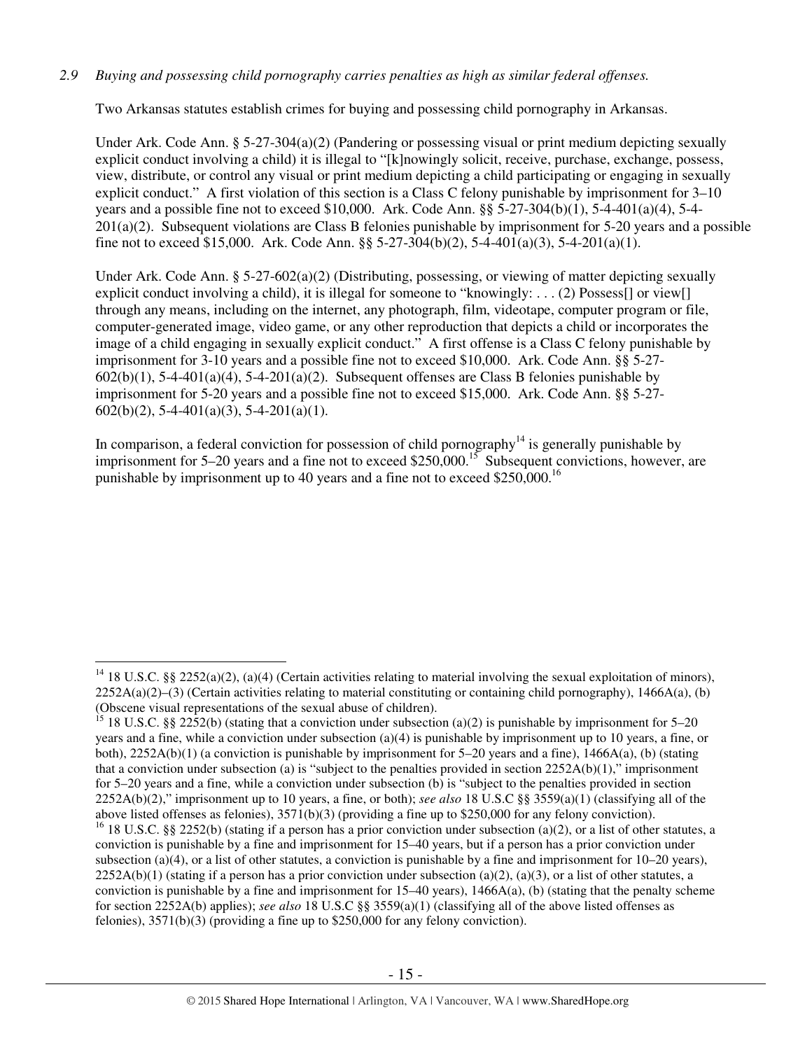*2.9 Buying and possessing child pornography carries penalties as high as similar federal offenses.*

Two Arkansas statutes establish crimes for buying and possessing child pornography in Arkansas.

Under Ark. Code Ann. § 5-27-304(a)(2) (Pandering or possessing visual or print medium depicting sexually explicit conduct involving a child) it is illegal to "[k]nowingly solicit, receive, purchase, exchange, possess, view, distribute, or control any visual or print medium depicting a child participating or engaging in sexually explicit conduct." A first violation of this section is a Class C felony punishable by imprisonment for 3–10 years and a possible fine not to exceed $10,000. Ark. Code Ann. §§ 5-27-304(b)(1), 5-4-401(a)(4), 5-4-201(a)(2). Subsequent violations are Class B felonies punishable by imprisonment for 5-20 years and a possible fine not to exceed $15,000. Ark. Code Ann. §§ 5-27-304(b)(2), 5-4-401(a)(3), 5-4-201(a)(1).

Under Ark. Code Ann. § 5-27-602(a)(2) (Distributing, possessing, or viewing of matter depicting sexually explicit conduct involving a child), it is illegal for someone to "knowingly: . . . (2) Possess[] or view[] through any means, including on the internet, any photograph, film, videotape, computer program or file, computer-generated image, video game, or any other reproduction that depicts a child or incorporates the image of a child engaging in sexually explicit conduct." A first offense is a Class C felony punishable by imprisonment for 3-10 years and a possible fine not to exceed $10,000. Ark. Code Ann. §§ 5-27-602(b)(1), 5-4-401(a)(4), 5-4-201(a)(2). Subsequent offenses are Class B felonies punishable by imprisonment for 5-20 years and a possible fine not to exceed $15,000. Ark. Code Ann. §§ 5-27-602(b)(2), 5-4-401(a)(3), 5-4-201(a)(1).

In comparison, a federal conviction for possession of child pornography[14] is generally punishable by imprisonment for 5–20 years and a fine not to exceed $250,000.[15] Subsequent convictions, however, are punishable by imprisonment up to 40 years and a fine not to exceed $250,000.[16]

---

[14] 18 U.S.C. §§ 2252(a)(2), (a)(4) (Certain activities relating to material involving the sexual exploitation of minors), 2252A(a)(2)–(3) (Certain activities relating to material constituting or containing child pornography), 1466A(a), (b) (Obscene visual representations of the sexual abuse of children).

[15] 18 U.S.C. §§ 2252(b) (stating that a conviction under subsection (a)(2) is punishable by imprisonment for 5–20 years and a fine, while a conviction under subsection (a)(4) is punishable by imprisonment up to 10 years, a fine, or both), 2252A(b)(1) (a conviction is punishable by imprisonment for 5–20 years and a fine), 1466A(a), (b) (stating that a conviction under subsection (a) is "subject to the penalties provided in section 2252A(b)(1)," imprisonment for 5–20 years and a fine, while a conviction under subsection (b) is "subject to the penalties provided in section 2252A(b)(2)," imprisonment up to 10 years, a fine, or both); *see also* 18 U.S.C §§ 3559(a)(1) (classifying all of the above listed offenses as felonies), 3571(b)(3) (providing a fine up to $250,000 for any felony conviction).

[16] 18 U.S.C. §§ 2252(b) (stating if a person has a prior conviction under subsection (a)(2), or a list of other statutes, a conviction is punishable by a fine and imprisonment for 15–40 years, but if a person has a prior conviction under subsection (a)(4), or a list of other statutes, a conviction is punishable by a fine and imprisonment for 10–20 years), 2252A(b)(1) (stating if a person has a prior conviction under subsection (a)(2), (a)(3), or a list of other statutes, a conviction is punishable by a fine and imprisonment for 15–40 years), 1466A(a), (b) (stating that the penalty scheme for section 2252A(b) applies); *see also* 18 U.S.C §§ 3559(a)(1) (classifying all of the above listed offenses as felonies), 3571(b)(3) (providing a fine up to $250,000 for any felony conviction).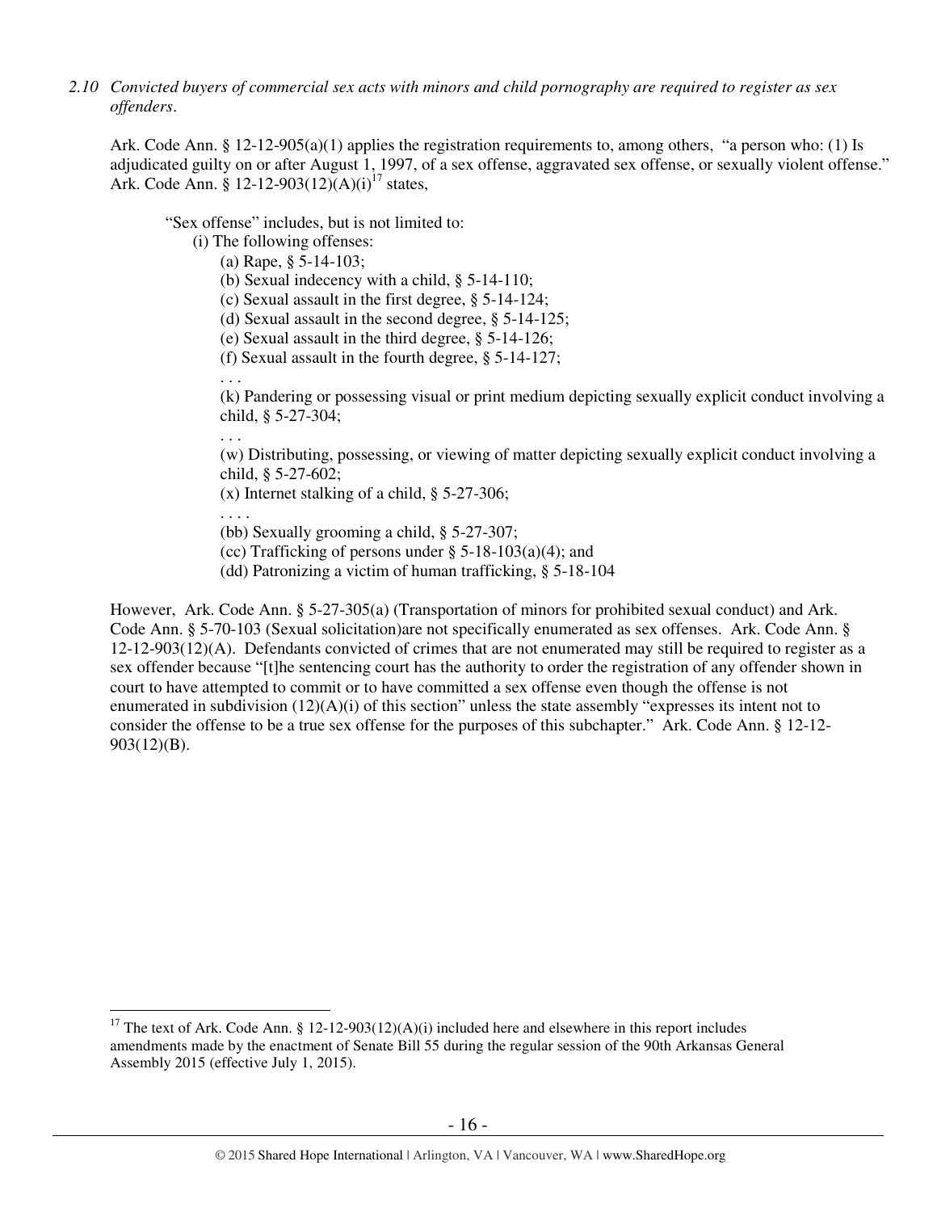*2.10 Convicted buyers of commercial sex acts with minors and child pornography are required to register as sex offenders.*

Ark. Code Ann. § 12-12-905(a)(1) applies the registration requirements to, among others, "a person who: (1) Is adjudicated guilty on or after August 1, 1997, of a sex offense, aggravated sex offense, or sexually violent offense." Ark. Code Ann. § 12-12-903(12)(A)(i)[17] states,

> "Sex offense" includes, but is not limited to:
>
> (i) The following offenses:
>
> (a) Rape, § 5-14-103;
>
> (b) Sexual indecency with a child, § 5-14-110;
>
> (c) Sexual assault in the first degree, § 5-14-124;
>
> (d) Sexual assault in the second degree, § 5-14-125;
>
> (e) Sexual assault in the third degree, § 5-14-126;
>
> (f) Sexual assault in the fourth degree, § 5-14-127;
>
> . . .
>
> (k) Pandering or possessing visual or print medium depicting sexually explicit conduct involving a child, § 5-27-304;
>
> . . .
>
> (w) Distributing, possessing, or viewing of matter depicting sexually explicit conduct involving a child, § 5-27-602;
>
> (x) Internet stalking of a child, § 5-27-306;
>
> . . . .
>
> (bb) Sexually grooming a child, § 5-27-307;
>
> (cc) Trafficking of persons under § 5-18-103(a)(4); and
>
> (dd) Patronizing a victim of human trafficking, § 5-18-104

However, Ark. Code Ann. § 5-27-305(a) (Transportation of minors for prohibited sexual conduct) and Ark. Code Ann. § 5-70-103 (Sexual solicitation)are not specifically enumerated as sex offenses. Ark. Code Ann. § 12-12-903(12)(A). Defendants convicted of crimes that are not enumerated may still be required to register as a sex offender because "[t]he sentencing court has the authority to order the registration of any offender shown in court to have attempted to commit or to have committed a sex offense even though the offense is not enumerated in subdivision (12)(A)(i) of this section" unless the state assembly "expresses its intent not to consider the offense to be a true sex offense for the purposes of this subchapter." Ark. Code Ann. § 12-12-903(12)(B).

---

[17] The text of Ark. Code Ann. § 12-12-903(12)(A)(i) included here and elsewhere in this report includes amendments made by the enactment of Senate Bill 55 during the regular session of the 90th Arkansas General Assembly 2015 (effective July 1, 2015).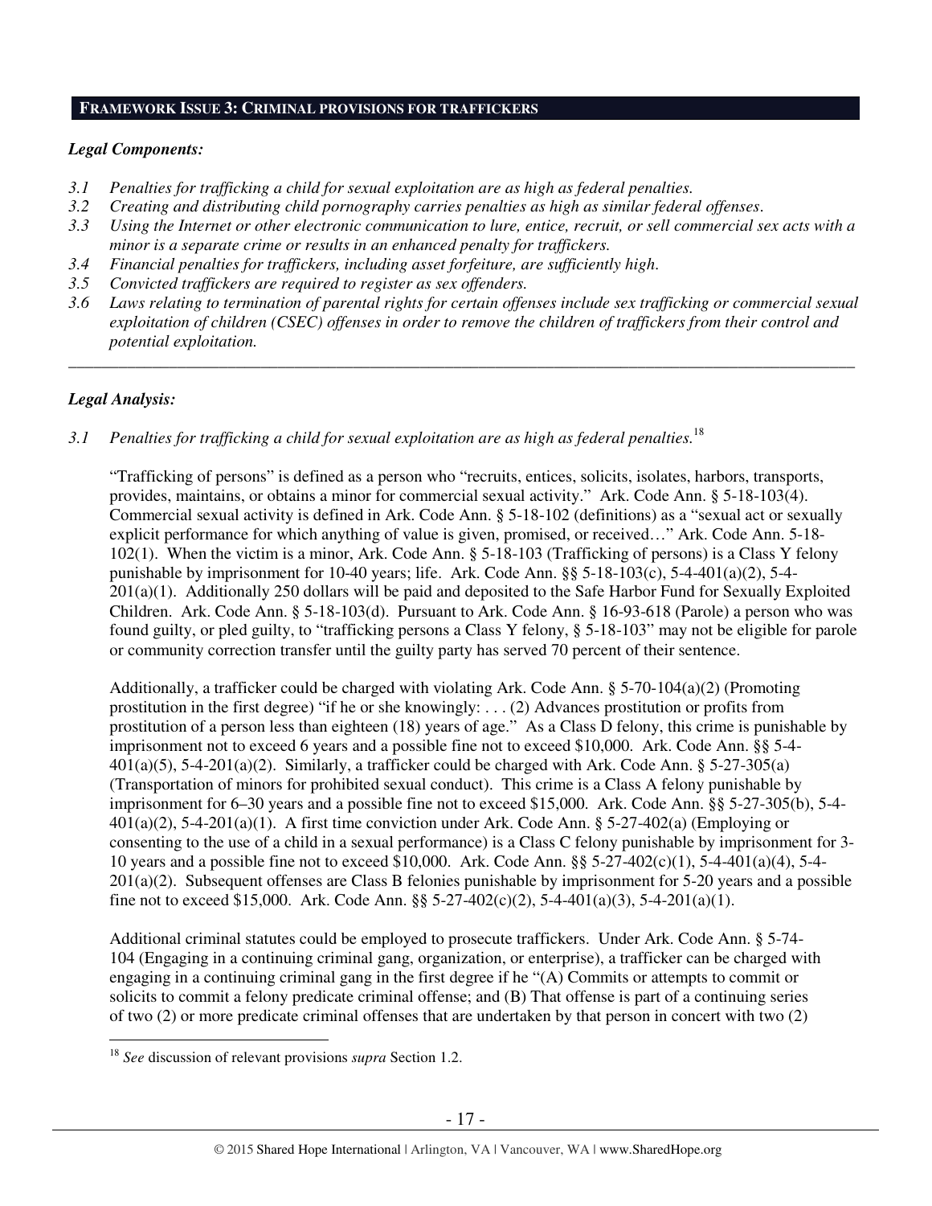## FRAMEWORK ISSUE 3: CRIMINAL PROVISIONS FOR TRAFFICKERS

### *Legal Components:*

*3.1 Penalties for trafficking a child for sexual exploitation are as high as federal penalties.*
*3.2 Creating and distributing child pornography carries penalties as high as similar federal offenses.*
*3.3 Using the Internet or other electronic communication to lure, entice, recruit, or sell commercial sex acts with a minor is a separate crime or results in an enhanced penalty for traffickers.*
*3.4 Financial penalties for traffickers, including asset forfeiture, are sufficiently high.*
*3.5 Convicted traffickers are required to register as sex offenders.*
*3.6 Laws relating to termination of parental rights for certain offenses include sex trafficking or commercial sexual exploitation of children (CSEC) offenses in order to remove the children of traffickers from their control and potential exploitation.*

---

### *Legal Analysis:*

*3.1 Penalties for trafficking a child for sexual exploitation are as high as federal penalties.*[18]

"Trafficking of persons" is defined as a person who "recruits, entices, solicits, isolates, harbors, transports, provides, maintains, or obtains a minor for commercial sexual activity." Ark. Code Ann. § 5-18-103(4). Commercial sexual activity is defined in Ark. Code Ann. § 5-18-102 (definitions) as a "sexual act or sexually explicit performance for which anything of value is given, promised, or received…" Ark. Code Ann. 5-18-102(1). When the victim is a minor, Ark. Code Ann. § 5-18-103 (Trafficking of persons) is a Class Y felony punishable by imprisonment for 10-40 years; life. Ark. Code Ann. §§ 5-18-103(c), 5-4-401(a)(2), 5-4-201(a)(1). Additionally 250 dollars will be paid and deposited to the Safe Harbor Fund for Sexually Exploited Children. Ark. Code Ann. § 5-18-103(d). Pursuant to Ark. Code Ann. § 16-93-618 (Parole) a person who was found guilty, or pled guilty, to "trafficking persons a Class Y felony, § 5-18-103" may not be eligible for parole or community correction transfer until the guilty party has served 70 percent of their sentence.

Additionally, a trafficker could be charged with violating Ark. Code Ann. § 5-70-104(a)(2) (Promoting prostitution in the first degree) "if he or she knowingly: . . . (2) Advances prostitution or profits from prostitution of a person less than eighteen (18) years of age." As a Class D felony, this crime is punishable by imprisonment not to exceed 6 years and a possible fine not to exceed $10,000. Ark. Code Ann. §§ 5-4-401(a)(5), 5-4-201(a)(2). Similarly, a trafficker could be charged with Ark. Code Ann. § 5-27-305(a) (Transportation of minors for prohibited sexual conduct). This crime is a Class A felony punishable by imprisonment for 6–30 years and a possible fine not to exceed $15,000. Ark. Code Ann. §§ 5-27-305(b), 5-4-401(a)(2), 5-4-201(a)(1). A first time conviction under Ark. Code Ann. § 5-27-402(a) (Employing or consenting to the use of a child in a sexual performance) is a Class C felony punishable by imprisonment for 3-10 years and a possible fine not to exceed $10,000. Ark. Code Ann. §§ 5-27-402(c)(1), 5-4-401(a)(4), 5-4-201(a)(2). Subsequent offenses are Class B felonies punishable by imprisonment for 5-20 years and a possible fine not to exceed $15,000. Ark. Code Ann. §§ 5-27-402(c)(2), 5-4-401(a)(3), 5-4-201(a)(1).

Additional criminal statutes could be employed to prosecute traffickers. Under Ark. Code Ann. § 5-74-104 (Engaging in a continuing criminal gang, organization, or enterprise), a trafficker can be charged with engaging in a continuing criminal gang in the first degree if he "(A) Commits or attempts to commit or solicits to commit a felony predicate criminal offense; and (B) That offense is part of a continuing series of two (2) or more predicate criminal offenses that are undertaken by that person in concert with two (2)

---

[18] *See* discussion of relevant provisions *supra* Section 1.2.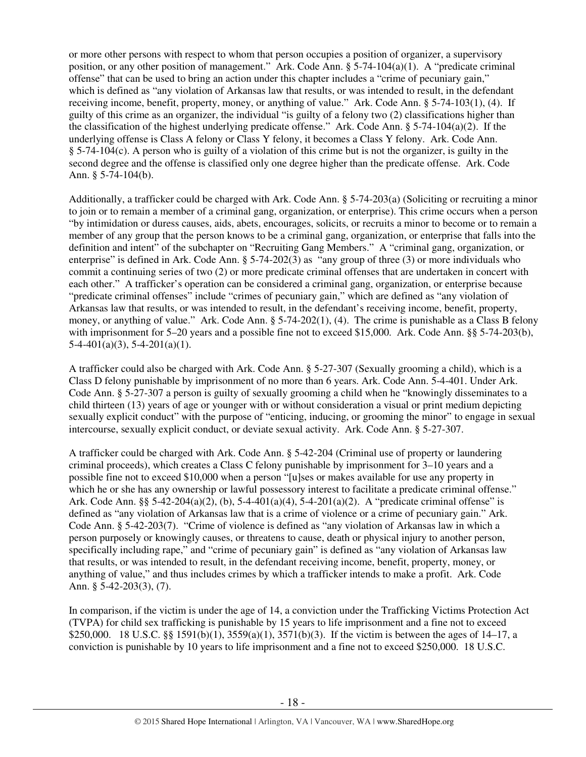or more other persons with respect to whom that person occupies a position of organizer, a supervisory position, or any other position of management." Ark. Code Ann. § 5-74-104(a)(1). A "predicate criminal offense" that can be used to bring an action under this chapter includes a "crime of pecuniary gain," which is defined as "any violation of Arkansas law that results, or was intended to result, in the defendant receiving income, benefit, property, money, or anything of value." Ark. Code Ann. § 5-74-103(1), (4). If guilty of this crime as an organizer, the individual "is guilty of a felony two (2) classifications higher than the classification of the highest underlying predicate offense." Ark. Code Ann. § 5-74-104(a)(2). If the underlying offense is Class A felony or Class Y felony, it becomes a Class Y felony. Ark. Code Ann. § 5-74-104(c). A person who is guilty of a violation of this crime but is not the organizer, is guilty in the second degree and the offense is classified only one degree higher than the predicate offense. Ark. Code Ann. § 5-74-104(b).

Additionally, a trafficker could be charged with Ark. Code Ann. § 5-74-203(a) (Soliciting or recruiting a minor to join or to remain a member of a criminal gang, organization, or enterprise). This crime occurs when a person "by intimidation or duress causes, aids, abets, encourages, solicits, or recruits a minor to become or to remain a member of any group that the person knows to be a criminal gang, organization, or enterprise that falls into the definition and intent" of the subchapter on "Recruiting Gang Members." A "criminal gang, organization, or enterprise" is defined in Ark. Code Ann. § 5-74-202(3) as "any group of three (3) or more individuals who commit a continuing series of two (2) or more predicate criminal offenses that are undertaken in concert with each other." A trafficker's operation can be considered a criminal gang, organization, or enterprise because "predicate criminal offenses" include "crimes of pecuniary gain," which are defined as "any violation of Arkansas law that results, or was intended to result, in the defendant's receiving income, benefit, property, money, or anything of value." Ark. Code Ann. § 5-74-202(1), (4). The crime is punishable as a Class B felony with imprisonment for 5–20 years and a possible fine not to exceed $15,000. Ark. Code Ann. §§ 5-74-203(b), 5-4-401(a)(3), 5-4-201(a)(1).

A trafficker could also be charged with Ark. Code Ann. § 5-27-307 (Sexually grooming a child), which is a Class D felony punishable by imprisonment of no more than 6 years. Ark. Code Ann. 5-4-401. Under Ark. Code Ann. § 5-27-307 a person is guilty of sexually grooming a child when he "knowingly disseminates to a child thirteen (13) years of age or younger with or without consideration a visual or print medium depicting sexually explicit conduct" with the purpose of "enticing, inducing, or grooming the minor" to engage in sexual intercourse, sexually explicit conduct, or deviate sexual activity. Ark. Code Ann. § 5-27-307.

A trafficker could be charged with Ark. Code Ann. § 5-42-204 (Criminal use of property or laundering criminal proceeds), which creates a Class C felony punishable by imprisonment for 3–10 years and a possible fine not to exceed $10,000 when a person "[u]ses or makes available for use any property in which he or she has any ownership or lawful possessory interest to facilitate a predicate criminal offense." Ark. Code Ann. §§ 5-42-204(a)(2), (b), 5-4-401(a)(4), 5-4-201(a)(2). A "predicate criminal offense" is defined as "any violation of Arkansas law that is a crime of violence or a crime of pecuniary gain." Ark. Code Ann. § 5-42-203(7). "Crime of violence is defined as "any violation of Arkansas law in which a person purposely or knowingly causes, or threatens to cause, death or physical injury to another person, specifically including rape," and "crime of pecuniary gain" is defined as "any violation of Arkansas law that results, or was intended to result, in the defendant receiving income, benefit, property, money, or anything of value," and thus includes crimes by which a trafficker intends to make a profit. Ark. Code Ann. § 5-42-203(3), (7).

In comparison, if the victim is under the age of 14, a conviction under the Trafficking Victims Protection Act (TVPA) for child sex trafficking is punishable by 15 years to life imprisonment and a fine not to exceed $250,000. 18 U.S.C. §§ 1591(b)(1), 3559(a)(1), 3571(b)(3). If the victim is between the ages of 14–17, a conviction is punishable by 10 years to life imprisonment and a fine not to exceed $250,000. 18 U.S.C.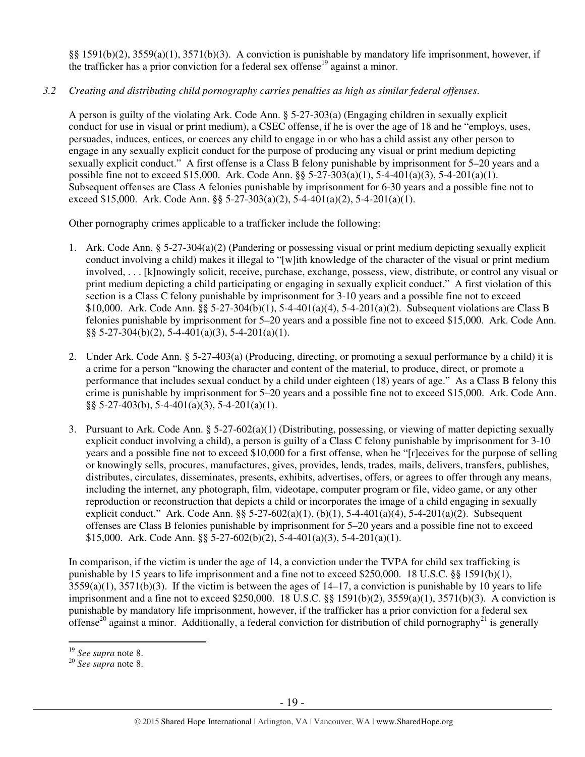§§ 1591(b)(2), 3559(a)(1), 3571(b)(3). A conviction is punishable by mandatory life imprisonment, however, if the trafficker has a prior conviction for a federal sex offense[19] against a minor.

*3.2 Creating and distributing child pornography carries penalties as high as similar federal offenses.*

A person is guilty of the violating Ark. Code Ann. § 5-27-303(a) (Engaging children in sexually explicit conduct for use in visual or print medium), a CSEC offense, if he is over the age of 18 and he "employs, uses, persuades, induces, entices, or coerces any child to engage in or who has a child assist any other person to engage in any sexually explicit conduct for the purpose of producing any visual or print medium depicting sexually explicit conduct." A first offense is a Class B felony punishable by imprisonment for 5–20 years and a possible fine not to exceed $15,000. Ark. Code Ann. §§ 5-27-303(a)(1), 5-4-401(a)(3), 5-4-201(a)(1). Subsequent offenses are Class A felonies punishable by imprisonment for 6-30 years and a possible fine not to exceed $15,000. Ark. Code Ann. §§ 5-27-303(a)(2), 5-4-401(a)(2), 5-4-201(a)(1).

Other pornography crimes applicable to a trafficker include the following:

1. Ark. Code Ann. § 5-27-304(a)(2) (Pandering or possessing visual or print medium depicting sexually explicit conduct involving a child) makes it illegal to "[w]ith knowledge of the character of the visual or print medium involved, . . . [k]nowingly solicit, receive, purchase, exchange, possess, view, distribute, or control any visual or print medium depicting a child participating or engaging in sexually explicit conduct." A first violation of this section is a Class C felony punishable by imprisonment for 3-10 years and a possible fine not to exceed $10,000. Ark. Code Ann. §§ 5-27-304(b)(1), 5-4-401(a)(4), 5-4-201(a)(2). Subsequent violations are Class B felonies punishable by imprisonment for 5–20 years and a possible fine not to exceed $15,000. Ark. Code Ann. §§ 5-27-304(b)(2), 5-4-401(a)(3), 5-4-201(a)(1).

2. Under Ark. Code Ann. § 5-27-403(a) (Producing, directing, or promoting a sexual performance by a child) it is a crime for a person "knowing the character and content of the material, to produce, direct, or promote a performance that includes sexual conduct by a child under eighteen (18) years of age." As a Class B felony this crime is punishable by imprisonment for 5–20 years and a possible fine not to exceed $15,000. Ark. Code Ann. §§ 5-27-403(b), 5-4-401(a)(3), 5-4-201(a)(1).

3. Pursuant to Ark. Code Ann. § 5-27-602(a)(1) (Distributing, possessing, or viewing of matter depicting sexually explicit conduct involving a child), a person is guilty of a Class C felony punishable by imprisonment for 3-10 years and a possible fine not to exceed $10,000 for a first offense, when he "[r]eceives for the purpose of selling or knowingly sells, procures, manufactures, gives, provides, lends, trades, mails, delivers, transfers, publishes, distributes, circulates, disseminates, presents, exhibits, advertises, offers, or agrees to offer through any means, including the internet, any photograph, film, videotape, computer program or file, video game, or any other reproduction or reconstruction that depicts a child or incorporates the image of a child engaging in sexually explicit conduct." Ark. Code Ann. §§ 5-27-602(a)(1), (b)(1), 5-4-401(a)(4), 5-4-201(a)(2). Subsequent offenses are Class B felonies punishable by imprisonment for 5–20 years and a possible fine not to exceed $15,000. Ark. Code Ann. §§ 5-27-602(b)(2), 5-4-401(a)(3), 5-4-201(a)(1).

In comparison, if the victim is under the age of 14, a conviction under the TVPA for child sex trafficking is punishable by 15 years to life imprisonment and a fine not to exceed $250,000. 18 U.S.C. §§ 1591(b)(1), 3559(a)(1), 3571(b)(3). If the victim is between the ages of 14–17, a conviction is punishable by 10 years to life imprisonment and a fine not to exceed $250,000. 18 U.S.C. §§ 1591(b)(2), 3559(a)(1), 3571(b)(3). A conviction is punishable by mandatory life imprisonment, however, if the trafficker has a prior conviction for a federal sex offense[20] against a minor. Additionally, a federal conviction for distribution of child pornography[21] is generally

---

[19] *See supra* note 8.

[20] *See supra* note 8.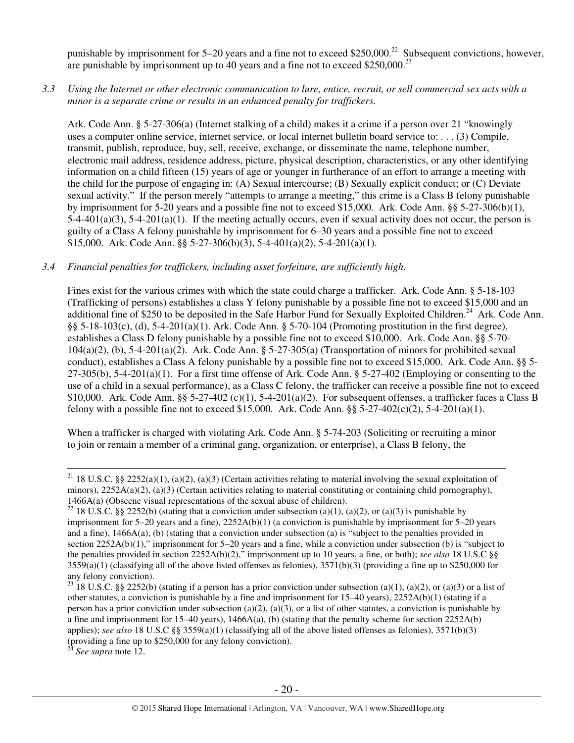punishable by imprisonment for 5–20 years and a fine not to exceed $250,000.[22] Subsequent convictions, however, are punishable by imprisonment up to 40 years and a fine not to exceed $250,000.[23]

*3.3 Using the Internet or other electronic communication to lure, entice, recruit, or sell commercial sex acts with a minor is a separate crime or results in an enhanced penalty for traffickers.*

Ark. Code Ann. § 5-27-306(a) (Internet stalking of a child) makes it a crime if a person over 21 "knowingly uses a computer online service, internet service, or local internet bulletin board service to: . . . (3) Compile, transmit, publish, reproduce, buy, sell, receive, exchange, or disseminate the name, telephone number, electronic mail address, residence address, picture, physical description, characteristics, or any other identifying information on a child fifteen (15) years of age or younger in furtherance of an effort to arrange a meeting with the child for the purpose of engaging in: (A) Sexual intercourse; (B) Sexually explicit conduct; or (C) Deviate sexual activity." If the person merely "attempts to arrange a meeting," this crime is a Class B felony punishable by imprisonment for 5-20 years and a possible fine not to exceed $15,000. Ark. Code Ann. §§ 5-27-306(b)(1), 5-4-401(a)(3), 5-4-201(a)(1). If the meeting actually occurs, even if sexual activity does not occur, the person is guilty of a Class A felony punishable by imprisonment for 6–30 years and a possible fine not to exceed $15,000. Ark. Code Ann. §§ 5-27-306(b)(3), 5-4-401(a)(2), 5-4-201(a)(1).

*3.4 Financial penalties for traffickers, including asset forfeiture, are sufficiently high.*

Fines exist for the various crimes with which the state could charge a trafficker. Ark. Code Ann. § 5-18-103 (Trafficking of persons) establishes a class Y felony punishable by a possible fine not to exceed $15,000 and an additional fine of $250 to be deposited in the Safe Harbor Fund for Sexually Exploited Children.[24] Ark. Code Ann. §§ 5-18-103(c), (d), 5-4-201(a)(1). Ark. Code Ann. § 5-70-104 (Promoting prostitution in the first degree), establishes a Class D felony punishable by a possible fine not to exceed $10,000. Ark. Code Ann. §§ 5-70-104(a)(2), (b), 5-4-201(a)(2). Ark. Code Ann. § 5-27-305(a) (Transportation of minors for prohibited sexual conduct), establishes a Class A felony punishable by a possible fine not to exceed $15,000. Ark. Code Ann. §§ 5-27-305(b), 5-4-201(a)(1). For a first time offense of Ark. Code Ann. § 5-27-402 (Employing or consenting to the use of a child in a sexual performance), as a Class C felony, the trafficker can receive a possible fine not to exceed $10,000. Ark. Code Ann. §§ 5-27-402 (c)(1), 5-4-201(a)(2). For subsequent offenses, a trafficker faces a Class B felony with a possible fine not to exceed $15,000. Ark. Code Ann. §§ 5-27-402(c)(2), 5-4-201(a)(1).

When a trafficker is charged with violating Ark. Code Ann. § 5-74-203 (Soliciting or recruiting a minor to join or remain a member of a criminal gang, organization, or enterprise), a Class B felony, the

---

[21] 18 U.S.C. §§ 2252(a)(1), (a)(2), (a)(3) (Certain activities relating to material involving the sexual exploitation of minors), 2252A(a)(2), (a)(3) (Certain activities relating to material constituting or containing child pornography), 1466A(a) (Obscene visual representations of the sexual abuse of children).

[22] 18 U.S.C. §§ 2252(b) (stating that a conviction under subsection (a)(1), (a)(2), or (a)(3) is punishable by imprisonment for 5–20 years and a fine), 2252A(b)(1) (a conviction is punishable by imprisonment for 5–20 years and a fine), 1466A(a), (b) (stating that a conviction under subsection (a) is "subject to the penalties provided in section 2252A(b)(1)," imprisonment for 5–20 years and a fine, while a conviction under subsection (b) is "subject to the penalties provided in section 2252A(b)(2)," imprisonment up to 10 years, a fine, or both); *see also* 18 U.S.C §§ 3559(a)(1) (classifying all of the above listed offenses as felonies), 3571(b)(3) (providing a fine up to $250,000 for any felony conviction).

[23] 18 U.S.C. §§ 2252(b) (stating if a person has a prior conviction under subsection (a)(1), (a)(2), or (a)(3) or a list of other statutes, a conviction is punishable by a fine and imprisonment for 15–40 years), 2252A(b)(1) (stating if a person has a prior conviction under subsection (a)(2), (a)(3), or a list of other statutes, a conviction is punishable by a fine and imprisonment for 15–40 years), 1466A(a), (b) (stating that the penalty scheme for section 2252A(b) applies); *see also* 18 U.S.C §§ 3559(a)(1) (classifying all of the above listed offenses as felonies), 3571(b)(3) (providing a fine up to $250,000 for any felony conviction).

[24] *See supra* note 12.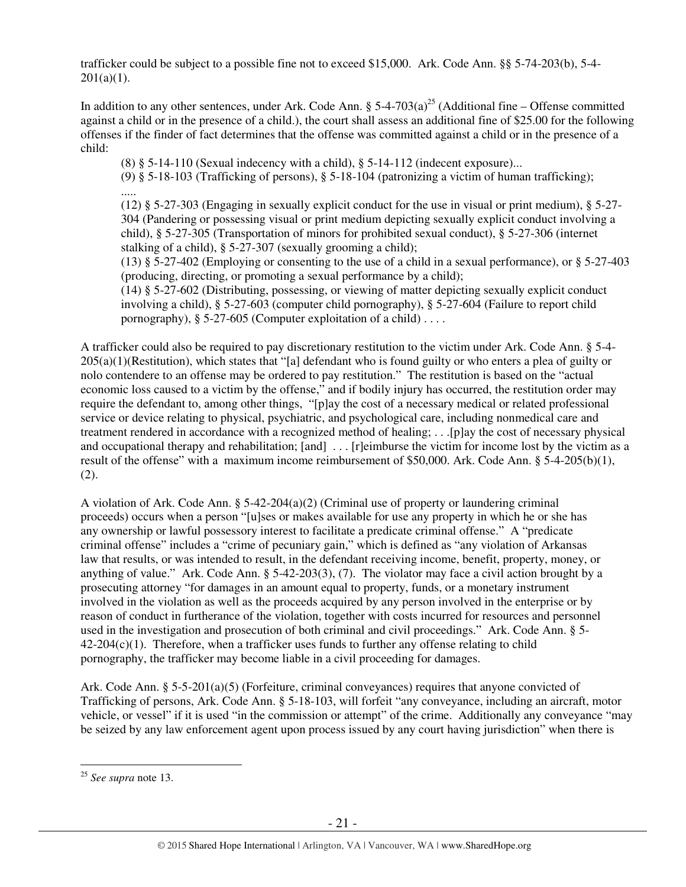trafficker could be subject to a possible fine not to exceed $15,000. Ark. Code Ann. §§ 5-74-203(b), 5-4-201(a)(1).

In addition to any other sentences, under Ark. Code Ann. § 5-4-703(a)[25] (Additional fine – Offense committed against a child or in the presence of a child.), the court shall assess an additional fine of $25.00 for the following offenses if the finder of fact determines that the offense was committed against a child or in the presence of a child:

> (8) § 5-14-110 (Sexual indecency with a child), § 5-14-112 (indecent exposure)...
>
> (9) § 5-18-103 (Trafficking of persons), § 5-18-104 (patronizing a victim of human trafficking);
>
> .....
>
> (12) § 5-27-303 (Engaging in sexually explicit conduct for the use in visual or print medium), § 5-27-304 (Pandering or possessing visual or print medium depicting sexually explicit conduct involving a child), § 5-27-305 (Transportation of minors for prohibited sexual conduct), § 5-27-306 (internet stalking of a child), § 5-27-307 (sexually grooming a child);
>
> (13) § 5-27-402 (Employing or consenting to the use of a child in a sexual performance), or § 5-27-403 (producing, directing, or promoting a sexual performance by a child);
>
> (14) § 5-27-602 (Distributing, possessing, or viewing of matter depicting sexually explicit conduct involving a child), § 5-27-603 (computer child pornography), § 5-27-604 (Failure to report child pornography), § 5-27-605 (Computer exploitation of a child) . . . .

A trafficker could also be required to pay discretionary restitution to the victim under Ark. Code Ann. § 5-4-205(a)(1)(Restitution), which states that "[a] defendant who is found guilty or who enters a plea of guilty or nolo contendere to an offense may be ordered to pay restitution." The restitution is based on the "actual economic loss caused to a victim by the offense," and if bodily injury has occurred, the restitution order may require the defendant to, among other things, "[p]ay the cost of a necessary medical or related professional service or device relating to physical, psychiatric, and psychological care, including nonmedical care and treatment rendered in accordance with a recognized method of healing; . . .[p]ay the cost of necessary physical and occupational therapy and rehabilitation; [and] . . . [r]eimburse the victim for income lost by the victim as a result of the offense" with a maximum income reimbursement of $50,000. Ark. Code Ann. § 5-4-205(b)(1), (2).

A violation of Ark. Code Ann. § 5-42-204(a)(2) (Criminal use of property or laundering criminal proceeds) occurs when a person "[u]ses or makes available for use any property in which he or she has any ownership or lawful possessory interest to facilitate a predicate criminal offense." A "predicate criminal offense" includes a "crime of pecuniary gain," which is defined as "any violation of Arkansas law that results, or was intended to result, in the defendant receiving income, benefit, property, money, or anything of value." Ark. Code Ann. § 5-42-203(3), (7). The violator may face a civil action brought by a prosecuting attorney "for damages in an amount equal to property, funds, or a monetary instrument involved in the violation as well as the proceeds acquired by any person involved in the enterprise or by reason of conduct in furtherance of the violation, together with costs incurred for resources and personnel used in the investigation and prosecution of both criminal and civil proceedings." Ark. Code Ann. § 5-42-204(c)(1). Therefore, when a trafficker uses funds to further any offense relating to child pornography, the trafficker may become liable in a civil proceeding for damages.

Ark. Code Ann. § 5-5-201(a)(5) (Forfeiture, criminal conveyances) requires that anyone convicted of Trafficking of persons, Ark. Code Ann. § 5-18-103, will forfeit "any conveyance, including an aircraft, motor vehicle, or vessel" if it is used "in the commission or attempt" of the crime. Additionally any conveyance "may be seized by any law enforcement agent upon process issued by any court having jurisdiction" when there is

[25] *See supra* note 13.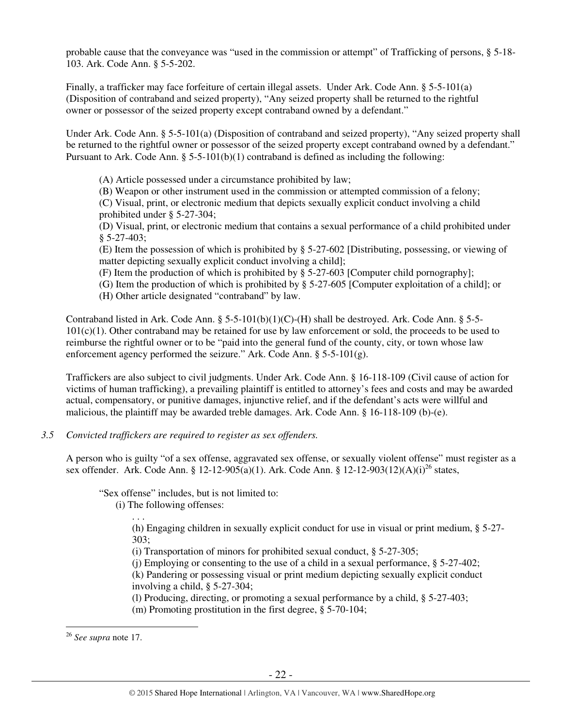probable cause that the conveyance was "used in the commission or attempt" of Trafficking of persons, § 5-18-103. Ark. Code Ann. § 5-5-202.

Finally, a trafficker may face forfeiture of certain illegal assets. Under Ark. Code Ann. § 5-5-101(a) (Disposition of contraband and seized property), "Any seized property shall be returned to the rightful owner or possessor of the seized property except contraband owned by a defendant."

Under Ark. Code Ann. § 5-5-101(a) (Disposition of contraband and seized property), "Any seized property shall be returned to the rightful owner or possessor of the seized property except contraband owned by a defendant." Pursuant to Ark. Code Ann. § 5-5-101(b)(1) contraband is defined as including the following:

> (A) Article possessed under a circumstance prohibited by law;
> (B) Weapon or other instrument used in the commission or attempted commission of a felony;
> (C) Visual, print, or electronic medium that depicts sexually explicit conduct involving a child prohibited under § 5-27-304;
> (D) Visual, print, or electronic medium that contains a sexual performance of a child prohibited under § 5-27-403;
> (E) Item the possession of which is prohibited by § 5-27-602 [Distributing, possessing, or viewing of matter depicting sexually explicit conduct involving a child];
> (F) Item the production of which is prohibited by § 5-27-603 [Computer child pornography];
> (G) Item the production of which is prohibited by § 5-27-605 [Computer exploitation of a child]; or
> (H) Other article designated "contraband" by law.

Contraband listed in Ark. Code Ann. § 5-5-101(b)(1)(C)-(H) shall be destroyed. Ark. Code Ann. § 5-5-101(c)(1). Other contraband may be retained for use by law enforcement or sold, the proceeds to be used to reimburse the rightful owner or to be "paid into the general fund of the county, city, or town whose law enforcement agency performed the seizure." Ark. Code Ann. § 5-5-101(g).

Traffickers are also subject to civil judgments. Under Ark. Code Ann. § 16-118-109 (Civil cause of action for victims of human trafficking), a prevailing plaintiff is entitled to attorney's fees and costs and may be awarded actual, compensatory, or punitive damages, injunctive relief, and if the defendant's acts were willful and malicious, the plaintiff may be awarded treble damages. Ark. Code Ann. § 16-118-109 (b)-(e).

*3.5 Convicted traffickers are required to register as sex offenders.*

A person who is guilty "of a sex offense, aggravated sex offense, or sexually violent offense" must register as a sex offender. Ark. Code Ann. § 12-12-905(a)(1). Ark. Code Ann. § 12-12-903(12)(A)(i)[26] states,

> "Sex offense" includes, but is not limited to:
> (i) The following offenses:
> . . .
> (h) Engaging children in sexually explicit conduct for use in visual or print medium, § 5-27-303;
> (i) Transportation of minors for prohibited sexual conduct, § 5-27-305;
> (j) Employing or consenting to the use of a child in a sexual performance, § 5-27-402;
> (k) Pandering or possessing visual or print medium depicting sexually explicit conduct involving a child, § 5-27-304;
> (l) Producing, directing, or promoting a sexual performance by a child, § 5-27-403;
> (m) Promoting prostitution in the first degree, § 5-70-104;

[26] *See supra* note 17.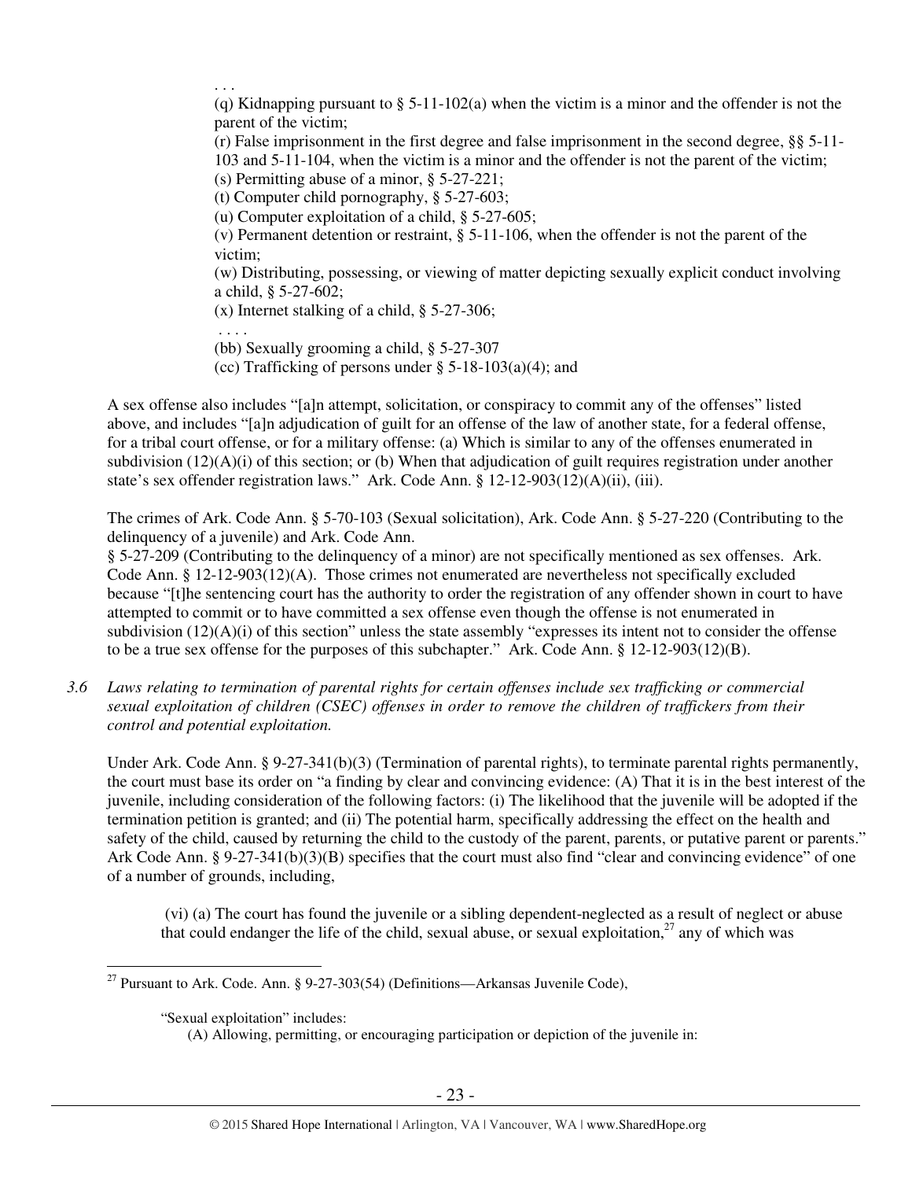> . . .
> (q) Kidnapping pursuant to § 5-11-102(a) when the victim is a minor and the offender is not the parent of the victim;
> (r) False imprisonment in the first degree and false imprisonment in the second degree, §§ 5-11-103 and 5-11-104, when the victim is a minor and the offender is not the parent of the victim;
> (s) Permitting abuse of a minor, § 5-27-221;
> (t) Computer child pornography, § 5-27-603;
> (u) Computer exploitation of a child, § 5-27-605;
> (v) Permanent detention or restraint, § 5-11-106, when the offender is not the parent of the victim;
> (w) Distributing, possessing, or viewing of matter depicting sexually explicit conduct involving a child, § 5-27-602;
> (x) Internet stalking of a child, § 5-27-306;
> . . . .
> (bb) Sexually grooming a child, § 5-27-307
> (cc) Trafficking of persons under § 5-18-103(a)(4); and

A sex offense also includes "[a]n attempt, solicitation, or conspiracy to commit any of the offenses" listed above, and includes "[a]n adjudication of guilt for an offense of the law of another state, for a federal offense, for a tribal court offense, or for a military offense: (a) Which is similar to any of the offenses enumerated in subdivision (12)(A)(i) of this section; or (b) When that adjudication of guilt requires registration under another state's sex offender registration laws." Ark. Code Ann. § 12-12-903(12)(A)(ii), (iii).

The crimes of Ark. Code Ann. § 5-70-103 (Sexual solicitation), Ark. Code Ann. § 5-27-220 (Contributing to the delinquency of a juvenile) and Ark. Code Ann. § 5-27-209 (Contributing to the delinquency of a minor) are not specifically mentioned as sex offenses. Ark. Code Ann. § 12-12-903(12)(A). Those crimes not enumerated are nevertheless not specifically excluded because "[t]he sentencing court has the authority to order the registration of any offender shown in court to have attempted to commit or to have committed a sex offense even though the offense is not enumerated in subdivision (12)(A)(i) of this section" unless the state assembly "expresses its intent not to consider the offense to be a true sex offense for the purposes of this subchapter." Ark. Code Ann. § 12-12-903(12)(B).

*3.6 Laws relating to termination of parental rights for certain offenses include sex trafficking or commercial sexual exploitation of children (CSEC) offenses in order to remove the children of traffickers from their control and potential exploitation.*

Under Ark. Code Ann. § 9-27-341(b)(3) (Termination of parental rights), to terminate parental rights permanently, the court must base its order on "a finding by clear and convincing evidence: (A) That it is in the best interest of the juvenile, including consideration of the following factors: (i) The likelihood that the juvenile will be adopted if the termination petition is granted; and (ii) The potential harm, specifically addressing the effect on the health and safety of the child, caused by returning the child to the custody of the parent, parents, or putative parent or parents." Ark Code Ann. § 9-27-341(b)(3)(B) specifies that the court must also find "clear and convincing evidence" of one of a number of grounds, including,

> (vi) (a) The court has found the juvenile or a sibling dependent-neglected as a result of neglect or abuse that could endanger the life of the child, sexual abuse, or sexual exploitation,[27] any of which was

---

[27] Pursuant to Ark. Code. Ann. § 9-27-303(54) (Definitions—Arkansas Juvenile Code),

> "Sexual exploitation" includes:
> (A) Allowing, permitting, or encouraging participation or depiction of the juvenile in: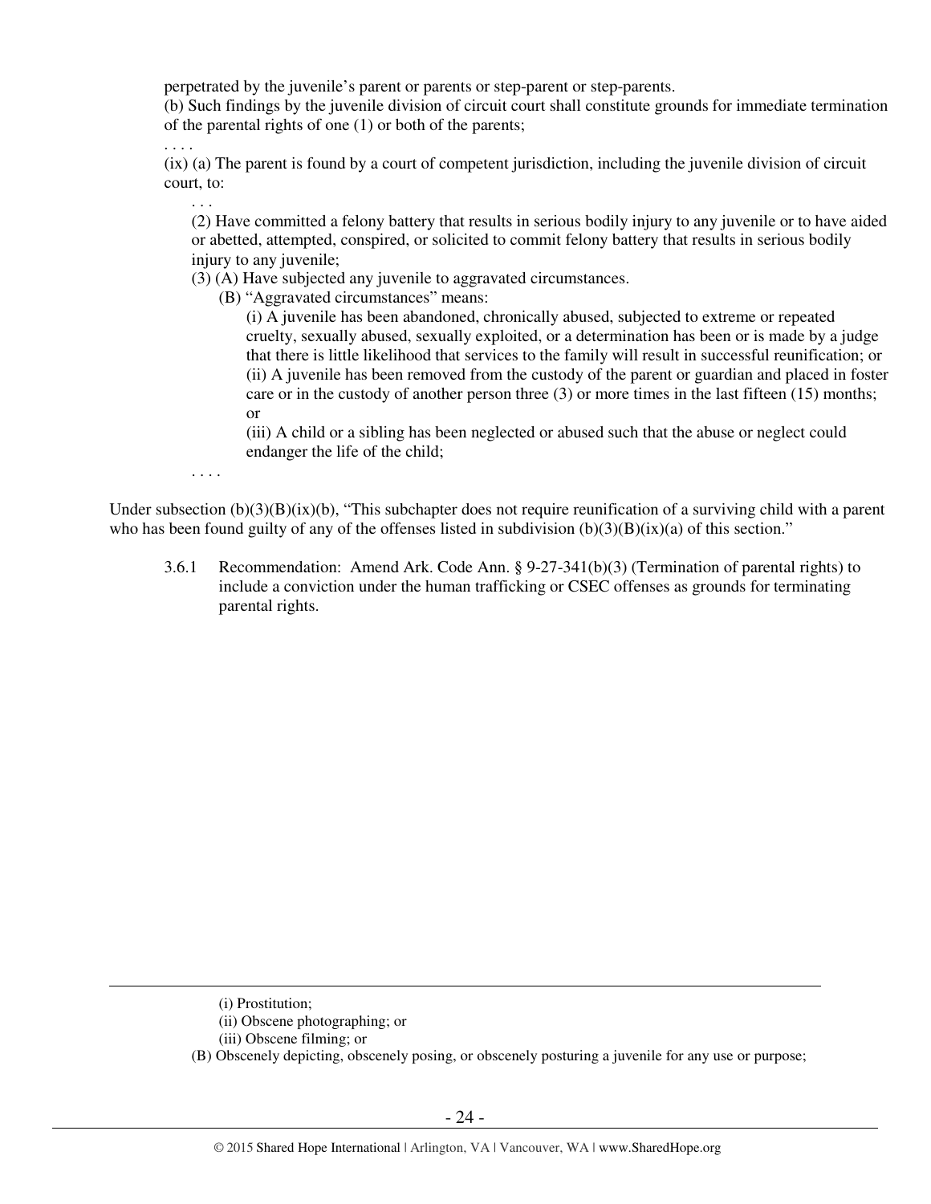perpetrated by the juvenile's parent or parents or step-parent or step-parents.

(b) Such findings by the juvenile division of circuit court shall constitute grounds for immediate termination of the parental rights of one (1) or both of the parents;

. . . .

(ix) (a) The parent is found by a court of competent jurisdiction, including the juvenile division of circuit court, to:

> . . .
>
> (2) Have committed a felony battery that results in serious bodily injury to any juvenile or to have aided or abetted, attempted, conspired, or solicited to commit felony battery that results in serious bodily injury to any juvenile;
>
> (3) (A) Have subjected any juvenile to aggravated circumstances.
>
> > (B) "Aggravated circumstances" means:
> >
> > > (i) A juvenile has been abandoned, chronically abused, subjected to extreme or repeated cruelty, sexually abused, sexually exploited, or a determination has been or is made by a judge that there is little likelihood that services to the family will result in successful reunification; or
> > >
> > > (ii) A juvenile has been removed from the custody of the parent or guardian and placed in foster care or in the custody of another person three (3) or more times in the last fifteen (15) months; or
> > >
> > > (iii) A child or a sibling has been neglected or abused such that the abuse or neglect could endanger the life of the child;
>
> . . . .

Under subsection (b)(3)(B)(ix)(b), "This subchapter does not require reunification of a surviving child with a parent who has been found guilty of any of the offenses listed in subdivision (b)(3)(B)(ix)(a) of this section."

3.6.1 Recommendation: Amend Ark. Code Ann. § 9-27-341(b)(3) (Termination of parental rights) to include a conviction under the human trafficking or CSEC offenses as grounds for terminating parental rights.

---

(i) Prostitution;

(ii) Obscene photographing; or

(iii) Obscene filming; or

(B) Obscenely depicting, obscenely posing, or obscenely posturing a juvenile for any use or purpose;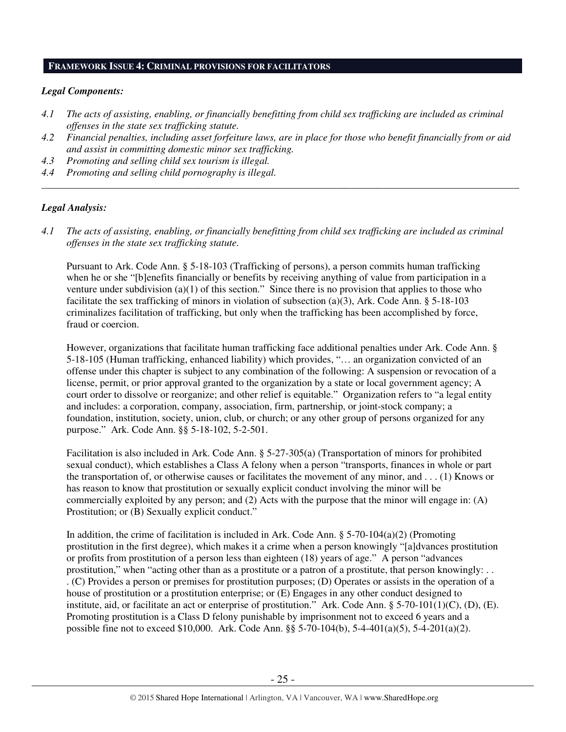## FRAMEWORK ISSUE 4: CRIMINAL PROVISIONS FOR FACILITATORS

***Legal Components:***

*4.1 The acts of assisting, enabling, or financially benefitting from child sex trafficking are included as criminal offenses in the state sex trafficking statute.*

*4.2 Financial penalties, including asset forfeiture laws, are in place for those who benefit financially from or aid and assist in committing domestic minor sex trafficking.*

*4.3 Promoting and selling child sex tourism is illegal.*

*4.4 Promoting and selling child pornography is illegal.*

---

***Legal Analysis:***

*4.1 The acts of assisting, enabling, or financially benefitting from child sex trafficking are included as criminal offenses in the state sex trafficking statute.*

Pursuant to Ark. Code Ann. § 5-18-103 (Trafficking of persons), a person commits human trafficking when he or she "[b]enefits financially or benefits by receiving anything of value from participation in a venture under subdivision (a)(1) of this section." Since there is no provision that applies to those who facilitate the sex trafficking of minors in violation of subsection (a)(3), Ark. Code Ann. § 5-18-103 criminalizes facilitation of trafficking, but only when the trafficking has been accomplished by force, fraud or coercion.

However, organizations that facilitate human trafficking face additional penalties under Ark. Code Ann. § 5-18-105 (Human trafficking, enhanced liability) which provides, "… an organization convicted of an offense under this chapter is subject to any combination of the following: A suspension or revocation of a license, permit, or prior approval granted to the organization by a state or local government agency; A court order to dissolve or reorganize; and other relief is equitable." Organization refers to "a legal entity and includes: a corporation, company, association, firm, partnership, or joint-stock company; a foundation, institution, society, union, club, or church; or any other group of persons organized for any purpose." Ark. Code Ann. §§ 5-18-102, 5-2-501.

Facilitation is also included in Ark. Code Ann. § 5-27-305(a) (Transportation of minors for prohibited sexual conduct), which establishes a Class A felony when a person "transports, finances in whole or part the transportation of, or otherwise causes or facilitates the movement of any minor, and . . . (1) Knows or has reason to know that prostitution or sexually explicit conduct involving the minor will be commercially exploited by any person; and (2) Acts with the purpose that the minor will engage in: (A) Prostitution; or (B) Sexually explicit conduct."

In addition, the crime of facilitation is included in Ark. Code Ann. § 5-70-104(a)(2) (Promoting prostitution in the first degree), which makes it a crime when a person knowingly "[a]dvances prostitution or profits from prostitution of a person less than eighteen (18) years of age." A person "advances prostitution," when "acting other than as a prostitute or a patron of a prostitute, that person knowingly: . . . (C) Provides a person or premises for prostitution purposes; (D) Operates or assists in the operation of a house of prostitution or a prostitution enterprise; or (E) Engages in any other conduct designed to institute, aid, or facilitate an act or enterprise of prostitution." Ark. Code Ann. § 5-70-101(1)(C), (D), (E). Promoting prostitution is a Class D felony punishable by imprisonment not to exceed 6 years and a possible fine not to exceed $10,000. Ark. Code Ann. §§ 5-70-104(b), 5-4-401(a)(5), 5-4-201(a)(2).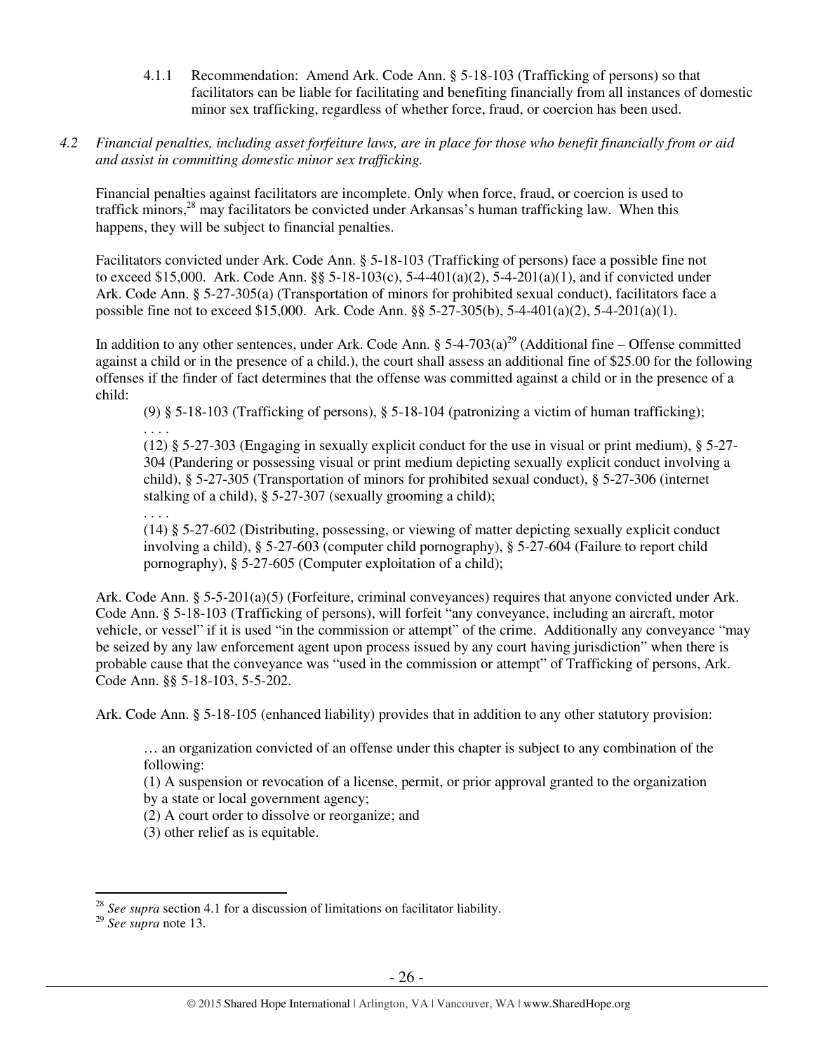4.1.1 Recommendation: Amend Ark. Code Ann. § 5-18-103 (Trafficking of persons) so that facilitators can be liable for facilitating and benefiting financially from all instances of domestic minor sex trafficking, regardless of whether force, fraud, or coercion has been used.

*4.2 Financial penalties, including asset forfeiture laws, are in place for those who benefit financially from or aid and assist in committing domestic minor sex trafficking.*

Financial penalties against facilitators are incomplete. Only when force, fraud, or coercion is used to traffick minors,[28] may facilitators be convicted under Arkansas's human trafficking law. When this happens, they will be subject to financial penalties.

Facilitators convicted under Ark. Code Ann. § 5-18-103 (Trafficking of persons) face a possible fine not to exceed $15,000. Ark. Code Ann. §§ 5-18-103(c), 5-4-401(a)(2), 5-4-201(a)(1), and if convicted under Ark. Code Ann. § 5-27-305(a) (Transportation of minors for prohibited sexual conduct), facilitators face a possible fine not to exceed $15,000. Ark. Code Ann. §§ 5-27-305(b), 5-4-401(a)(2), 5-4-201(a)(1).

In addition to any other sentences, under Ark. Code Ann. § 5-4-703(a)[29] (Additional fine – Offense committed against a child or in the presence of a child.), the court shall assess an additional fine of $25.00 for the following offenses if the finder of fact determines that the offense was committed against a child or in the presence of a child:

> (9) § 5-18-103 (Trafficking of persons), § 5-18-104 (patronizing a victim of human trafficking);
> . . . .
> (12) § 5-27-303 (Engaging in sexually explicit conduct for the use in visual or print medium), § 5-27-304 (Pandering or possessing visual or print medium depicting sexually explicit conduct involving a child), § 5-27-305 (Transportation of minors for prohibited sexual conduct), § 5-27-306 (internet stalking of a child), § 5-27-307 (sexually grooming a child);
> . . . .
> (14) § 5-27-602 (Distributing, possessing, or viewing of matter depicting sexually explicit conduct involving a child), § 5-27-603 (computer child pornography), § 5-27-604 (Failure to report child pornography), § 5-27-605 (Computer exploitation of a child);

Ark. Code Ann. § 5-5-201(a)(5) (Forfeiture, criminal conveyances) requires that anyone convicted under Ark. Code Ann. § 5-18-103 (Trafficking of persons), will forfeit "any conveyance, including an aircraft, motor vehicle, or vessel" if it is used "in the commission or attempt" of the crime. Additionally any conveyance "may be seized by any law enforcement agent upon process issued by any court having jurisdiction" when there is probable cause that the conveyance was "used in the commission or attempt" of Trafficking of persons, Ark. Code Ann. §§ 5-18-103, 5-5-202.

Ark. Code Ann. § 5-18-105 (enhanced liability) provides that in addition to any other statutory provision:

> … an organization convicted of an offense under this chapter is subject to any combination of the following:
> (1) A suspension or revocation of a license, permit, or prior approval granted to the organization by a state or local government agency;
> (2) A court order to dissolve or reorganize; and
> (3) other relief as is equitable.

---

[28] *See supra* section 4.1 for a discussion of limitations on facilitator liability.

[29] *See supra* note 13.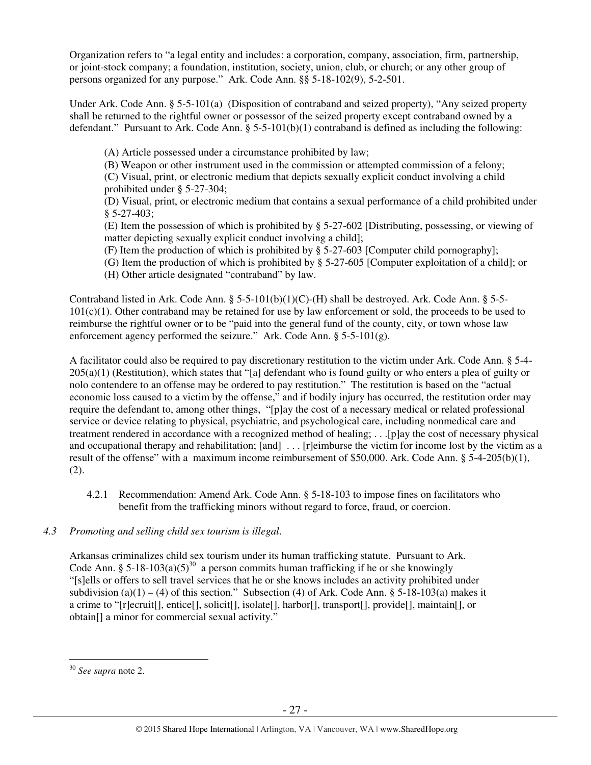Organization refers to "a legal entity and includes: a corporation, company, association, firm, partnership, or joint-stock company; a foundation, institution, society, union, club, or church; or any other group of persons organized for any purpose." Ark. Code Ann. §§ 5-18-102(9), 5-2-501.

Under Ark. Code Ann. § 5-5-101(a) (Disposition of contraband and seized property), "Any seized property shall be returned to the rightful owner or possessor of the seized property except contraband owned by a defendant." Pursuant to Ark. Code Ann. § 5-5-101(b)(1) contraband is defined as including the following:

> (A) Article possessed under a circumstance prohibited by law;
> (B) Weapon or other instrument used in the commission or attempted commission of a felony;
> (C) Visual, print, or electronic medium that depicts sexually explicit conduct involving a child prohibited under § 5-27-304;
> (D) Visual, print, or electronic medium that contains a sexual performance of a child prohibited under § 5-27-403;
> (E) Item the possession of which is prohibited by § 5-27-602 [Distributing, possessing, or viewing of matter depicting sexually explicit conduct involving a child];
> (F) Item the production of which is prohibited by § 5-27-603 [Computer child pornography];
> (G) Item the production of which is prohibited by § 5-27-605 [Computer exploitation of a child]; or
> (H) Other article designated "contraband" by law.

Contraband listed in Ark. Code Ann. § 5-5-101(b)(1)(C)-(H) shall be destroyed. Ark. Code Ann. § 5-5-101(c)(1). Other contraband may be retained for use by law enforcement or sold, the proceeds to be used to reimburse the rightful owner or to be "paid into the general fund of the county, city, or town whose law enforcement agency performed the seizure." Ark. Code Ann. § 5-5-101(g).

A facilitator could also be required to pay discretionary restitution to the victim under Ark. Code Ann. § 5-4-205(a)(1) (Restitution), which states that "[a] defendant who is found guilty or who enters a plea of guilty or nolo contendere to an offense may be ordered to pay restitution." The restitution is based on the "actual economic loss caused to a victim by the offense," and if bodily injury has occurred, the restitution order may require the defendant to, among other things, "[p]ay the cost of a necessary medical or related professional service or device relating to physical, psychiatric, and psychological care, including nonmedical care and treatment rendered in accordance with a recognized method of healing; . . .[p]ay the cost of necessary physical and occupational therapy and rehabilitation; [and] . . . [r]eimburse the victim for income lost by the victim as a result of the offense" with a maximum income reimbursement of $50,000. Ark. Code Ann. § 5-4-205(b)(1), (2).

4.2.1 Recommendation: Amend Ark. Code Ann. § 5-18-103 to impose fines on facilitators who benefit from the trafficking minors without regard to force, fraud, or coercion.

### *4.3 Promoting and selling child sex tourism is illegal.*

Arkansas criminalizes child sex tourism under its human trafficking statute. Pursuant to Ark. Code Ann. § 5-18-103(a)(5)[30] a person commits human trafficking if he or she knowingly "[s]ells or offers to sell travel services that he or she knows includes an activity prohibited under subdivision (a)(1) – (4) of this section." Subsection (4) of Ark. Code Ann. § 5-18-103(a) makes it a crime to "[r]ecruit[], entice[], solicit[], isolate[], harbor[], transport[], provide[], maintain[], or obtain[] a minor for commercial sexual activity."

---

[30] *See supra* note 2.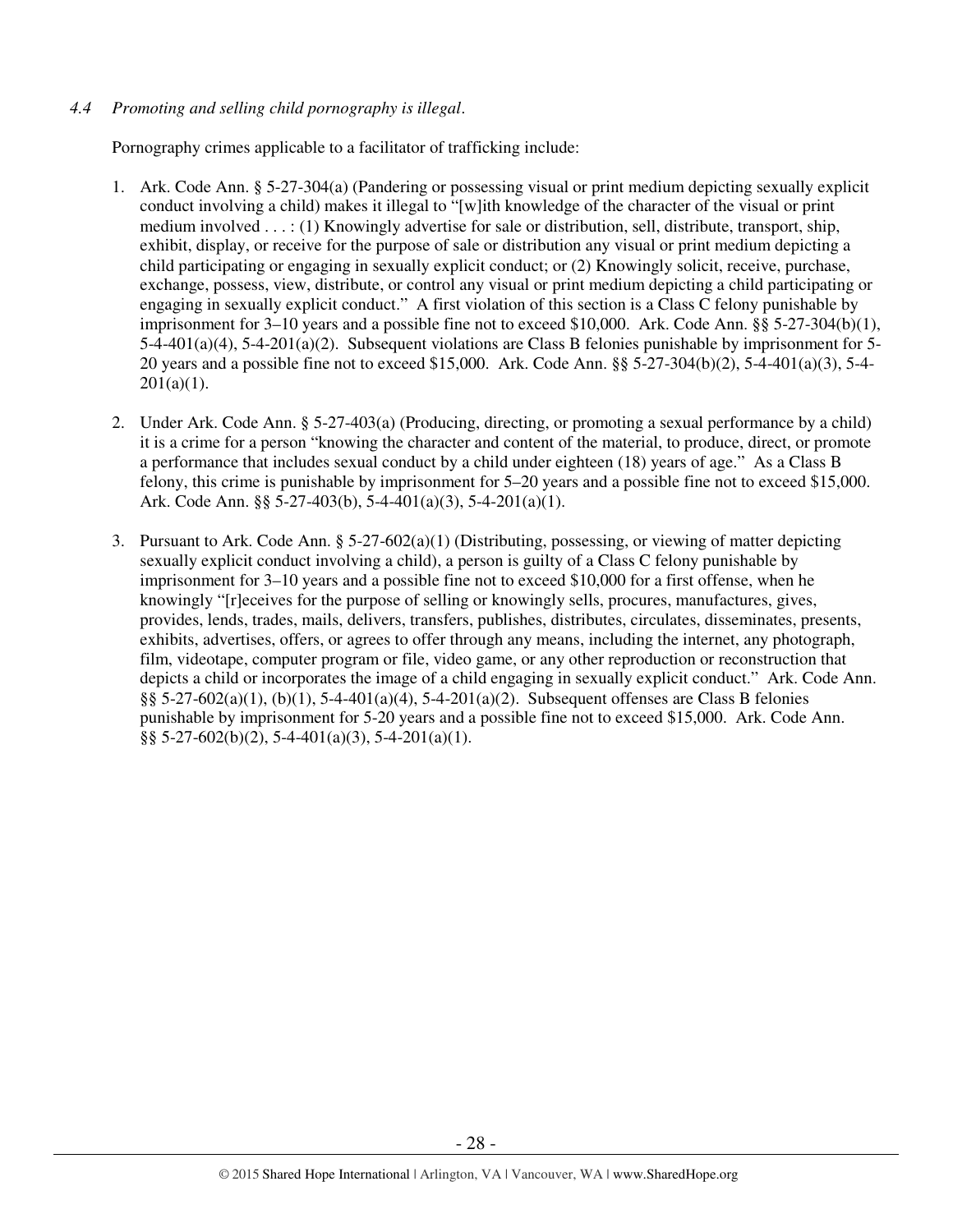*4.4 Promoting and selling child pornography is illegal.*

Pornography crimes applicable to a facilitator of trafficking include:

1. Ark. Code Ann. § 5-27-304(a) (Pandering or possessing visual or print medium depicting sexually explicit conduct involving a child) makes it illegal to "[w]ith knowledge of the character of the visual or print medium involved . . . : (1) Knowingly advertise for sale or distribution, sell, distribute, transport, ship, exhibit, display, or receive for the purpose of sale or distribution any visual or print medium depicting a child participating or engaging in sexually explicit conduct; or (2) Knowingly solicit, receive, purchase, exchange, possess, view, distribute, or control any visual or print medium depicting a child participating or engaging in sexually explicit conduct." A first violation of this section is a Class C felony punishable by imprisonment for 3–10 years and a possible fine not to exceed $10,000. Ark. Code Ann. §§ 5-27-304(b)(1), 5-4-401(a)(4), 5-4-201(a)(2). Subsequent violations are Class B felonies punishable by imprisonment for 5-20 years and a possible fine not to exceed $15,000. Ark. Code Ann. §§ 5-27-304(b)(2), 5-4-401(a)(3), 5-4-201(a)(1).

2. Under Ark. Code Ann. § 5-27-403(a) (Producing, directing, or promoting a sexual performance by a child) it is a crime for a person "knowing the character and content of the material, to produce, direct, or promote a performance that includes sexual conduct by a child under eighteen (18) years of age." As a Class B felony, this crime is punishable by imprisonment for 5–20 years and a possible fine not to exceed $15,000. Ark. Code Ann. §§ 5-27-403(b), 5-4-401(a)(3), 5-4-201(a)(1).

3. Pursuant to Ark. Code Ann. § 5-27-602(a)(1) (Distributing, possessing, or viewing of matter depicting sexually explicit conduct involving a child), a person is guilty of a Class C felony punishable by imprisonment for 3–10 years and a possible fine not to exceed $10,000 for a first offense, when he knowingly "[r]eceives for the purpose of selling or knowingly sells, procures, manufactures, gives, provides, lends, trades, mails, delivers, transfers, publishes, distributes, circulates, disseminates, presents, exhibits, advertises, offers, or agrees to offer through any means, including the internet, any photograph, film, videotape, computer program or file, video game, or any other reproduction or reconstruction that depicts a child or incorporates the image of a child engaging in sexually explicit conduct." Ark. Code Ann. §§ 5-27-602(a)(1), (b)(1), 5-4-401(a)(4), 5-4-201(a)(2). Subsequent offenses are Class B felonies punishable by imprisonment for 5-20 years and a possible fine not to exceed $15,000. Ark. Code Ann. §§ 5-27-602(b)(2), 5-4-401(a)(3), 5-4-201(a)(1).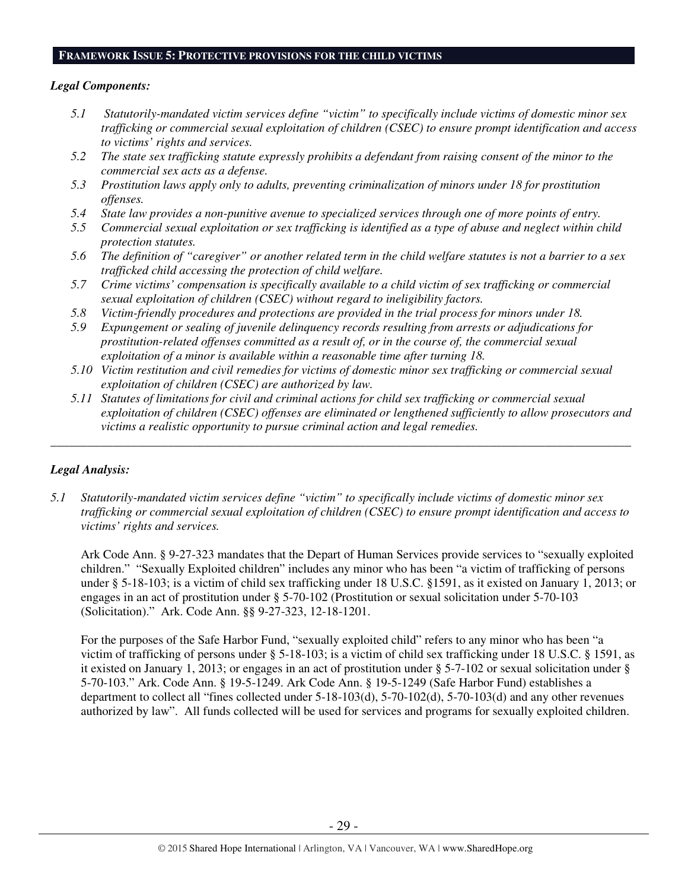## FRAMEWORK ISSUE 5: PROTECTIVE PROVISIONS FOR THE CHILD VICTIMS

***Legal Components:***

*5.1 Statutorily-mandated victim services define "victim" to specifically include victims of domestic minor sex trafficking or commercial sexual exploitation of children (CSEC) to ensure prompt identification and access to victims' rights and services.*

*5.2 The state sex trafficking statute expressly prohibits a defendant from raising consent of the minor to the commercial sex acts as a defense.*

*5.3 Prostitution laws apply only to adults, preventing criminalization of minors under 18 for prostitution offenses.*

*5.4 State law provides a non-punitive avenue to specialized services through one of more points of entry.*

*5.5 Commercial sexual exploitation or sex trafficking is identified as a type of abuse and neglect within child protection statutes.*

*5.6 The definition of "caregiver" or another related term in the child welfare statutes is not a barrier to a sex trafficked child accessing the protection of child welfare.*

*5.7 Crime victims' compensation is specifically available to a child victim of sex trafficking or commercial sexual exploitation of children (CSEC) without regard to ineligibility factors.*

*5.8 Victim-friendly procedures and protections are provided in the trial process for minors under 18.*

*5.9 Expungement or sealing of juvenile delinquency records resulting from arrests or adjudications for prostitution-related offenses committed as a result of, or in the course of, the commercial sexual exploitation of a minor is available within a reasonable time after turning 18.*

*5.10 Victim restitution and civil remedies for victims of domestic minor sex trafficking or commercial sexual exploitation of children (CSEC) are authorized by law.*

*5.11 Statutes of limitations for civil and criminal actions for child sex trafficking or commercial sexual exploitation of children (CSEC) offenses are eliminated or lengthened sufficiently to allow prosecutors and victims a realistic opportunity to pursue criminal action and legal remedies.*

---

***Legal Analysis:***

*5.1 Statutorily-mandated victim services define "victim" to specifically include victims of domestic minor sex trafficking or commercial sexual exploitation of children (CSEC) to ensure prompt identification and access to victims' rights and services.*

Ark Code Ann. § 9-27-323 mandates that the Depart of Human Services provide services to "sexually exploited children." "Sexually Exploited children" includes any minor who has been "a victim of trafficking of persons under § 5-18-103; is a victim of child sex trafficking under 18 U.S.C. §1591, as it existed on January 1, 2013; or engages in an act of prostitution under § 5-70-102 (Prostitution or sexual solicitation under 5-70-103 (Solicitation)." Ark. Code Ann. §§ 9-27-323, 12-18-1201.

For the purposes of the Safe Harbor Fund, "sexually exploited child" refers to any minor who has been "a victim of trafficking of persons under § 5-18-103; is a victim of child sex trafficking under 18 U.S.C. § 1591, as it existed on January 1, 2013; or engages in an act of prostitution under § 5-7-102 or sexual solicitation under § 5-70-103." Ark. Code Ann. § 19-5-1249. Ark Code Ann. § 19-5-1249 (Safe Harbor Fund) establishes a department to collect all "fines collected under 5-18-103(d), 5-70-102(d), 5-70-103(d) and any other revenues authorized by law". All funds collected will be used for services and programs for sexually exploited children.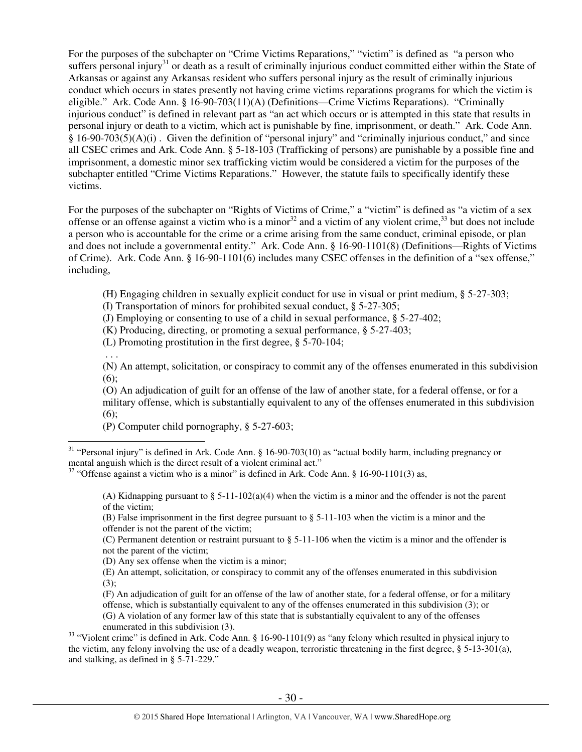For the purposes of the subchapter on "Crime Victims Reparations," "victim" is defined as "a person who suffers personal injury[31] or death as a result of criminally injurious conduct committed either within the State of Arkansas or against any Arkansas resident who suffers personal injury as the result of criminally injurious conduct which occurs in states presently not having crime victims reparations programs for which the victim is eligible." Ark. Code Ann. § 16-90-703(11)(A) (Definitions—Crime Victims Reparations). "Criminally injurious conduct" is defined in relevant part as "an act which occurs or is attempted in this state that results in personal injury or death to a victim, which act is punishable by fine, imprisonment, or death." Ark. Code Ann. § 16-90-703(5)(A)(i) . Given the definition of "personal injury" and "criminally injurious conduct," and since all CSEC crimes and Ark. Code Ann. § 5-18-103 (Trafficking of persons) are punishable by a possible fine and imprisonment, a domestic minor sex trafficking victim would be considered a victim for the purposes of the subchapter entitled "Crime Victims Reparations." However, the statute fails to specifically identify these victims.

For the purposes of the subchapter on "Rights of Victims of Crime," a "victim" is defined as "a victim of a sex offense or an offense against a victim who is a minor[32] and a victim of any violent crime,[33] but does not include a person who is accountable for the crime or a crime arising from the same conduct, criminal episode, or plan and does not include a governmental entity." Ark. Code Ann. § 16-90-1101(8) (Definitions—Rights of Victims of Crime). Ark. Code Ann. § 16-90-1101(6) includes many CSEC offenses in the definition of a "sex offense," including,

> (H) Engaging children in sexually explicit conduct for use in visual or print medium, § 5-27-303;
> (I) Transportation of minors for prohibited sexual conduct, § 5-27-305;
> (J) Employing or consenting to use of a child in sexual performance, § 5-27-402;
> (K) Producing, directing, or promoting a sexual performance, § 5-27-403;
> (L) Promoting prostitution in the first degree, § 5-70-104;
> . . .
> (N) An attempt, solicitation, or conspiracy to commit any of the offenses enumerated in this subdivision (6);
> (O) An adjudication of guilt for an offense of the law of another state, for a federal offense, or for a military offense, which is substantially equivalent to any of the offenses enumerated in this subdivision (6);
> (P) Computer child pornography, § 5-27-603;

---

[31] "Personal injury" is defined in Ark. Code Ann. § 16-90-703(10) as "actual bodily harm, including pregnancy or mental anguish which is the direct result of a violent criminal act."

[32] "Offense against a victim who is a minor" is defined in Ark. Code Ann. § 16-90-1101(3) as,

> (A) Kidnapping pursuant to § 5-11-102(a)(4) when the victim is a minor and the offender is not the parent of the victim;
> (B) False imprisonment in the first degree pursuant to § 5-11-103 when the victim is a minor and the offender is not the parent of the victim;
> (C) Permanent detention or restraint pursuant to § 5-11-106 when the victim is a minor and the offender is not the parent of the victim;
> (D) Any sex offense when the victim is a minor;
> (E) An attempt, solicitation, or conspiracy to commit any of the offenses enumerated in this subdivision (3);
> (F) An adjudication of guilt for an offense of the law of another state, for a federal offense, or for a military offense, which is substantially equivalent to any of the offenses enumerated in this subdivision (3); or
> (G) A violation of any former law of this state that is substantially equivalent to any of the offenses enumerated in this subdivision (3).

[33] "Violent crime" is defined in Ark. Code Ann. § 16-90-1101(9) as "any felony which resulted in physical injury to the victim, any felony involving the use of a deadly weapon, terroristic threatening in the first degree, § 5-13-301(a), and stalking, as defined in § 5-71-229."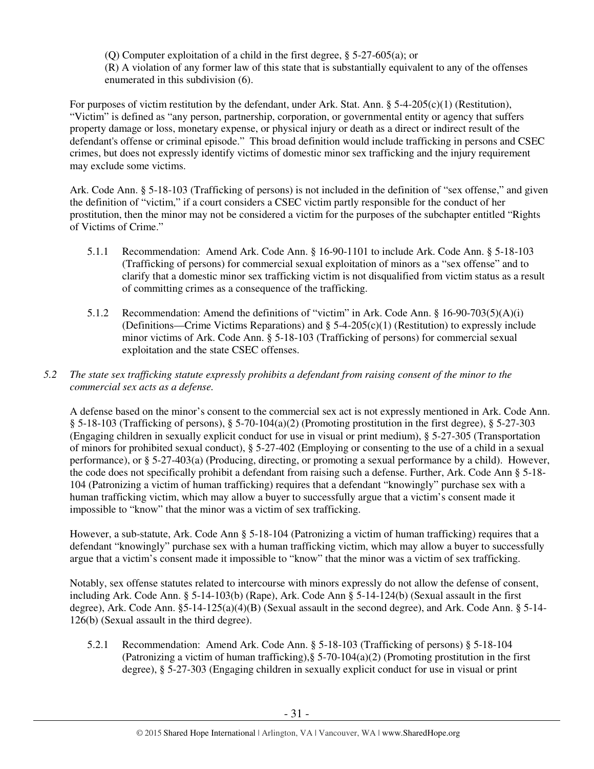(Q) Computer exploitation of a child in the first degree, § 5-27-605(a); or

(R) A violation of any former law of this state that is substantially equivalent to any of the offenses enumerated in this subdivision (6).

For purposes of victim restitution by the defendant, under Ark. Stat. Ann. § 5-4-205(c)(1) (Restitution), "Victim" is defined as "any person, partnership, corporation, or governmental entity or agency that suffers property damage or loss, monetary expense, or physical injury or death as a direct or indirect result of the defendant's offense or criminal episode." This broad definition would include trafficking in persons and CSEC crimes, but does not expressly identify victims of domestic minor sex trafficking and the injury requirement may exclude some victims.

Ark. Code Ann. § 5-18-103 (Trafficking of persons) is not included in the definition of "sex offense," and given the definition of "victim," if a court considers a CSEC victim partly responsible for the conduct of her prostitution, then the minor may not be considered a victim for the purposes of the subchapter entitled "Rights of Victims of Crime."

5.1.1 Recommendation: Amend Ark. Code Ann. § 16-90-1101 to include Ark. Code Ann. § 5-18-103 (Trafficking of persons) for commercial sexual exploitation of minors as a "sex offense" and to clarify that a domestic minor sex trafficking victim is not disqualified from victim status as a result of committing crimes as a consequence of the trafficking.

5.1.2 Recommendation: Amend the definitions of "victim" in Ark. Code Ann. § 16-90-703(5)(A)(i) (Definitions—Crime Victims Reparations) and § 5-4-205(c)(1) (Restitution) to expressly include minor victims of Ark. Code Ann. § 5-18-103 (Trafficking of persons) for commercial sexual exploitation and the state CSEC offenses.

*5.2 The state sex trafficking statute expressly prohibits a defendant from raising consent of the minor to the commercial sex acts as a defense.*

A defense based on the minor's consent to the commercial sex act is not expressly mentioned in Ark. Code Ann. § 5-18-103 (Trafficking of persons), § 5-70-104(a)(2) (Promoting prostitution in the first degree), § 5-27-303 (Engaging children in sexually explicit conduct for use in visual or print medium), § 5-27-305 (Transportation of minors for prohibited sexual conduct), § 5-27-402 (Employing or consenting to the use of a child in a sexual performance), or § 5-27-403(a) (Producing, directing, or promoting a sexual performance by a child). However, the code does not specifically prohibit a defendant from raising such a defense. Further, Ark. Code Ann § 5-18-104 (Patronizing a victim of human trafficking) requires that a defendant "knowingly" purchase sex with a human trafficking victim, which may allow a buyer to successfully argue that a victim's consent made it impossible to "know" that the minor was a victim of sex trafficking.

However, a sub-statute, Ark. Code Ann § 5-18-104 (Patronizing a victim of human trafficking) requires that a defendant "knowingly" purchase sex with a human trafficking victim, which may allow a buyer to successfully argue that a victim's consent made it impossible to "know" that the minor was a victim of sex trafficking.

Notably, sex offense statutes related to intercourse with minors expressly do not allow the defense of consent, including Ark. Code Ann. § 5-14-103(b) (Rape), Ark. Code Ann § 5-14-124(b) (Sexual assault in the first degree), Ark. Code Ann. §5-14-125(a)(4)(B) (Sexual assault in the second degree), and Ark. Code Ann. § 5-14-126(b) (Sexual assault in the third degree).

5.2.1 Recommendation: Amend Ark. Code Ann. § 5-18-103 (Trafficking of persons) § 5-18-104 (Patronizing a victim of human trafficking),§ 5-70-104(a)(2) (Promoting prostitution in the first degree), § 5-27-303 (Engaging children in sexually explicit conduct for use in visual or print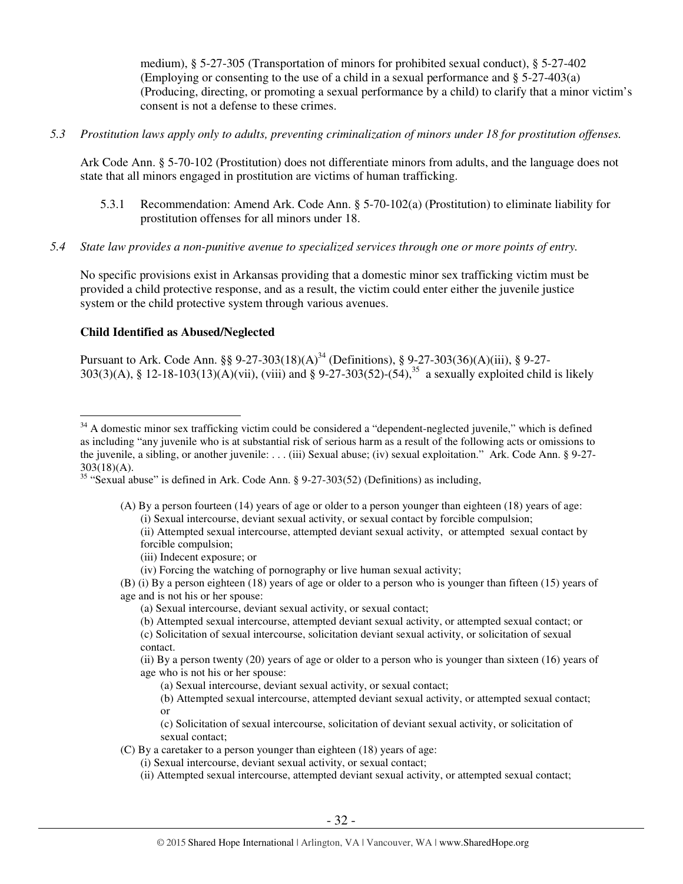medium), § 5-27-305 (Transportation of minors for prohibited sexual conduct), § 5-27-402 (Employing or consenting to the use of a child in a sexual performance and § 5-27-403(a) (Producing, directing, or promoting a sexual performance by a child) to clarify that a minor victim's consent is not a defense to these crimes.

*5.3 Prostitution laws apply only to adults, preventing criminalization of minors under 18 for prostitution offenses.*

Ark Code Ann. § 5-70-102 (Prostitution) does not differentiate minors from adults, and the language does not state that all minors engaged in prostitution are victims of human trafficking.

5.3.1 Recommendation: Amend Ark. Code Ann. § 5-70-102(a) (Prostitution) to eliminate liability for prostitution offenses for all minors under 18.

*5.4 State law provides a non-punitive avenue to specialized services through one or more points of entry.*

No specific provisions exist in Arkansas providing that a domestic minor sex trafficking victim must be provided a child protective response, and as a result, the victim could enter either the juvenile justice system or the child protective system through various avenues.

**Child Identified as Abused/Neglected**

Pursuant to Ark. Code Ann. §§ 9-27-303(18)(A)[34] (Definitions), § 9-27-303(36)(A)(iii), § 9-27-303(3)(A), § 12-18-103(13)(A)(vii), (viii) and § 9-27-303(52)-(54),[35] a sexually exploited child is likely

---

[34] A domestic minor sex trafficking victim could be considered a "dependent-neglected juvenile," which is defined as including "any juvenile who is at substantial risk of serious harm as a result of the following acts or omissions to the juvenile, a sibling, or another juvenile: . . . (iii) Sexual abuse; (iv) sexual exploitation." Ark. Code Ann. § 9-27-303(18)(A).

[35] "Sexual abuse" is defined in Ark. Code Ann. § 9-27-303(52) (Definitions) as including,

(A) By a person fourteen (14) years of age or older to a person younger than eighteen (18) years of age:
  (i) Sexual intercourse, deviant sexual activity, or sexual contact by forcible compulsion;
  (ii) Attempted sexual intercourse, attempted deviant sexual activity, or attempted sexual contact by forcible compulsion;
  (iii) Indecent exposure; or
  (iv) Forcing the watching of pornography or live human sexual activity;
(B) (i) By a person eighteen (18) years of age or older to a person who is younger than fifteen (15) years of age and is not his or her spouse:
  (a) Sexual intercourse, deviant sexual activity, or sexual contact;
  (b) Attempted sexual intercourse, attempted deviant sexual activity, or attempted sexual contact; or
  (c) Solicitation of sexual intercourse, solicitation deviant sexual activity, or solicitation of sexual contact.
  (ii) By a person twenty (20) years of age or older to a person who is younger than sixteen (16) years of age who is not his or her spouse:
    (a) Sexual intercourse, deviant sexual activity, or sexual contact;
    (b) Attempted sexual intercourse, attempted deviant sexual activity, or attempted sexual contact; or
    (c) Solicitation of sexual intercourse, solicitation of deviant sexual activity, or solicitation of sexual contact;
(C) By a caretaker to a person younger than eighteen (18) years of age:
  (i) Sexual intercourse, deviant sexual activity, or sexual contact;
  (ii) Attempted sexual intercourse, attempted deviant sexual activity, or attempted sexual contact;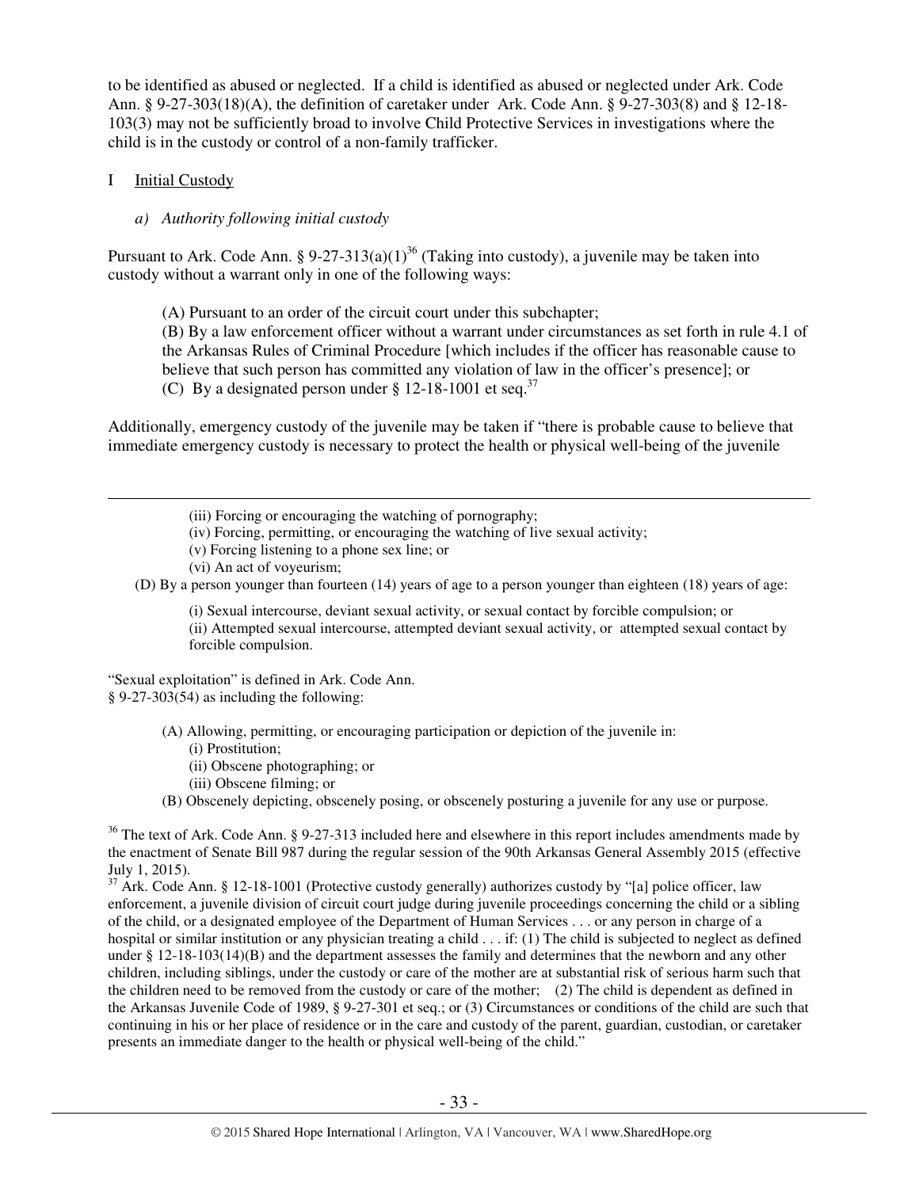to be identified as abused or neglected. If a child is identified as abused or neglected under Ark. Code Ann. § 9-27-303(18)(A), the definition of caretaker under Ark. Code Ann. § 9-27-303(8) and § 12-18-103(3) may not be sufficiently broad to involve Child Protective Services in investigations where the child is in the custody or control of a non-family trafficker.

I Initial Custody

*a) Authority following initial custody*

Pursuant to Ark. Code Ann. § 9-27-313(a)(1)[36] (Taking into custody), a juvenile may be taken into custody without a warrant only in one of the following ways:

> (A) Pursuant to an order of the circuit court under this subchapter;
> (B) By a law enforcement officer without a warrant under circumstances as set forth in rule 4.1 of the Arkansas Rules of Criminal Procedure [which includes if the officer has reasonable cause to believe that such person has committed any violation of law in the officer's presence]; or
> (C) By a designated person under § 12-18-1001 et seq.[37]

Additionally, emergency custody of the juvenile may be taken if "there is probable cause to believe that immediate emergency custody is necessary to protect the health or physical well-being of the juvenile

---

> (iii) Forcing or encouraging the watching of pornography;
> (iv) Forcing, permitting, or encouraging the watching of live sexual activity;
> (v) Forcing listening to a phone sex line; or
> (vi) An act of voyeurism;
>
> (D) By a person younger than fourteen (14) years of age to a person younger than eighteen (18) years of age:
>
> (i) Sexual intercourse, deviant sexual activity, or sexual contact by forcible compulsion; or
> (ii) Attempted sexual intercourse, attempted deviant sexual activity, or attempted sexual contact by forcible compulsion.

"Sexual exploitation" is defined in Ark. Code Ann. § 9-27-303(54) as including the following:

> (A) Allowing, permitting, or encouraging participation or depiction of the juvenile in:
> (i) Prostitution;
> (ii) Obscene photographing; or
> (iii) Obscene filming; or
> (B) Obscenely depicting, obscenely posing, or obscenely posturing a juvenile for any use or purpose.

[36] The text of Ark. Code Ann. § 9-27-313 included here and elsewhere in this report includes amendments made by the enactment of Senate Bill 987 during the regular session of the 90th Arkansas General Assembly 2015 (effective July 1, 2015).

[37] Ark. Code Ann. § 12-18-1001 (Protective custody generally) authorizes custody by "[a] police officer, law enforcement, a juvenile division of circuit court judge during juvenile proceedings concerning the child or a sibling of the child, or a designated employee of the Department of Human Services . . . or any person in charge of a hospital or similar institution or any physician treating a child . . . if: (1) The child is subjected to neglect as defined under § 12-18-103(14)(B) and the department assesses the family and determines that the newborn and any other children, including siblings, under the custody or care of the mother are at substantial risk of serious harm such that the children need to be removed from the custody or care of the mother; (2) The child is dependent as defined in the Arkansas Juvenile Code of 1989, § 9-27-301 et seq.; or (3) Circumstances or conditions of the child are such that continuing in his or her place of residence or in the care and custody of the parent, guardian, custodian, or caretaker presents an immediate danger to the health or physical well-being of the child."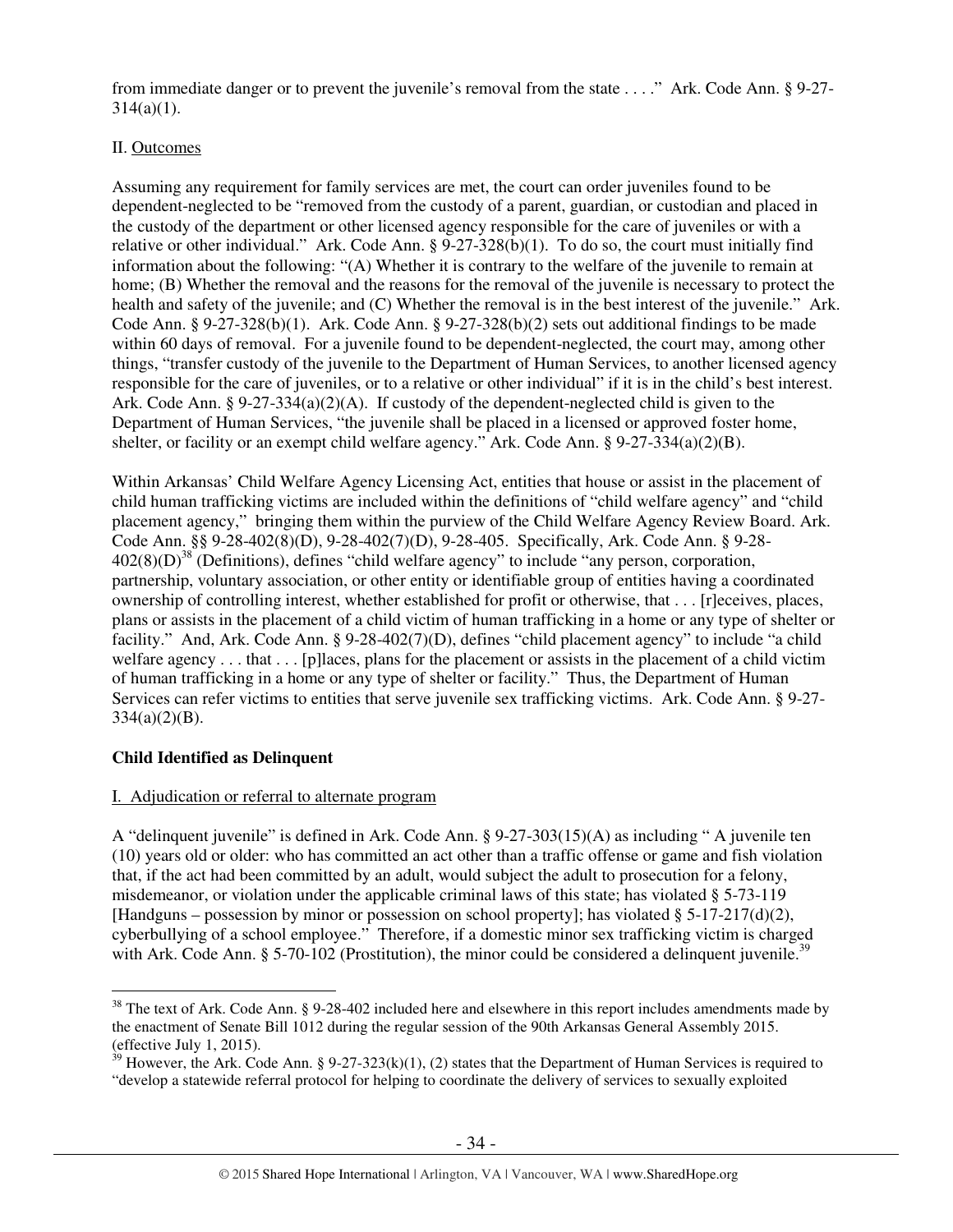from immediate danger or to prevent the juvenile's removal from the state . . . ." Ark. Code Ann. § 9-27-314(a)(1).

II. Outcomes

Assuming any requirement for family services are met, the court can order juveniles found to be dependent-neglected to be "removed from the custody of a parent, guardian, or custodian and placed in the custody of the department or other licensed agency responsible for the care of juveniles or with a relative or other individual." Ark. Code Ann. § 9-27-328(b)(1). To do so, the court must initially find information about the following: "(A) Whether it is contrary to the welfare of the juvenile to remain at home; (B) Whether the removal and the reasons for the removal of the juvenile is necessary to protect the health and safety of the juvenile; and (C) Whether the removal is in the best interest of the juvenile." Ark. Code Ann. § 9-27-328(b)(1). Ark. Code Ann. § 9-27-328(b)(2) sets out additional findings to be made within 60 days of removal. For a juvenile found to be dependent-neglected, the court may, among other things, "transfer custody of the juvenile to the Department of Human Services, to another licensed agency responsible for the care of juveniles, or to a relative or other individual" if it is in the child's best interest. Ark. Code Ann. § 9-27-334(a)(2)(A). If custody of the dependent-neglected child is given to the Department of Human Services, "the juvenile shall be placed in a licensed or approved foster home, shelter, or facility or an exempt child welfare agency." Ark. Code Ann. § 9-27-334(a)(2)(B).

Within Arkansas' Child Welfare Agency Licensing Act, entities that house or assist in the placement of child human trafficking victims are included within the definitions of "child welfare agency" and "child placement agency," bringing them within the purview of the Child Welfare Agency Review Board. Ark. Code Ann. §§ 9-28-402(8)(D), 9-28-402(7)(D), 9-28-405. Specifically, Ark. Code Ann. § 9-28-402(8)(D)[38] (Definitions), defines "child welfare agency" to include "any person, corporation, partnership, voluntary association, or other entity or identifiable group of entities having a coordinated ownership of controlling interest, whether established for profit or otherwise, that . . . [r]eceives, places, plans or assists in the placement of a child victim of human trafficking in a home or any type of shelter or facility." And, Ark. Code Ann. § 9-28-402(7)(D), defines "child placement agency" to include "a child welfare agency . . . that . . . [p]laces, plans for the placement or assists in the placement of a child victim of human trafficking in a home or any type of shelter or facility." Thus, the Department of Human Services can refer victims to entities that serve juvenile sex trafficking victims. Ark. Code Ann. § 9-27-334(a)(2)(B).

**Child Identified as Delinquent**

I. Adjudication or referral to alternate program

A "delinquent juvenile" is defined in Ark. Code Ann. § 9-27-303(15)(A) as including " A juvenile ten (10) years old or older: who has committed an act other than a traffic offense or game and fish violation that, if the act had been committed by an adult, would subject the adult to prosecution for a felony, misdemeanor, or violation under the applicable criminal laws of this state; has violated § 5-73-119 [Handguns – possession by minor or possession on school property]; has violated § 5-17-217(d)(2), cyberbullying of a school employee." Therefore, if a domestic minor sex trafficking victim is charged with Ark. Code Ann. § 5-70-102 (Prostitution), the minor could be considered a delinquent juvenile.[39]

---

[38] The text of Ark. Code Ann. § 9-28-402 included here and elsewhere in this report includes amendments made by the enactment of Senate Bill 1012 during the regular session of the 90th Arkansas General Assembly 2015. (effective July 1, 2015).

[39] However, the Ark. Code Ann. § 9-27-323(k)(1), (2) states that the Department of Human Services is required to "develop a statewide referral protocol for helping to coordinate the delivery of services to sexually exploited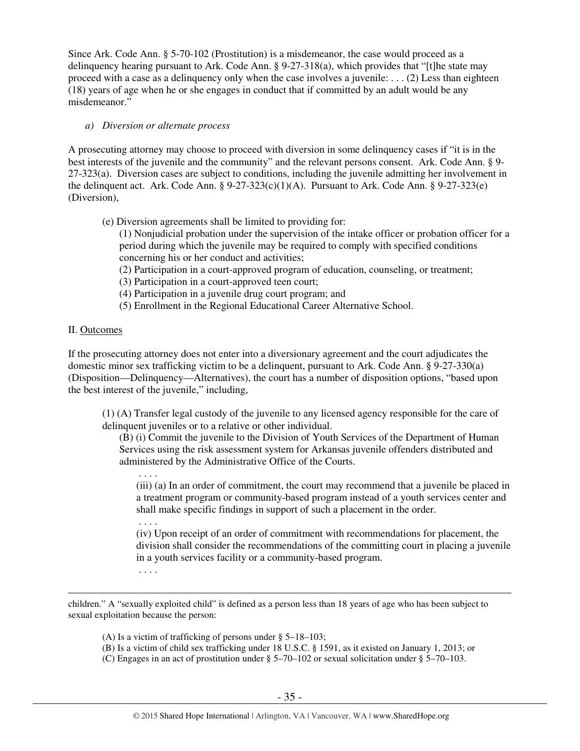Since Ark. Code Ann. § 5-70-102 (Prostitution) is a misdemeanor, the case would proceed as a delinquency hearing pursuant to Ark. Code Ann. § 9-27-318(a), which provides that "[t]he state may proceed with a case as a delinquency only when the case involves a juvenile: . . . (2) Less than eighteen (18) years of age when he or she engages in conduct that if committed by an adult would be any misdemeanor."

*a) Diversion or alternate process*

A prosecuting attorney may choose to proceed with diversion in some delinquency cases if "it is in the best interests of the juvenile and the community" and the relevant persons consent. Ark. Code Ann. § 9-27-323(a). Diversion cases are subject to conditions, including the juvenile admitting her involvement in the delinquent act. Ark. Code Ann. § 9-27-323(c)(1)(A). Pursuant to Ark. Code Ann. § 9-27-323(e) (Diversion),

> (e) Diversion agreements shall be limited to providing for:
>
> (1) Nonjudicial probation under the supervision of the intake officer or probation officer for a period during which the juvenile may be required to comply with specified conditions concerning his or her conduct and activities;
>
> (2) Participation in a court-approved program of education, counseling, or treatment;
>
> (3) Participation in a court-approved teen court;
>
> (4) Participation in a juvenile drug court program; and
>
> (5) Enrollment in the Regional Educational Career Alternative School.

II. Outcomes

If the prosecuting attorney does not enter into a diversionary agreement and the court adjudicates the domestic minor sex trafficking victim to be a delinquent, pursuant to Ark. Code Ann. § 9-27-330(a) (Disposition—Delinquency—Alternatives), the court has a number of disposition options, "based upon the best interest of the juvenile," including,

> (1) (A) Transfer legal custody of the juvenile to any licensed agency responsible for the care of delinquent juveniles or to a relative or other individual.
>
> (B) (i) Commit the juvenile to the Division of Youth Services of the Department of Human Services using the risk assessment system for Arkansas juvenile offenders distributed and administered by the Administrative Office of the Courts.
>
> . . . .
>
> (iii) (a) In an order of commitment, the court may recommend that a juvenile be placed in a treatment program or community-based program instead of a youth services center and shall make specific findings in support of such a placement in the order.
>
> . . . .
>
> (iv) Upon receipt of an order of commitment with recommendations for placement, the division shall consider the recommendations of the committing court in placing a juvenile in a youth services facility or a community-based program.
>
> . . . .

---

children." A "sexually exploited child" is defined as a person less than 18 years of age who has been subject to sexual exploitation because the person:

> (A) Is a victim of trafficking of persons under § 5–18–103;
>
> (B) Is a victim of child sex trafficking under 18 U.S.C. § 1591, as it existed on January 1, 2013; or
>
> (C) Engages in an act of prostitution under § 5–70–102 or sexual solicitation under § 5–70–103.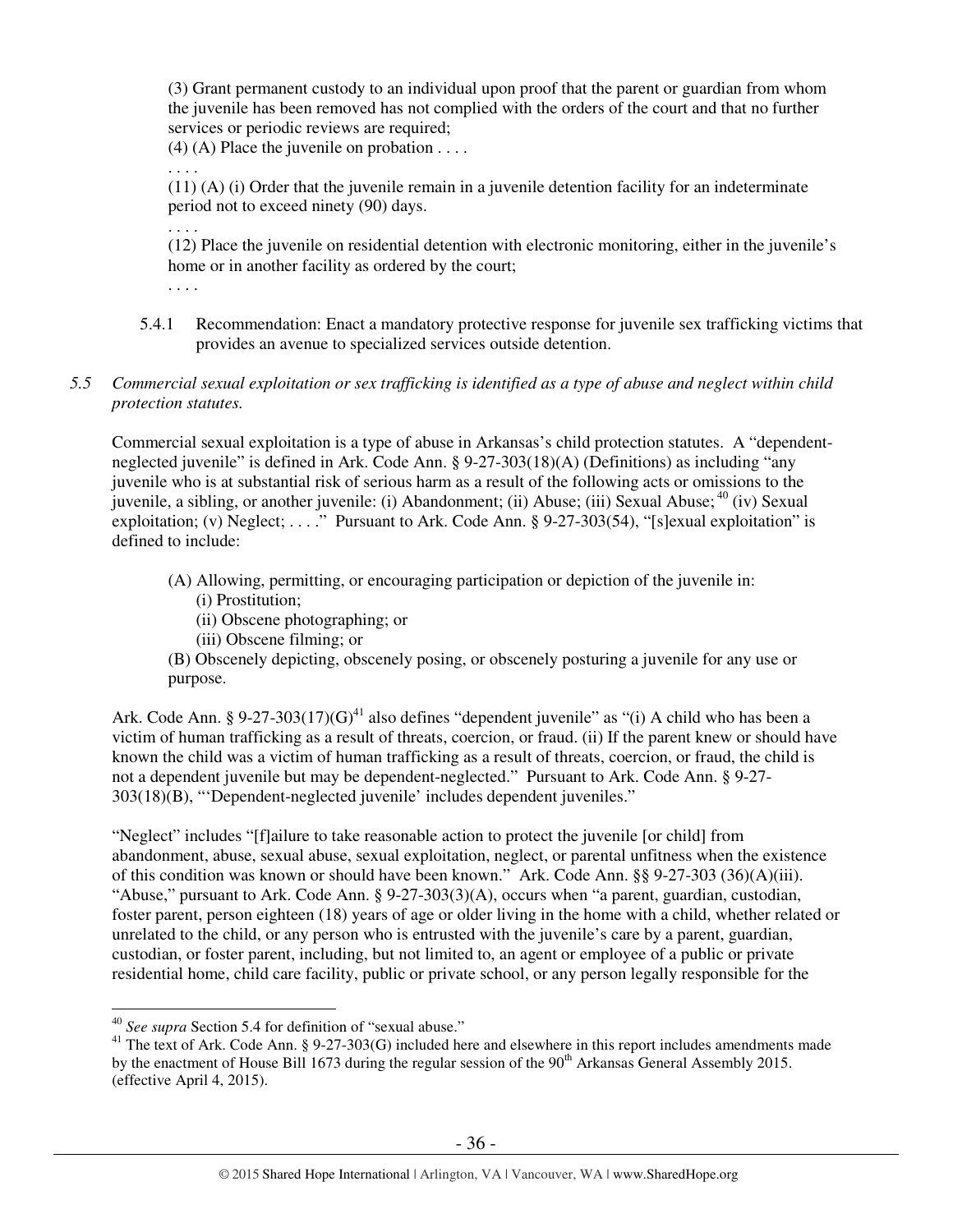(3) Grant permanent custody to an individual upon proof that the parent or guardian from whom the juvenile has been removed has not complied with the orders of the court and that no further services or periodic reviews are required;

(4) (A) Place the juvenile on probation . . . .

. . . .

(11) (A) (i) Order that the juvenile remain in a juvenile detention facility for an indeterminate period not to exceed ninety (90) days.

. . . .

(12) Place the juvenile on residential detention with electronic monitoring, either in the juvenile's home or in another facility as ordered by the court;

. . . .

5.4.1 Recommendation: Enact a mandatory protective response for juvenile sex trafficking victims that provides an avenue to specialized services outside detention.

*5.5 Commercial sexual exploitation or sex trafficking is identified as a type of abuse and neglect within child protection statutes.*

Commercial sexual exploitation is a type of abuse in Arkansas's child protection statutes. A "dependent-neglected juvenile" is defined in Ark. Code Ann. § 9-27-303(18)(A) (Definitions) as including "any juvenile who is at substantial risk of serious harm as a result of the following acts or omissions to the juvenile, a sibling, or another juvenile: (i) Abandonment; (ii) Abuse; (iii) Sexual Abuse;[40] (iv) Sexual exploitation; (v) Neglect; . . . ." Pursuant to Ark. Code Ann. § 9-27-303(54), "[s]exual exploitation" is defined to include:

> (A) Allowing, permitting, or encouraging participation or depiction of the juvenile in:
> (i) Prostitution;
> (ii) Obscene photographing; or
> (iii) Obscene filming; or
>
> (B) Obscenely depicting, obscenely posing, or obscenely posturing a juvenile for any use or purpose.

Ark. Code Ann. § 9-27-303(17)(G)[41] also defines "dependent juvenile" as "(i) A child who has been a victim of human trafficking as a result of threats, coercion, or fraud. (ii) If the parent knew or should have known the child was a victim of human trafficking as a result of threats, coercion, or fraud, the child is not a dependent juvenile but may be dependent-neglected." Pursuant to Ark. Code Ann. § 9-27-303(18)(B), "'Dependent-neglected juvenile' includes dependent juveniles."

"Neglect" includes "[f]ailure to take reasonable action to protect the juvenile [or child] from abandonment, abuse, sexual abuse, sexual exploitation, neglect, or parental unfitness when the existence of this condition was known or should have been known." Ark. Code Ann. §§ 9-27-303 (36)(A)(iii). "Abuse," pursuant to Ark. Code Ann. § 9-27-303(3)(A), occurs when "a parent, guardian, custodian, foster parent, person eighteen (18) years of age or older living in the home with a child, whether related or unrelated to the child, or any person who is entrusted with the juvenile's care by a parent, guardian, custodian, or foster parent, including, but not limited to, an agent or employee of a public or private residential home, child care facility, public or private school, or any person legally responsible for the

---

[40] *See supra* Section 5.4 for definition of "sexual abuse."

[41] The text of Ark. Code Ann. § 9-27-303(G) included here and elsewhere in this report includes amendments made by the enactment of House Bill 1673 during the regular session of the 90th Arkansas General Assembly 2015. (effective April 4, 2015).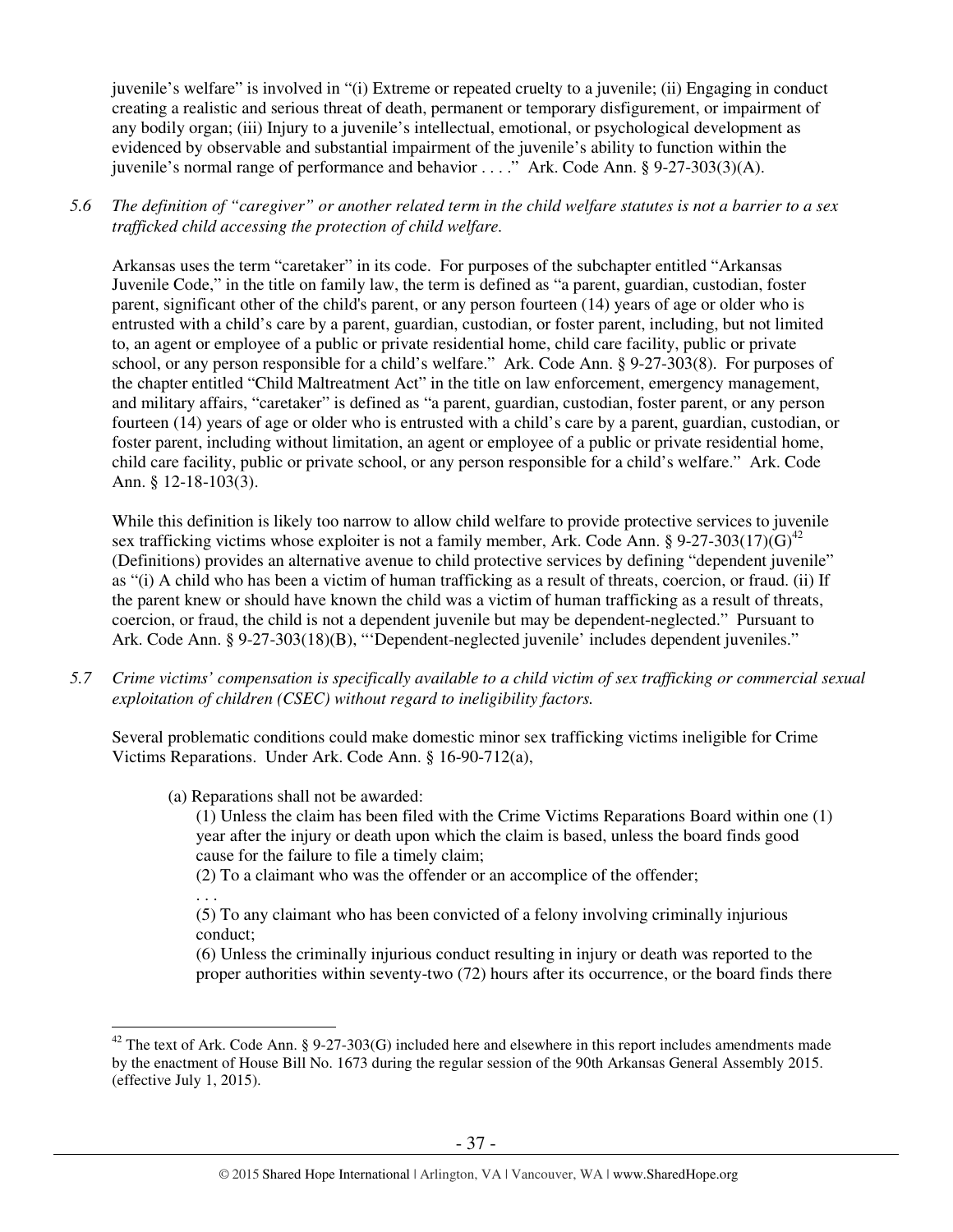juvenile's welfare" is involved in "(i) Extreme or repeated cruelty to a juvenile; (ii) Engaging in conduct creating a realistic and serious threat of death, permanent or temporary disfigurement, or impairment of any bodily organ; (iii) Injury to a juvenile's intellectual, emotional, or psychological development as evidenced by observable and substantial impairment of the juvenile's ability to function within the juvenile's normal range of performance and behavior . . . ." Ark. Code Ann. § 9-27-303(3)(A).

*5.6 The definition of "caregiver" or another related term in the child welfare statutes is not a barrier to a sex trafficked child accessing the protection of child welfare.*

Arkansas uses the term "caretaker" in its code. For purposes of the subchapter entitled "Arkansas Juvenile Code," in the title on family law, the term is defined as "a parent, guardian, custodian, foster parent, significant other of the child's parent, or any person fourteen (14) years of age or older who is entrusted with a child's care by a parent, guardian, custodian, or foster parent, including, but not limited to, an agent or employee of a public or private residential home, child care facility, public or private school, or any person responsible for a child's welfare." Ark. Code Ann. § 9-27-303(8). For purposes of the chapter entitled "Child Maltreatment Act" in the title on law enforcement, emergency management, and military affairs, "caretaker" is defined as "a parent, guardian, custodian, foster parent, or any person fourteen (14) years of age or older who is entrusted with a child's care by a parent, guardian, custodian, or foster parent, including without limitation, an agent or employee of a public or private residential home, child care facility, public or private school, or any person responsible for a child's welfare." Ark. Code Ann. § 12-18-103(3).

While this definition is likely too narrow to allow child welfare to provide protective services to juvenile sex trafficking victims whose exploiter is not a family member, Ark. Code Ann. § 9-27-303(17)(G)[42] (Definitions) provides an alternative avenue to child protective services by defining "dependent juvenile" as "(i) A child who has been a victim of human trafficking as a result of threats, coercion, or fraud. (ii) If the parent knew or should have known the child was a victim of human trafficking as a result of threats, coercion, or fraud, the child is not a dependent juvenile but may be dependent-neglected." Pursuant to Ark. Code Ann. § 9-27-303(18)(B), "'Dependent-neglected juvenile' includes dependent juveniles."

*5.7 Crime victims' compensation is specifically available to a child victim of sex trafficking or commercial sexual exploitation of children (CSEC) without regard to ineligibility factors.*

Several problematic conditions could make domestic minor sex trafficking victims ineligible for Crime Victims Reparations. Under Ark. Code Ann. § 16-90-712(a),

> (a) Reparations shall not be awarded:
>
> (1) Unless the claim has been filed with the Crime Victims Reparations Board within one (1) year after the injury or death upon which the claim is based, unless the board finds good cause for the failure to file a timely claim;
>
> (2) To a claimant who was the offender or an accomplice of the offender;
>
> . . .
>
> (5) To any claimant who has been convicted of a felony involving criminally injurious conduct;
>
> (6) Unless the criminally injurious conduct resulting in injury or death was reported to the proper authorities within seventy-two (72) hours after its occurrence, or the board finds there

[42] The text of Ark. Code Ann. § 9-27-303(G) included here and elsewhere in this report includes amendments made by the enactment of House Bill No. 1673 during the regular session of the 90th Arkansas General Assembly 2015. (effective July 1, 2015).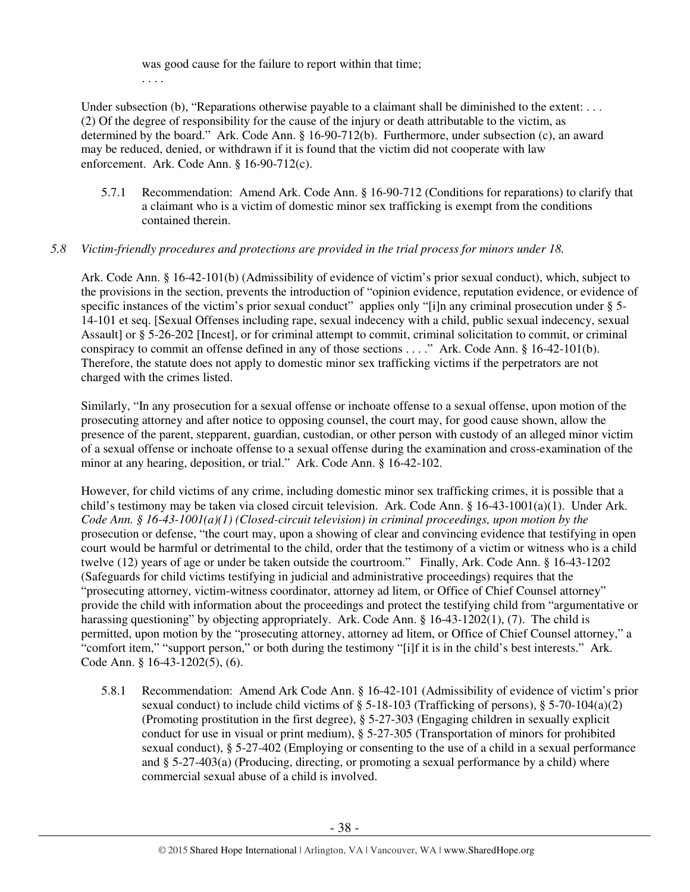was good cause for the failure to report within that time;

. . . .

Under subsection (b), "Reparations otherwise payable to a claimant shall be diminished to the extent: . . . (2) Of the degree of responsibility for the cause of the injury or death attributable to the victim, as determined by the board." Ark. Code Ann. § 16-90-712(b). Furthermore, under subsection (c), an award may be reduced, denied, or withdrawn if it is found that the victim did not cooperate with law enforcement. Ark. Code Ann. § 16-90-712(c).

5.7.1 Recommendation: Amend Ark. Code Ann. § 16-90-712 (Conditions for reparations) to clarify that a claimant who is a victim of domestic minor sex trafficking is exempt from the conditions contained therein.

*5.8 Victim-friendly procedures and protections are provided in the trial process for minors under 18.*

Ark. Code Ann. § 16-42-101(b) (Admissibility of evidence of victim's prior sexual conduct), which, subject to the provisions in the section, prevents the introduction of "opinion evidence, reputation evidence, or evidence of specific instances of the victim's prior sexual conduct" applies only "[i]n any criminal prosecution under § 5-14-101 et seq. [Sexual Offenses including rape, sexual indecency with a child, public sexual indecency, sexual Assault] or § 5-26-202 [Incest], or for criminal attempt to commit, criminal solicitation to commit, or criminal conspiracy to commit an offense defined in any of those sections . . . ." Ark. Code Ann. § 16-42-101(b). Therefore, the statute does not apply to domestic minor sex trafficking victims if the perpetrators are not charged with the crimes listed.

Similarly, "In any prosecution for a sexual offense or inchoate offense to a sexual offense, upon motion of the prosecuting attorney and after notice to opposing counsel, the court may, for good cause shown, allow the presence of the parent, stepparent, guardian, custodian, or other person with custody of an alleged minor victim of a sexual offense or inchoate offense to a sexual offense during the examination and cross-examination of the minor at any hearing, deposition, or trial." Ark. Code Ann. § 16-42-102.

However, for child victims of any crime, including domestic minor sex trafficking crimes, it is possible that a child's testimony may be taken via closed circuit television. Ark. Code Ann. § 16-43-1001(a)(1). Under Ark. *Code Ann. § 16-43-1001(a)(1) (Closed-circuit television) in criminal proceedings, upon motion by the* prosecution or defense, "the court may, upon a showing of clear and convincing evidence that testifying in open court would be harmful or detrimental to the child, order that the testimony of a victim or witness who is a child twelve (12) years of age or under be taken outside the courtroom." Finally, Ark. Code Ann. § 16-43-1202 (Safeguards for child victims testifying in judicial and administrative proceedings) requires that the "prosecuting attorney, victim-witness coordinator, attorney ad litem, or Office of Chief Counsel attorney" provide the child with information about the proceedings and protect the testifying child from "argumentative or harassing questioning" by objecting appropriately. Ark. Code Ann. § 16-43-1202(1), (7). The child is permitted, upon motion by the "prosecuting attorney, attorney ad litem, or Office of Chief Counsel attorney," a "comfort item," "support person," or both during the testimony "[i]f it is in the child's best interests." Ark. Code Ann. § 16-43-1202(5), (6).

5.8.1 Recommendation: Amend Ark Code Ann. § 16-42-101 (Admissibility of evidence of victim's prior sexual conduct) to include child victims of § 5-18-103 (Trafficking of persons), § 5-70-104(a)(2) (Promoting prostitution in the first degree), § 5-27-303 (Engaging children in sexually explicit conduct for use in visual or print medium), § 5-27-305 (Transportation of minors for prohibited sexual conduct), § 5-27-402 (Employing or consenting to the use of a child in a sexual performance and § 5-27-403(a) (Producing, directing, or promoting a sexual performance by a child) where commercial sexual abuse of a child is involved.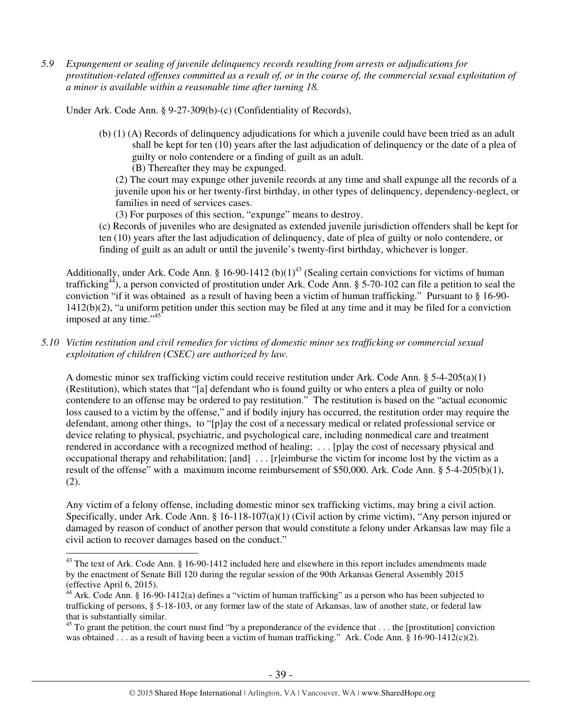*5.9 Expungement or sealing of juvenile delinquency records resulting from arrests or adjudications for prostitution-related offenses committed as a result of, or in the course of, the commercial sexual exploitation of a minor is available within a reasonable time after turning 18.*

Under Ark. Code Ann. § 9-27-309(b)-(c) (Confidentiality of Records),

> (b) (1) (A) Records of delinquency adjudications for which a juvenile could have been tried as an adult shall be kept for ten (10) years after the last adjudication of delinquency or the date of a plea of guilty or nolo contendere or a finding of guilt as an adult.
> (B) Thereafter they may be expunged.
> (2) The court may expunge other juvenile records at any time and shall expunge all the records of a juvenile upon his or her twenty-first birthday, in other types of delinquency, dependency-neglect, or families in need of services cases.
> (3) For purposes of this section, "expunge" means to destroy.
> (c) Records of juveniles who are designated as extended juvenile jurisdiction offenders shall be kept for ten (10) years after the last adjudication of delinquency, date of plea of guilty or nolo contendere, or finding of guilt as an adult or until the juvenile's twenty-first birthday, whichever is longer.

Additionally, under Ark. Code Ann. § 16-90-1412 (b)(1)[43] (Sealing certain convictions for victims of human trafficking[44]), a person convicted of prostitution under Ark. Code Ann. § 5-70-102 can file a petition to seal the conviction "if it was obtained as a result of having been a victim of human trafficking." Pursuant to § 16-90-1412(b)(2), "a uniform petition under this section may be filed at any time and it may be filed for a conviction imposed at any time."[45]

*5.10 Victim restitution and civil remedies for victims of domestic minor sex trafficking or commercial sexual exploitation of children (CSEC) are authorized by law.*

A domestic minor sex trafficking victim could receive restitution under Ark. Code Ann. § 5-4-205(a)(1) (Restitution), which states that "[a] defendant who is found guilty or who enters a plea of guilty or nolo contendere to an offense may be ordered to pay restitution." The restitution is based on the "actual economic loss caused to a victim by the offense," and if bodily injury has occurred, the restitution order may require the defendant, among other things, to "[p]ay the cost of a necessary medical or related professional service or device relating to physical, psychiatric, and psychological care, including nonmedical care and treatment rendered in accordance with a recognized method of healing; . . . [p]ay the cost of necessary physical and occupational therapy and rehabilitation; [and] . . . [r]eimburse the victim for income lost by the victim as a result of the offense" with a maximum income reimbursement of $50,000. Ark. Code Ann. § 5-4-205(b)(1), (2).

Any victim of a felony offense, including domestic minor sex trafficking victims, may bring a civil action. Specifically, under Ark. Code Ann. § 16-118-107(a)(1) (Civil action by crime victim), "Any person injured or damaged by reason of conduct of another person that would constitute a felony under Arkansas law may file a civil action to recover damages based on the conduct."

---

[43] The text of Ark. Code Ann. § 16-90-1412 included here and elsewhere in this report includes amendments made by the enactment of Senate Bill 120 during the regular session of the 90th Arkansas General Assembly 2015 (effective April 6, 2015).

[44] Ark. Code Ann. § 16-90-1412(a) defines a "victim of human trafficking" as a person who has been subjected to trafficking of persons, § 5-18-103, or any former law of the state of Arkansas, law of another state, or federal law that is substantially similar.

[45] To grant the petition, the court must find "by a preponderance of the evidence that . . . the [prostitution] conviction was obtained . . . as a result of having been a victim of human trafficking." Ark. Code Ann. § 16-90-1412(c)(2).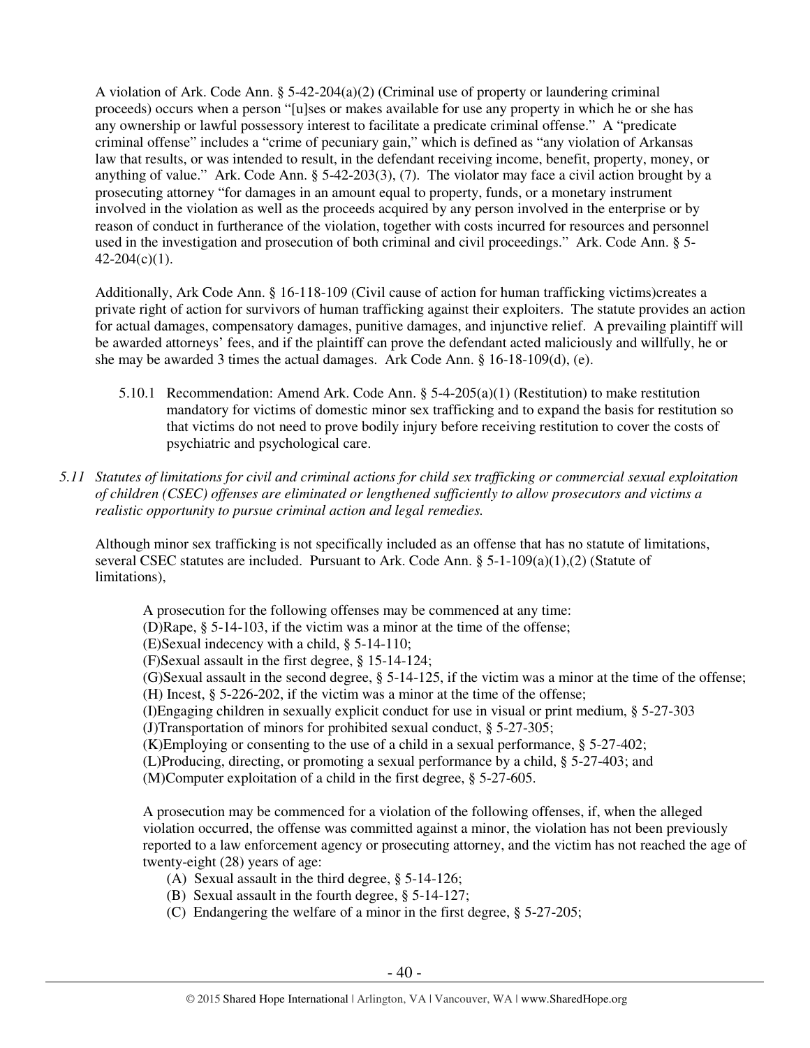A violation of Ark. Code Ann. § 5-42-204(a)(2) (Criminal use of property or laundering criminal proceeds) occurs when a person "[u]ses or makes available for use any property in which he or she has any ownership or lawful possessory interest to facilitate a predicate criminal offense." A "predicate criminal offense" includes a "crime of pecuniary gain," which is defined as "any violation of Arkansas law that results, or was intended to result, in the defendant receiving income, benefit, property, money, or anything of value." Ark. Code Ann. § 5-42-203(3), (7). The violator may face a civil action brought by a prosecuting attorney "for damages in an amount equal to property, funds, or a monetary instrument involved in the violation as well as the proceeds acquired by any person involved in the enterprise or by reason of conduct in furtherance of the violation, together with costs incurred for resources and personnel used in the investigation and prosecution of both criminal and civil proceedings." Ark. Code Ann. § 5-42-204(c)(1).

Additionally, Ark Code Ann. § 16-118-109 (Civil cause of action for human trafficking victims)creates a private right of action for survivors of human trafficking against their exploiters. The statute provides an action for actual damages, compensatory damages, punitive damages, and injunctive relief. A prevailing plaintiff will be awarded attorneys' fees, and if the plaintiff can prove the defendant acted maliciously and willfully, he or she may be awarded 3 times the actual damages. Ark Code Ann. § 16-18-109(d), (e).

5.10.1 Recommendation: Amend Ark. Code Ann. § 5-4-205(a)(1) (Restitution) to make restitution mandatory for victims of domestic minor sex trafficking and to expand the basis for restitution so that victims do not need to prove bodily injury before receiving restitution to cover the costs of psychiatric and psychological care.

*5.11 Statutes of limitations for civil and criminal actions for child sex trafficking or commercial sexual exploitation of children (CSEC) offenses are eliminated or lengthened sufficiently to allow prosecutors and victims a realistic opportunity to pursue criminal action and legal remedies.*

Although minor sex trafficking is not specifically included as an offense that has no statute of limitations, several CSEC statutes are included. Pursuant to Ark. Code Ann. § 5-1-109(a)(1),(2) (Statute of limitations),

> A prosecution for the following offenses may be commenced at any time:
> (D)Rape, § 5-14-103, if the victim was a minor at the time of the offense;
> (E)Sexual indecency with a child, § 5-14-110;
> (F)Sexual assault in the first degree, § 15-14-124;
> (G)Sexual assault in the second degree, § 5-14-125, if the victim was a minor at the time of the offense;
> (H) Incest, § 5-226-202, if the victim was a minor at the time of the offense;
> (I)Engaging children in sexually explicit conduct for use in visual or print medium, § 5-27-303
> (J)Transportation of minors for prohibited sexual conduct, § 5-27-305;
> (K)Employing or consenting to the use of a child in a sexual performance, § 5-27-402;
> (L)Producing, directing, or promoting a sexual performance by a child, § 5-27-403; and
> (M)Computer exploitation of a child in the first degree, § 5-27-605.
>
> A prosecution may be commenced for a violation of the following offenses, if, when the alleged violation occurred, the offense was committed against a minor, the violation has not been previously reported to a law enforcement agency or prosecuting attorney, and the victim has not reached the age of twenty-eight (28) years of age:
> (A) Sexual assault in the third degree, § 5-14-126;
> (B) Sexual assault in the fourth degree, § 5-14-127;
> (C) Endangering the welfare of a minor in the first degree, § 5-27-205;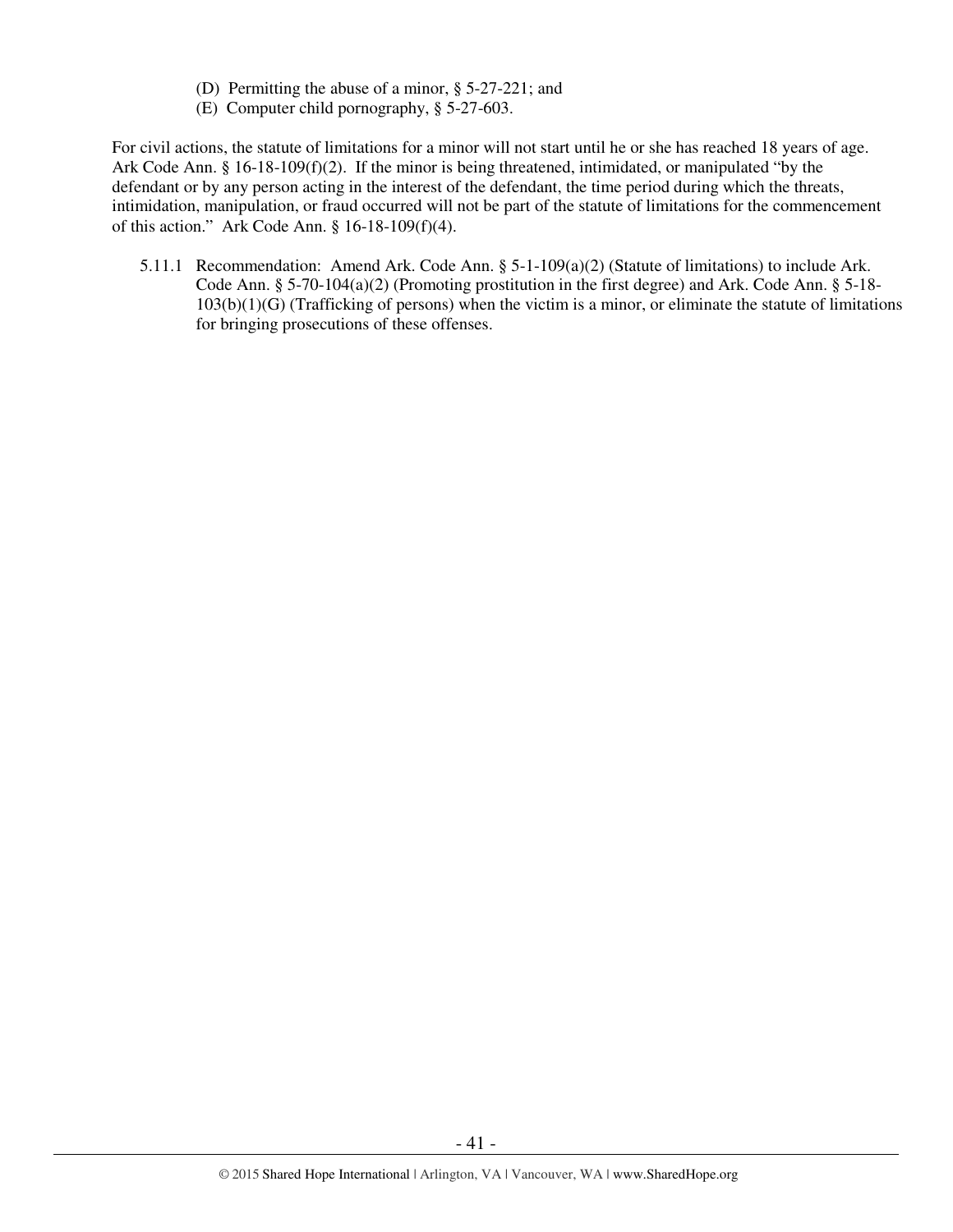(D) Permitting the abuse of a minor, § 5-27-221; and
(E) Computer child pornography, § 5-27-603.

For civil actions, the statute of limitations for a minor will not start until he or she has reached 18 years of age. Ark Code Ann. § 16-18-109(f)(2). If the minor is being threatened, intimidated, or manipulated "by the defendant or by any person acting in the interest of the defendant, the time period during which the threats, intimidation, manipulation, or fraud occurred will not be part of the statute of limitations for the commencement of this action." Ark Code Ann. § 16-18-109(f)(4).

5.11.1 Recommendation: Amend Ark. Code Ann. § 5-1-109(a)(2) (Statute of limitations) to include Ark. Code Ann. § 5-70-104(a)(2) (Promoting prostitution in the first degree) and Ark. Code Ann. § 5-18-103(b)(1)(G) (Trafficking of persons) when the victim is a minor, or eliminate the statute of limitations for bringing prosecutions of these offenses.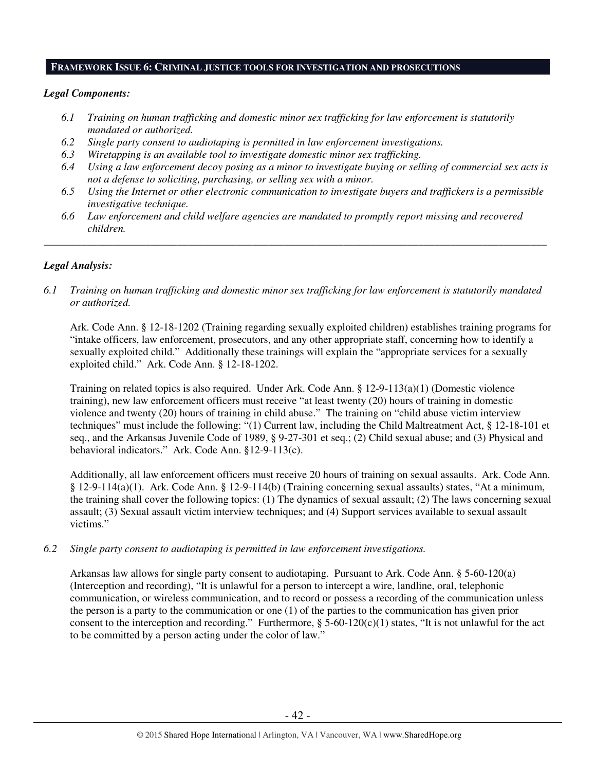## FRAMEWORK ISSUE 6: CRIMINAL JUSTICE TOOLS FOR INVESTIGATION AND PROSECUTIONS

### *Legal Components:*

*6.1 Training on human trafficking and domestic minor sex trafficking for law enforcement is statutorily mandated or authorized.*

*6.2 Single party consent to audiotaping is permitted in law enforcement investigations.*

*6.3 Wiretapping is an available tool to investigate domestic minor sex trafficking.*

*6.4 Using a law enforcement decoy posing as a minor to investigate buying or selling of commercial sex acts is not a defense to soliciting, purchasing, or selling sex with a minor.*

*6.5 Using the Internet or other electronic communication to investigate buyers and traffickers is a permissible investigative technique.*

*6.6 Law enforcement and child welfare agencies are mandated to promptly report missing and recovered children.*

---

### *Legal Analysis:*

*6.1 Training on human trafficking and domestic minor sex trafficking for law enforcement is statutorily mandated or authorized.*

Ark. Code Ann. § 12-18-1202 (Training regarding sexually exploited children) establishes training programs for "intake officers, law enforcement, prosecutors, and any other appropriate staff, concerning how to identify a sexually exploited child." Additionally these trainings will explain the "appropriate services for a sexually exploited child." Ark. Code Ann. § 12-18-1202.

Training on related topics is also required. Under Ark. Code Ann. § 12-9-113(a)(1) (Domestic violence training), new law enforcement officers must receive "at least twenty (20) hours of training in domestic violence and twenty (20) hours of training in child abuse." The training on "child abuse victim interview techniques" must include the following: "(1) Current law, including the Child Maltreatment Act, § 12-18-101 et seq., and the Arkansas Juvenile Code of 1989, § 9-27-301 et seq.; (2) Child sexual abuse; and (3) Physical and behavioral indicators." Ark. Code Ann. §12-9-113(c).

Additionally, all law enforcement officers must receive 20 hours of training on sexual assaults. Ark. Code Ann. § 12-9-114(a)(1). Ark. Code Ann. § 12-9-114(b) (Training concerning sexual assaults) states, "At a minimum, the training shall cover the following topics: (1) The dynamics of sexual assault; (2) The laws concerning sexual assault; (3) Sexual assault victim interview techniques; and (4) Support services available to sexual assault victims."

*6.2 Single party consent to audiotaping is permitted in law enforcement investigations.*

Arkansas law allows for single party consent to audiotaping. Pursuant to Ark. Code Ann. § 5-60-120(a) (Interception and recording), "It is unlawful for a person to intercept a wire, landline, oral, telephonic communication, or wireless communication, and to record or possess a recording of the communication unless the person is a party to the communication or one (1) of the parties to the communication has given prior consent to the interception and recording." Furthermore, § 5-60-120(c)(1) states, "It is not unlawful for the act to be committed by a person acting under the color of law."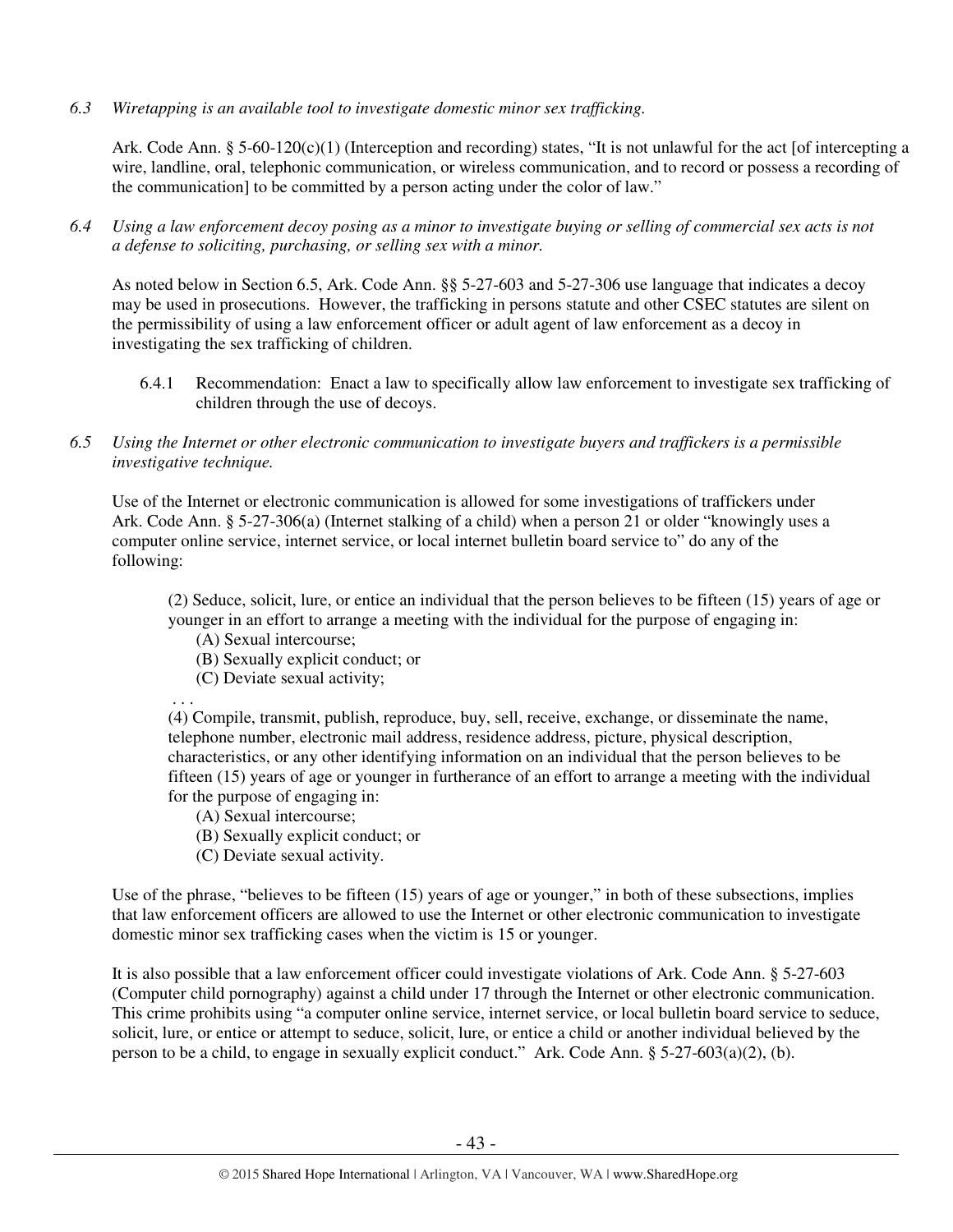*6.3 Wiretapping is an available tool to investigate domestic minor sex trafficking.*

Ark. Code Ann. § 5-60-120(c)(1) (Interception and recording) states, "It is not unlawful for the act [of intercepting a wire, landline, oral, telephonic communication, or wireless communication, and to record or possess a recording of the communication] to be committed by a person acting under the color of law."

*6.4 Using a law enforcement decoy posing as a minor to investigate buying or selling of commercial sex acts is not a defense to soliciting, purchasing, or selling sex with a minor.*

As noted below in Section 6.5, Ark. Code Ann. §§ 5-27-603 and 5-27-306 use language that indicates a decoy may be used in prosecutions. However, the trafficking in persons statute and other CSEC statutes are silent on the permissibility of using a law enforcement officer or adult agent of law enforcement as a decoy in investigating the sex trafficking of children.

6.4.1 Recommendation: Enact a law to specifically allow law enforcement to investigate sex trafficking of children through the use of decoys.

*6.5 Using the Internet or other electronic communication to investigate buyers and traffickers is a permissible investigative technique.*

Use of the Internet or electronic communication is allowed for some investigations of traffickers under Ark. Code Ann. § 5-27-306(a) (Internet stalking of a child) when a person 21 or older "knowingly uses a computer online service, internet service, or local internet bulletin board service to" do any of the following:

> (2) Seduce, solicit, lure, or entice an individual that the person believes to be fifteen (15) years of age or younger in an effort to arrange a meeting with the individual for the purpose of engaging in:
> (A) Sexual intercourse;
> (B) Sexually explicit conduct; or
> (C) Deviate sexual activity;
> . . .
> (4) Compile, transmit, publish, reproduce, buy, sell, receive, exchange, or disseminate the name, telephone number, electronic mail address, residence address, picture, physical description, characteristics, or any other identifying information on an individual that the person believes to be fifteen (15) years of age or younger in furtherance of an effort to arrange a meeting with the individual for the purpose of engaging in:
> (A) Sexual intercourse;
> (B) Sexually explicit conduct; or
> (C) Deviate sexual activity.

Use of the phrase, "believes to be fifteen (15) years of age or younger," in both of these subsections, implies that law enforcement officers are allowed to use the Internet or other electronic communication to investigate domestic minor sex trafficking cases when the victim is 15 or younger.

It is also possible that a law enforcement officer could investigate violations of Ark. Code Ann. § 5-27-603 (Computer child pornography) against a child under 17 through the Internet or other electronic communication. This crime prohibits using "a computer online service, internet service, or local bulletin board service to seduce, solicit, lure, or entice or attempt to seduce, solicit, lure, or entice a child or another individual believed by the person to be a child, to engage in sexually explicit conduct." Ark. Code Ann. § 5-27-603(a)(2), (b).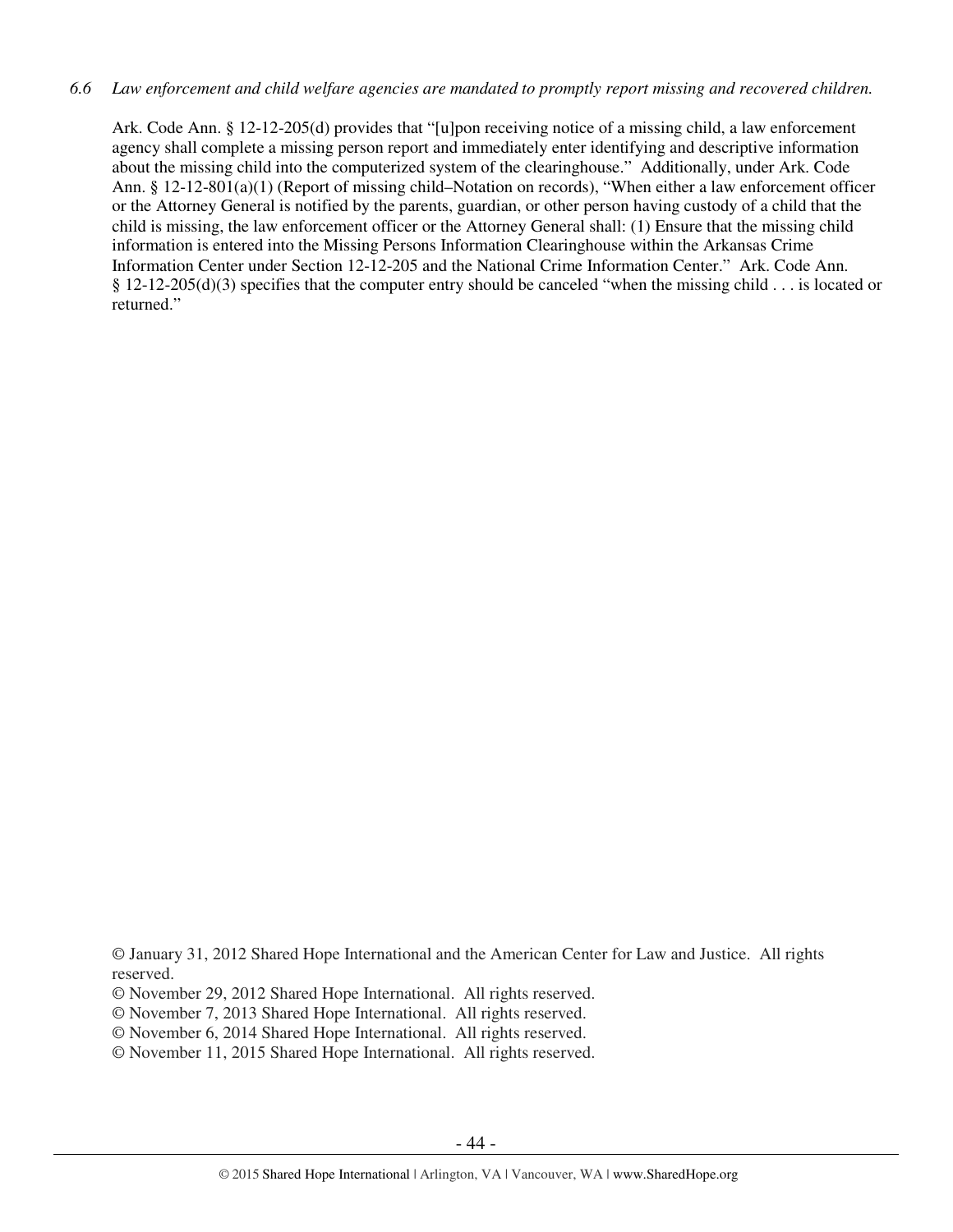*6.6 Law enforcement and child welfare agencies are mandated to promptly report missing and recovered children.*

Ark. Code Ann. § 12-12-205(d) provides that "[u]pon receiving notice of a missing child, a law enforcement agency shall complete a missing person report and immediately enter identifying and descriptive information about the missing child into the computerized system of the clearinghouse." Additionally, under Ark. Code Ann. § 12-12-801(a)(1) (Report of missing child–Notation on records), "When either a law enforcement officer or the Attorney General is notified by the parents, guardian, or other person having custody of a child that the child is missing, the law enforcement officer or the Attorney General shall: (1) Ensure that the missing child information is entered into the Missing Persons Information Clearinghouse within the Arkansas Crime Information Center under Section 12-12-205 and the National Crime Information Center." Ark. Code Ann. § 12-12-205(d)(3) specifies that the computer entry should be canceled "when the missing child . . . is located or returned."

© January 31, 2012 Shared Hope International and the American Center for Law and Justice. All rights reserved.
© November 29, 2012 Shared Hope International. All rights reserved.
© November 7, 2013 Shared Hope International. All rights reserved.
© November 6, 2014 Shared Hope International. All rights reserved.
© November 11, 2015 Shared Hope International. All rights reserved.